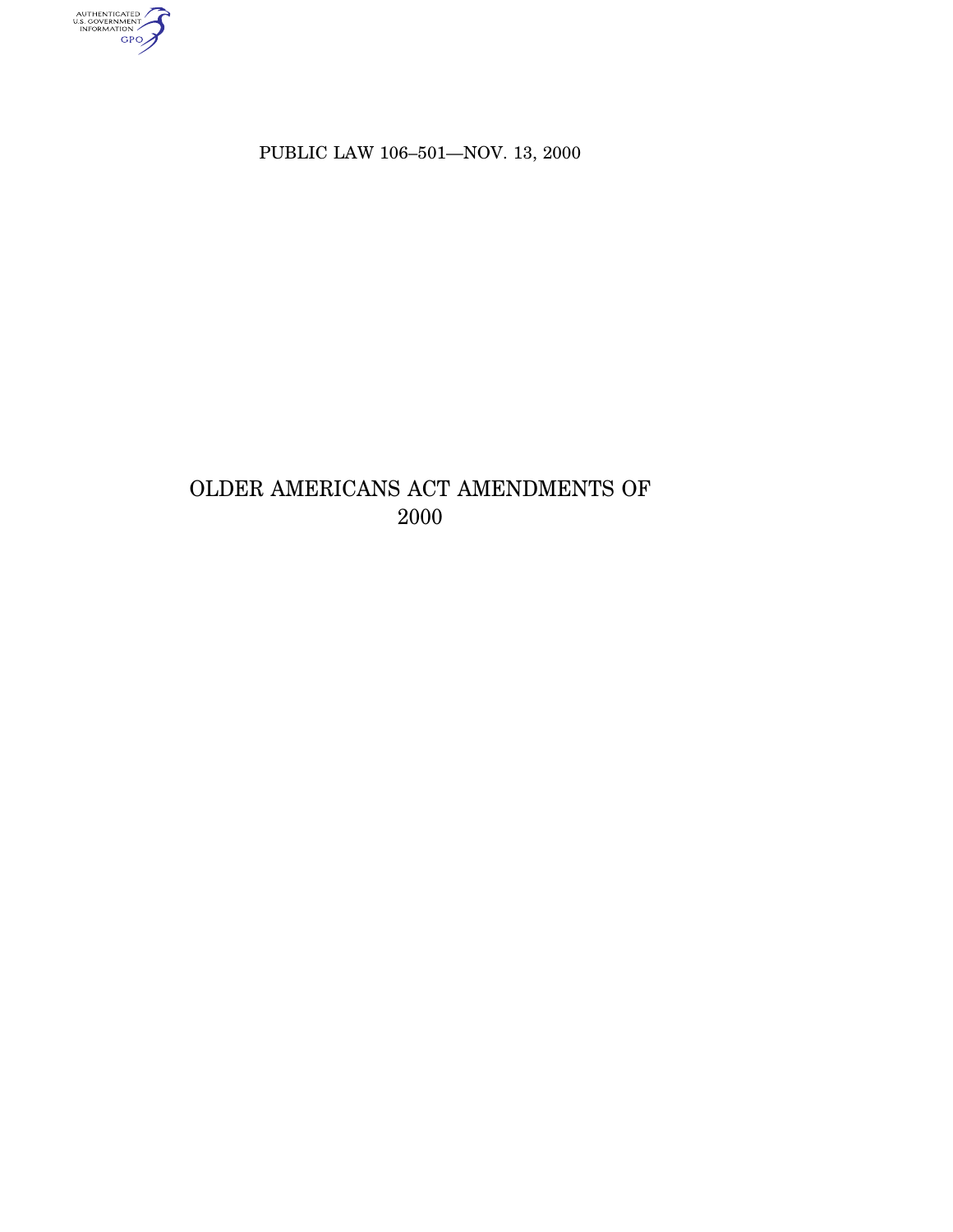PUBLIC LAW 106–501—NOV. 13, 2000

# OLDER AMERICANS ACT AMENDMENTS OF 2000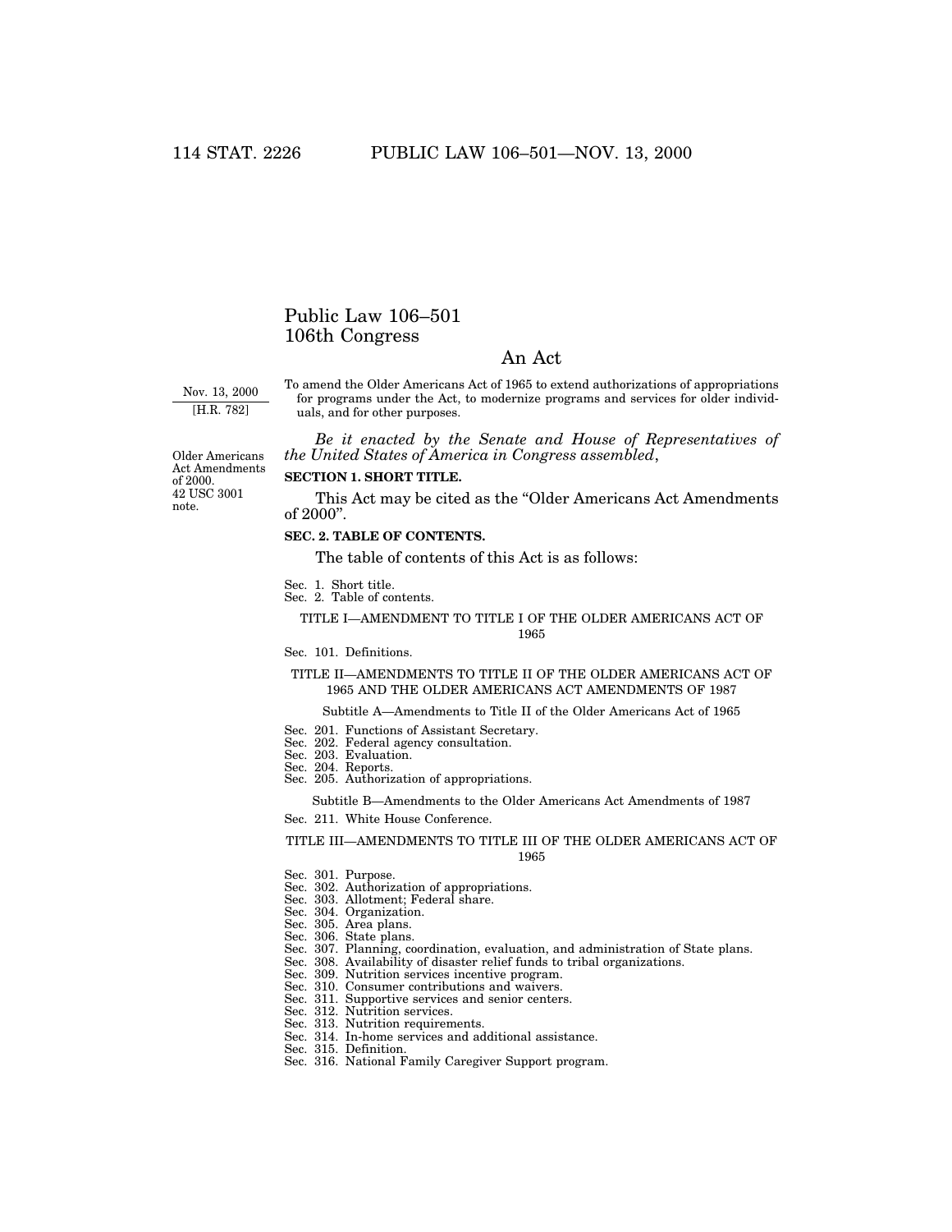# Public Law 106–501
# 106th Congress

## An Act

Nov. 13, 2000
[H.R. 782]

To amend the Older Americans Act of 1965 to extend authorizations of appropriations for programs under the Act, to modernize programs and services for older individuals, and for other purposes.

*Be it enacted by the Senate and House of Representatives of the United States of America in Congress assembled*,

Older Americans Act Amendments of 2000.
42 USC 3001 note.

**SECTION 1. SHORT TITLE.**

This Act may be cited as the "Older Americans Act Amendments of 2000".

**SEC. 2. TABLE OF CONTENTS.**

The table of contents of this Act is as follows:

Sec. 1. Short title.
Sec. 2. Table of contents.

TITLE I—AMENDMENT TO TITLE I OF THE OLDER AMERICANS ACT OF 1965

Sec. 101. Definitions.

TITLE II—AMENDMENTS TO TITLE II OF THE OLDER AMERICANS ACT OF 1965 AND THE OLDER AMERICANS ACT AMENDMENTS OF 1987

Subtitle A—Amendments to Title II of the Older Americans Act of 1965

Sec. 201. Functions of Assistant Secretary.
Sec. 202. Federal agency consultation.
Sec. 203. Evaluation.
Sec. 204. Reports.
Sec. 205. Authorization of appropriations.

Subtitle B—Amendments to the Older Americans Act Amendments of 1987

Sec. 211. White House Conference.

TITLE III—AMENDMENTS TO TITLE III OF THE OLDER AMERICANS ACT OF 1965

Sec. 301. Purpose.
Sec. 302. Authorization of appropriations.
Sec. 303. Allotment; Federal share.
Sec. 304. Organization.
Sec. 305. Area plans.
Sec. 306. State plans.
Sec. 307. Planning, coordination, evaluation, and administration of State plans.
Sec. 308. Availability of disaster relief funds to tribal organizations.
Sec. 309. Nutrition services incentive program.
Sec. 310. Consumer contributions and waivers.
Sec. 311. Supportive services and senior centers.
Sec. 312. Nutrition services.
Sec. 313. Nutrition requirements.
Sec. 314. In-home services and additional assistance.
Sec. 315. Definition.
Sec. 316. National Family Caregiver Support program.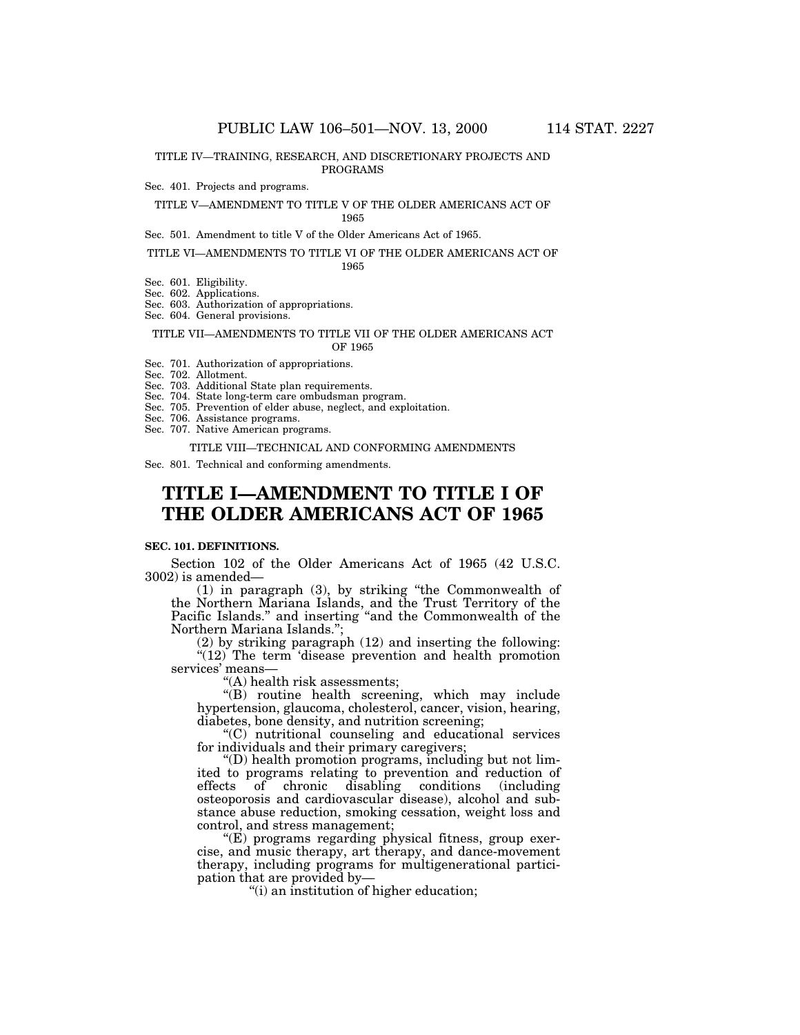TITLE IV—TRAINING, RESEARCH, AND DISCRETIONARY PROJECTS AND PROGRAMS

Sec. 401. Projects and programs.

TITLE V—AMENDMENT TO TITLE V OF THE OLDER AMERICANS ACT OF 1965

Sec. 501. Amendment to title V of the Older Americans Act of 1965.

TITLE VI—AMENDMENTS TO TITLE VI OF THE OLDER AMERICANS ACT OF 1965

Sec. 601. Eligibility.
Sec. 602. Applications.
Sec. 603. Authorization of appropriations.
Sec. 604. General provisions.

TITLE VII—AMENDMENTS TO TITLE VII OF THE OLDER AMERICANS ACT OF 1965

Sec. 701. Authorization of appropriations.
Sec. 702. Allotment.
Sec. 703. Additional State plan requirements.
Sec. 704. State long-term care ombudsman program.
Sec. 705. Prevention of elder abuse, neglect, and exploitation.
Sec. 706. Assistance programs.
Sec. 707. Native American programs.

TITLE VIII—TECHNICAL AND CONFORMING AMENDMENTS

Sec. 801. Technical and conforming amendments.

# TITLE I—AMENDMENT TO TITLE I OF THE OLDER AMERICANS ACT OF 1965

**SEC. 101. DEFINITIONS.**

Section 102 of the Older Americans Act of 1965 (42 U.S.C. 3002) is amended—

(1) in paragraph (3), by striking "the Commonwealth of the Northern Mariana Islands, and the Trust Territory of the Pacific Islands." and inserting "and the Commonwealth of the Northern Mariana Islands.";

(2) by striking paragraph (12) and inserting the following:

"(12) The term 'disease prevention and health promotion services' means—

"(A) health risk assessments;

"(B) routine health screening, which may include hypertension, glaucoma, cholesterol, cancer, vision, hearing, diabetes, bone density, and nutrition screening;

"(C) nutritional counseling and educational services for individuals and their primary caregivers;

"(D) health promotion programs, including but not limited to programs relating to prevention and reduction of effects of chronic disabling conditions (including osteoporosis and cardiovascular disease), alcohol and substance abuse reduction, smoking cessation, weight loss and control, and stress management;

"(E) programs regarding physical fitness, group exercise, and music therapy, art therapy, and dance-movement therapy, including programs for multigenerational participation that are provided by—

"(i) an institution of higher education;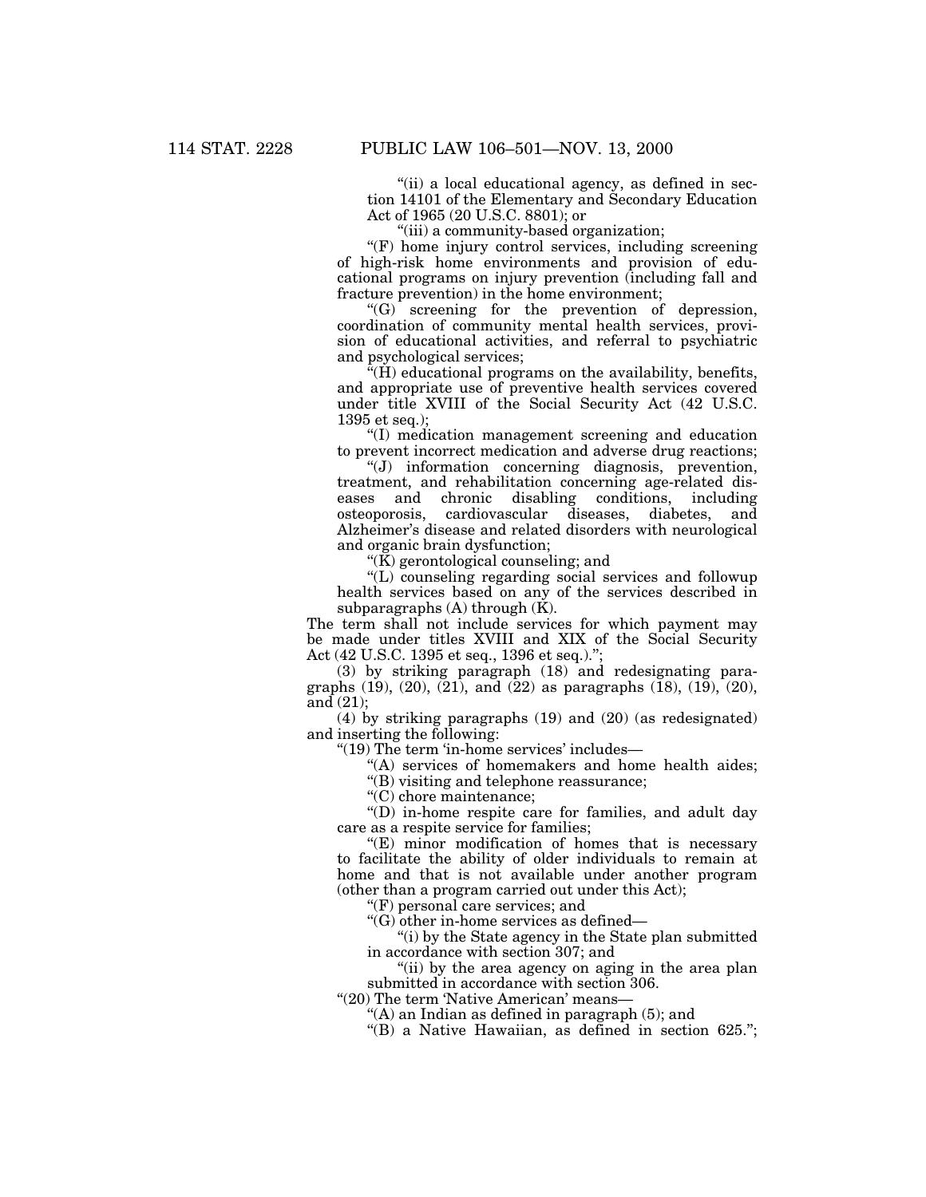"(ii) a local educational agency, as defined in section 14101 of the Elementary and Secondary Education Act of 1965 (20 U.S.C. 8801); or

"(iii) a community-based organization;

"(F) home injury control services, including screening of high-risk home environments and provision of educational programs on injury prevention (including fall and fracture prevention) in the home environment;

"(G) screening for the prevention of depression, coordination of community mental health services, provision of educational activities, and referral to psychiatric and psychological services;

"(H) educational programs on the availability, benefits, and appropriate use of preventive health services covered under title XVIII of the Social Security Act (42 U.S.C. 1395 et seq.);

"(I) medication management screening and education to prevent incorrect medication and adverse drug reactions;

"(J) information concerning diagnosis, prevention, treatment, and rehabilitation concerning age-related diseases and chronic disabling conditions, including osteoporosis, cardiovascular diseases, diabetes, and Alzheimer's disease and related disorders with neurological and organic brain dysfunction;

"(K) gerontological counseling; and

"(L) counseling regarding social services and followup health services based on any of the services described in subparagraphs (A) through (K).

The term shall not include services for which payment may be made under titles XVIII and XIX of the Social Security Act (42 U.S.C. 1395 et seq., 1396 et seq.).";

(3) by striking paragraph (18) and redesignating paragraphs (19), (20), (21), and (22) as paragraphs (18), (19), (20), and (21);

(4) by striking paragraphs (19) and (20) (as redesignated) and inserting the following:

"(19) The term 'in-home services' includes—

"(A) services of homemakers and home health aides;

"(B) visiting and telephone reassurance;

"(C) chore maintenance;

"(D) in-home respite care for families, and adult day care as a respite service for families;

"(E) minor modification of homes that is necessary to facilitate the ability of older individuals to remain at home and that is not available under another program (other than a program carried out under this Act);

"(F) personal care services; and

"(G) other in-home services as defined—

"(i) by the State agency in the State plan submitted in accordance with section 307; and

"(ii) by the area agency on aging in the area plan submitted in accordance with section 306.

"(20) The term 'Native American' means—

"(A) an Indian as defined in paragraph (5); and

"(B) a Native Hawaiian, as defined in section 625.";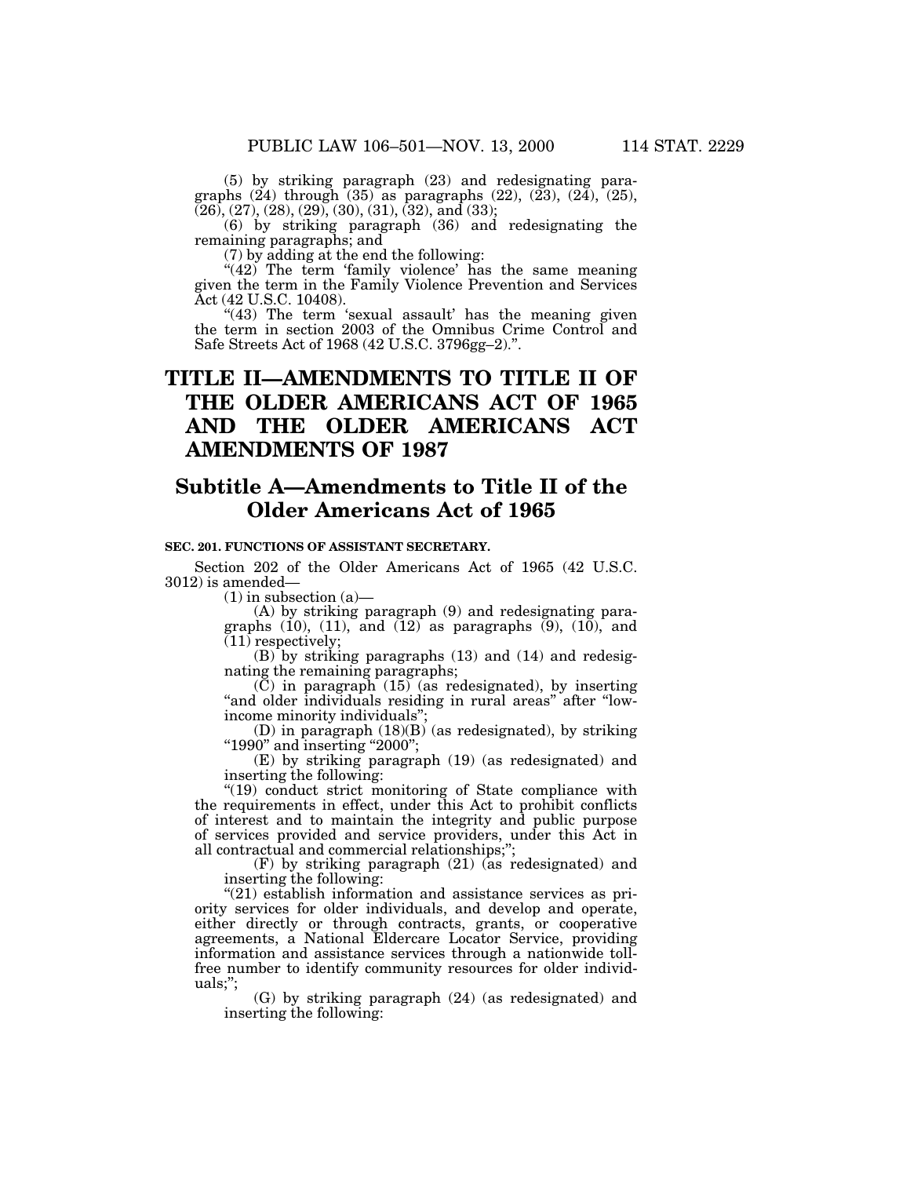(5) by striking paragraph (23) and redesignating paragraphs (24) through (35) as paragraphs (22), (23), (24), (25), (26), (27), (28), (29), (30), (31), (32), and (33);

(6) by striking paragraph (36) and redesignating the remaining paragraphs; and

(7) by adding at the end the following:

"(42) The term 'family violence' has the same meaning given the term in the Family Violence Prevention and Services Act (42 U.S.C. 10408).

"(43) The term 'sexual assault' has the meaning given the term in section 2003 of the Omnibus Crime Control and Safe Streets Act of 1968 (42 U.S.C. 3796gg–2).".

# TITLE II—AMENDMENTS TO TITLE II OF THE OLDER AMERICANS ACT OF 1965 AND THE OLDER AMERICANS ACT AMENDMENTS OF 1987

## Subtitle A—Amendments to Title II of the Older Americans Act of 1965

### SEC. 201. FUNCTIONS OF ASSISTANT SECRETARY.

Section 202 of the Older Americans Act of 1965 (42 U.S.C. 3012) is amended—

(1) in subsection (a)—

(A) by striking paragraph (9) and redesignating paragraphs (10), (11), and (12) as paragraphs (9), (10), and (11) respectively;

(B) by striking paragraphs (13) and (14) and redesignating the remaining paragraphs;

(C) in paragraph (15) (as redesignated), by inserting "and older individuals residing in rural areas" after "low-income minority individuals";

(D) in paragraph (18)(B) (as redesignated), by striking "1990" and inserting "2000";

(E) by striking paragraph (19) (as redesignated) and inserting the following:

"(19) conduct strict monitoring of State compliance with the requirements in effect, under this Act to prohibit conflicts of interest and to maintain the integrity and public purpose of services provided and service providers, under this Act in all contractual and commercial relationships;";

(F) by striking paragraph (21) (as redesignated) and inserting the following:

"(21) establish information and assistance services as priority services for older individuals, and develop and operate, either directly or through contracts, grants, or cooperative agreements, a National Eldercare Locator Service, providing information and assistance services through a nationwide toll-free number to identify community resources for older individuals;";

(G) by striking paragraph (24) (as redesignated) and inserting the following: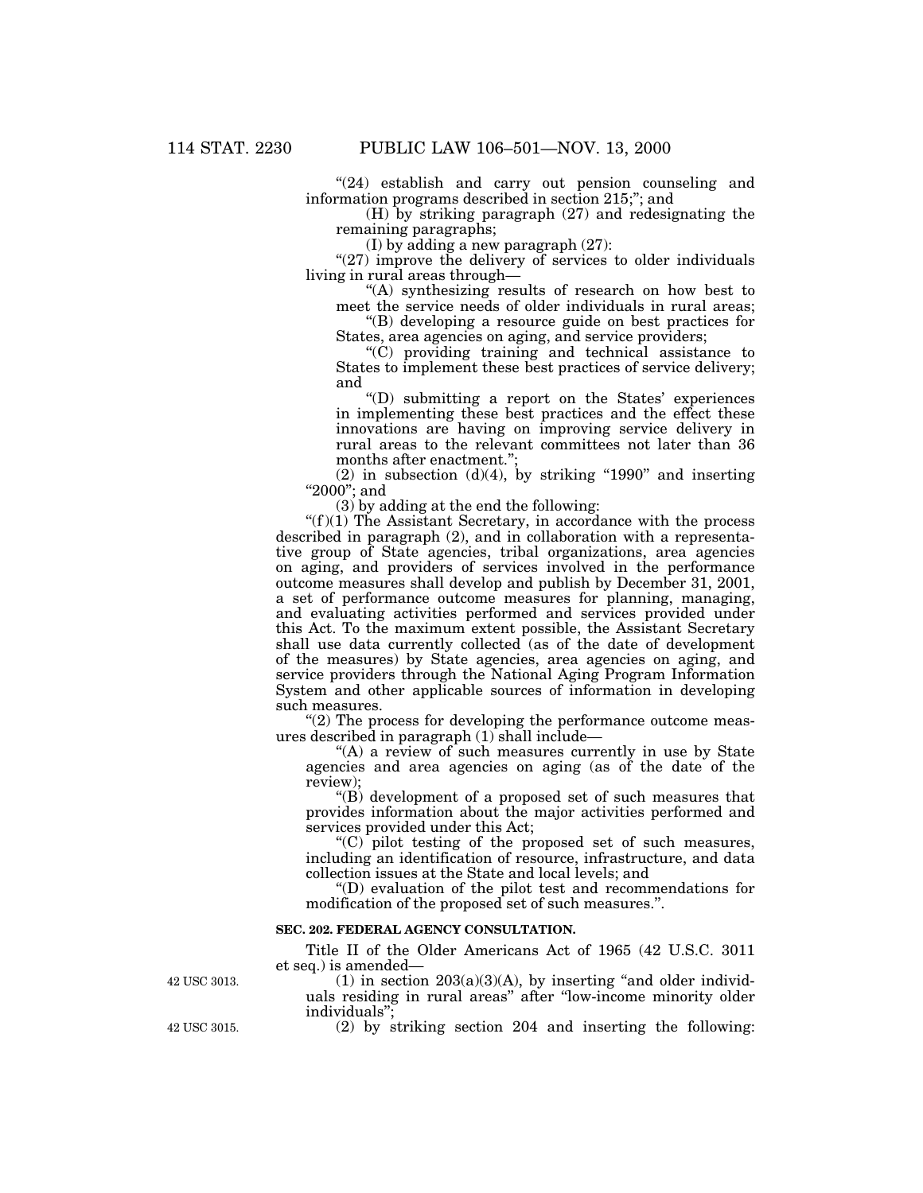"(24) establish and carry out pension counseling and information programs described in section 215;"; and

(H) by striking paragraph (27) and redesignating the remaining paragraphs;

(I) by adding a new paragraph (27):

"(27) improve the delivery of services to older individuals living in rural areas through—

"(A) synthesizing results of research on how best to meet the service needs of older individuals in rural areas;

"(B) developing a resource guide on best practices for States, area agencies on aging, and service providers;

"(C) providing training and technical assistance to States to implement these best practices of service delivery; and

"(D) submitting a report on the States' experiences in implementing these best practices and the effect these innovations are having on improving service delivery in rural areas to the relevant committees not later than 36 months after enactment.";

(2) in subsection (d)(4), by striking "1990" and inserting "2000"; and

(3) by adding at the end the following:

"(f)(1) The Assistant Secretary, in accordance with the process described in paragraph (2), and in collaboration with a representative group of State agencies, tribal organizations, area agencies on aging, and providers of services involved in the performance outcome measures shall develop and publish by December 31, 2001, a set of performance outcome measures for planning, managing, and evaluating activities performed and services provided under this Act. To the maximum extent possible, the Assistant Secretary shall use data currently collected (as of the date of development of the measures) by State agencies, area agencies on aging, and service providers through the National Aging Program Information System and other applicable sources of information in developing such measures.

"(2) The process for developing the performance outcome measures described in paragraph (1) shall include—

"(A) a review of such measures currently in use by State agencies and area agencies on aging (as of the date of the review);

"(B) development of a proposed set of such measures that provides information about the major activities performed and services provided under this Act;

"(C) pilot testing of the proposed set of such measures, including an identification of resource, infrastructure, and data collection issues at the State and local levels; and

"(D) evaluation of the pilot test and recommendations for modification of the proposed set of such measures.".

**SEC. 202. FEDERAL AGENCY CONSULTATION.**

Title II of the Older Americans Act of 1965 (42 U.S.C. 3011 et seq.) is amended—

42 USC 3013.

(1) in section 203(a)(3)(A), by inserting "and older individuals residing in rural areas" after "low-income minority older individuals";

42 USC 3015.

(2) by striking section 204 and inserting the following: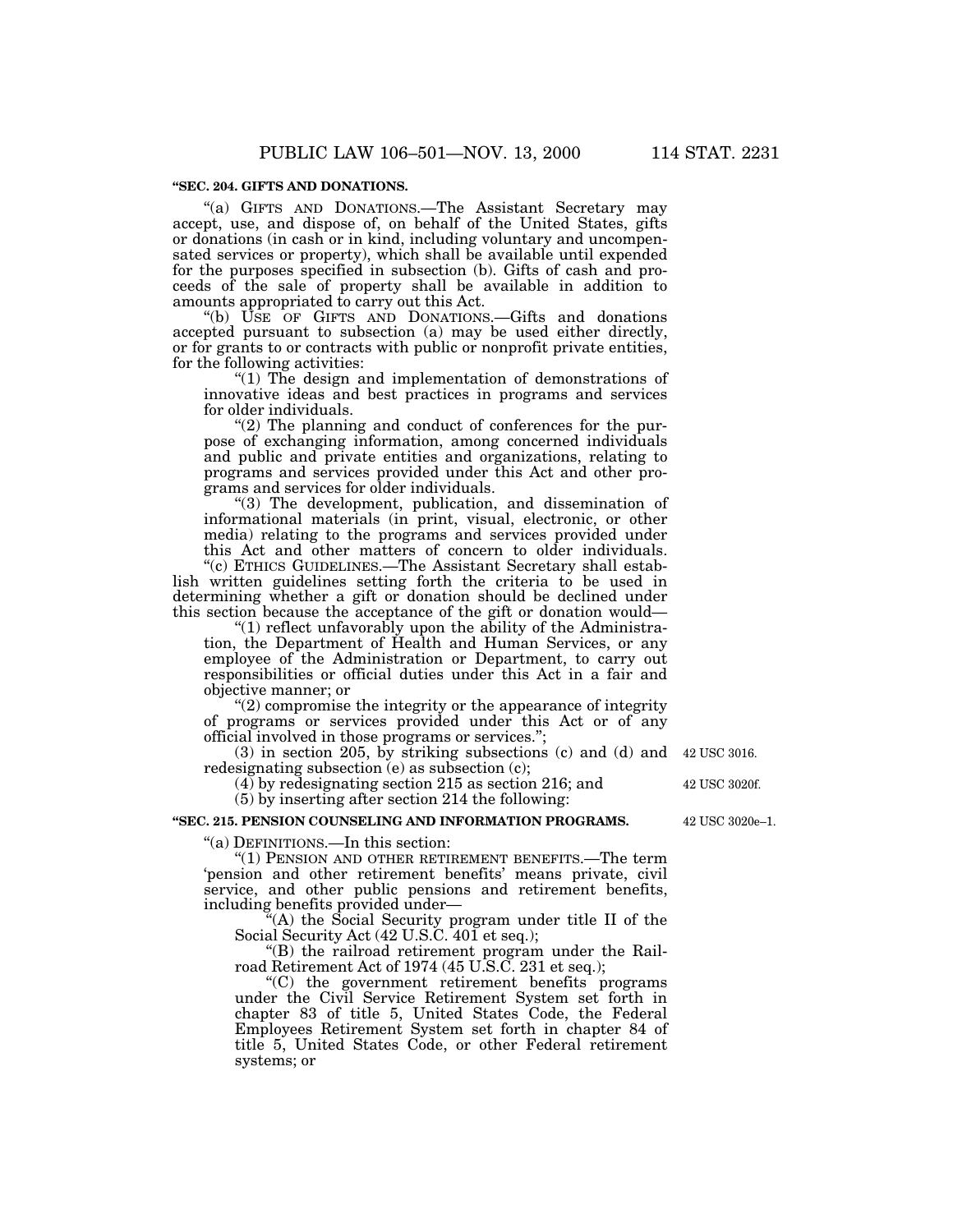**"SEC. 204. GIFTS AND DONATIONS.**

"(a) GIFTS AND DONATIONS.—The Assistant Secretary may accept, use, and dispose of, on behalf of the United States, gifts or donations (in cash or in kind, including voluntary and uncompensated services or property), which shall be available until expended for the purposes specified in subsection (b). Gifts of cash and proceeds of the sale of property shall be available in addition to amounts appropriated to carry out this Act.

"(b) USE OF GIFTS AND DONATIONS.—Gifts and donations accepted pursuant to subsection (a) may be used either directly, or for grants to or contracts with public or nonprofit private entities, for the following activities:

"(1) The design and implementation of demonstrations of innovative ideas and best practices in programs and services for older individuals.

"(2) The planning and conduct of conferences for the purpose of exchanging information, among concerned individuals and public and private entities and organizations, relating to programs and services provided under this Act and other programs and services for older individuals.

"(3) The development, publication, and dissemination of informational materials (in print, visual, electronic, or other media) relating to the programs and services provided under this Act and other matters of concern to older individuals.

"(c) ETHICS GUIDELINES.—The Assistant Secretary shall establish written guidelines setting forth the criteria to be used in determining whether a gift or donation should be declined under this section because the acceptance of the gift or donation would—

"(1) reflect unfavorably upon the ability of the Administration, the Department of Health and Human Services, or any employee of the Administration or Department, to carry out responsibilities or official duties under this Act in a fair and objective manner; or

"(2) compromise the integrity or the appearance of integrity of programs or services provided under this Act or of any official involved in those programs or services.";

(3) in section 205, by striking subsections (c) and (d) and redesignating subsection (e) as subsection (c); — 42 USC 3016.

(4) by redesignating section 215 as section 216; and — 42 USC 3020f.

(5) by inserting after section 214 the following:

**"SEC. 215. PENSION COUNSELING AND INFORMATION PROGRAMS.** — 42 USC 3020e–1.

"(a) DEFINITIONS.—In this section:

"(1) PENSION AND OTHER RETIREMENT BENEFITS.—The term 'pension and other retirement benefits' means private, civil service, and other public pensions and retirement benefits, including benefits provided under—

"(A) the Social Security program under title II of the Social Security Act (42 U.S.C. 401 et seq.);

"(B) the railroad retirement program under the Railroad Retirement Act of 1974 (45 U.S.C. 231 et seq.);

"(C) the government retirement benefits programs under the Civil Service Retirement System set forth in chapter 83 of title 5, United States Code, the Federal Employees Retirement System set forth in chapter 84 of title 5, United States Code, or other Federal retirement systems; or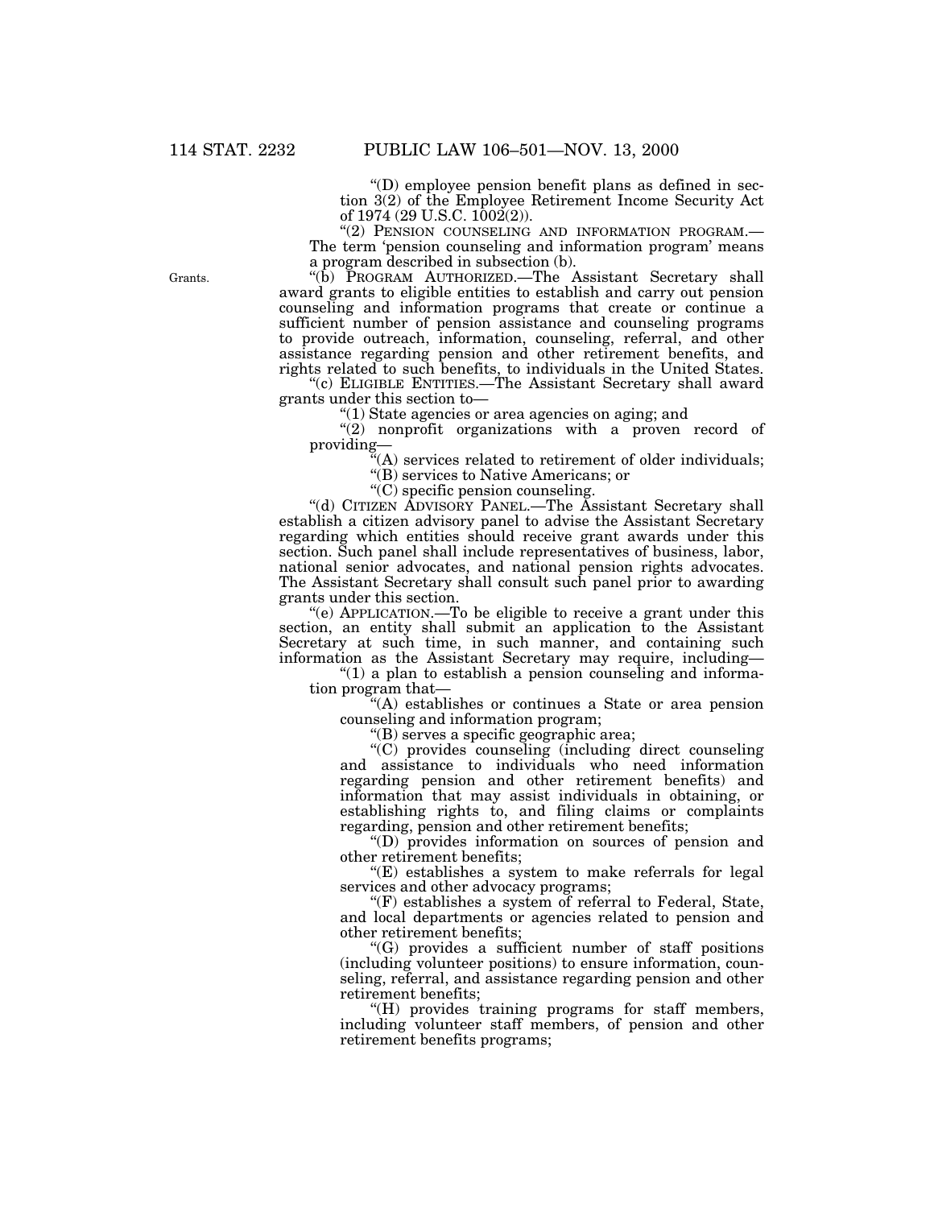"(D) employee pension benefit plans as defined in section 3(2) of the Employee Retirement Income Security Act of 1974 (29 U.S.C. 1002(2)).

"(2) PENSION COUNSELING AND INFORMATION PROGRAM.—The term 'pension counseling and information program' means a program described in subsection (b).

Grants.

"(b) PROGRAM AUTHORIZED.—The Assistant Secretary shall award grants to eligible entities to establish and carry out pension counseling and information programs that create or continue a sufficient number of pension assistance and counseling programs to provide outreach, information, counseling, referral, and other assistance regarding pension and other retirement benefits, and rights related to such benefits, to individuals in the United States.

"(c) ELIGIBLE ENTITIES.—The Assistant Secretary shall award grants under this section to—

"(1) State agencies or area agencies on aging; and

"(2) nonprofit organizations with a proven record of providing—

"(A) services related to retirement of older individuals;

"(B) services to Native Americans; or

"(C) specific pension counseling.

"(d) CITIZEN ADVISORY PANEL.—The Assistant Secretary shall establish a citizen advisory panel to advise the Assistant Secretary regarding which entities should receive grant awards under this section. Such panel shall include representatives of business, labor, national senior advocates, and national pension rights advocates. The Assistant Secretary shall consult such panel prior to awarding grants under this section.

"(e) APPLICATION.—To be eligible to receive a grant under this section, an entity shall submit an application to the Assistant Secretary at such time, in such manner, and containing such information as the Assistant Secretary may require, including—

"(1) a plan to establish a pension counseling and information program that—

"(A) establishes or continues a State or area pension counseling and information program;

"(B) serves a specific geographic area;

"(C) provides counseling (including direct counseling and assistance to individuals who need information regarding pension and other retirement benefits) and information that may assist individuals in obtaining, or establishing rights to, and filing claims or complaints regarding, pension and other retirement benefits;

"(D) provides information on sources of pension and other retirement benefits;

"(E) establishes a system to make referrals for legal services and other advocacy programs;

"(F) establishes a system of referral to Federal, State, and local departments or agencies related to pension and other retirement benefits;

"(G) provides a sufficient number of staff positions (including volunteer positions) to ensure information, counseling, referral, and assistance regarding pension and other retirement benefits;

"(H) provides training programs for staff members, including volunteer staff members, of pension and other retirement benefits programs;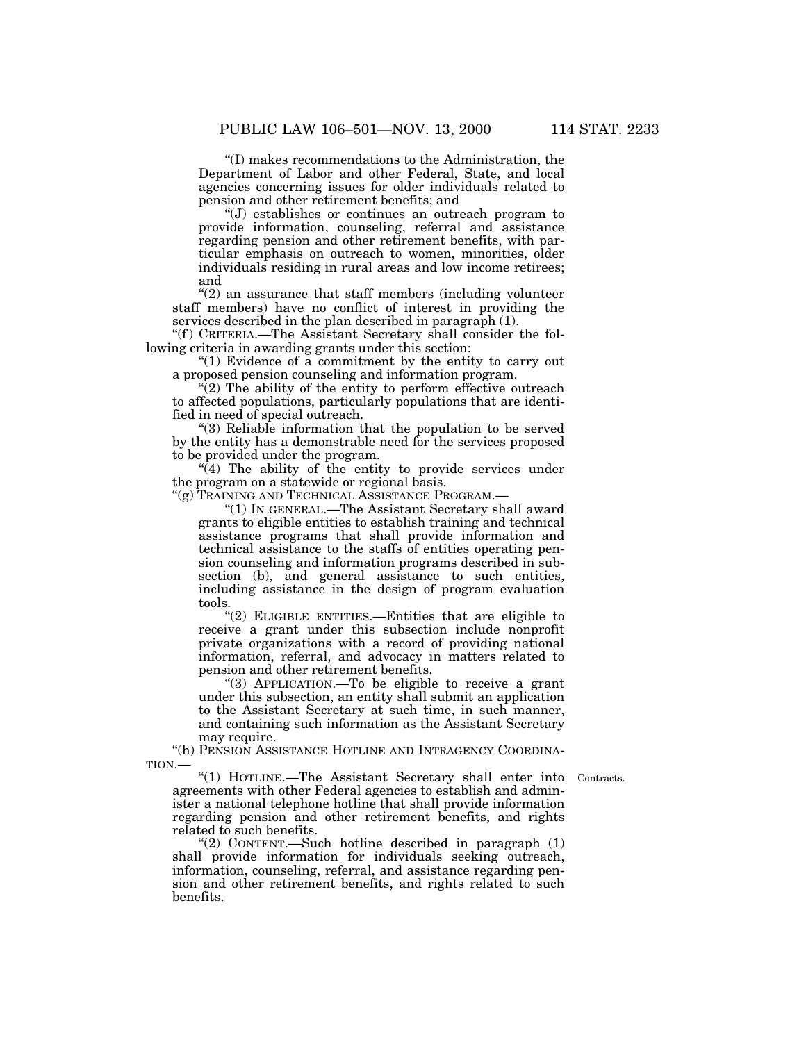"(I) makes recommendations to the Administration, the Department of Labor and other Federal, State, and local agencies concerning issues for older individuals related to pension and other retirement benefits; and

"(J) establishes or continues an outreach program to provide information, counseling, referral and assistance regarding pension and other retirement benefits, with particular emphasis on outreach to women, minorities, older individuals residing in rural areas and low income retirees; and

"(2) an assurance that staff members (including volunteer staff members) have no conflict of interest in providing the services described in the plan described in paragraph (1).

"(f) CRITERIA.—The Assistant Secretary shall consider the following criteria in awarding grants under this section:

"(1) Evidence of a commitment by the entity to carry out a proposed pension counseling and information program.

"(2) The ability of the entity to perform effective outreach to affected populations, particularly populations that are identified in need of special outreach.

"(3) Reliable information that the population to be served by the entity has a demonstrable need for the services proposed to be provided under the program.

"(4) The ability of the entity to provide services under the program on a statewide or regional basis.

"(g) TRAINING AND TECHNICAL ASSISTANCE PROGRAM.—

"(1) IN GENERAL.—The Assistant Secretary shall award grants to eligible entities to establish training and technical assistance programs that shall provide information and technical assistance to the staffs of entities operating pension counseling and information programs described in subsection (b), and general assistance to such entities, including assistance in the design of program evaluation tools.

"(2) ELIGIBLE ENTITIES.—Entities that are eligible to receive a grant under this subsection include nonprofit private organizations with a record of providing national information, referral, and advocacy in matters related to pension and other retirement benefits.

"(3) APPLICATION.—To be eligible to receive a grant under this subsection, an entity shall submit an application to the Assistant Secretary at such time, in such manner, and containing such information as the Assistant Secretary may require.

"(h) PENSION ASSISTANCE HOTLINE AND INTRAGENCY COORDINATION.—

"(1) HOTLINE.—The Assistant Secretary shall enter into agreements with other Federal agencies to establish and administer a national telephone hotline that shall provide information regarding pension and other retirement benefits, and rights related to such benefits.

Contracts.

"(2) CONTENT.—Such hotline described in paragraph (1) shall provide information for individuals seeking outreach, information, counseling, referral, and assistance regarding pension and other retirement benefits, and rights related to such benefits.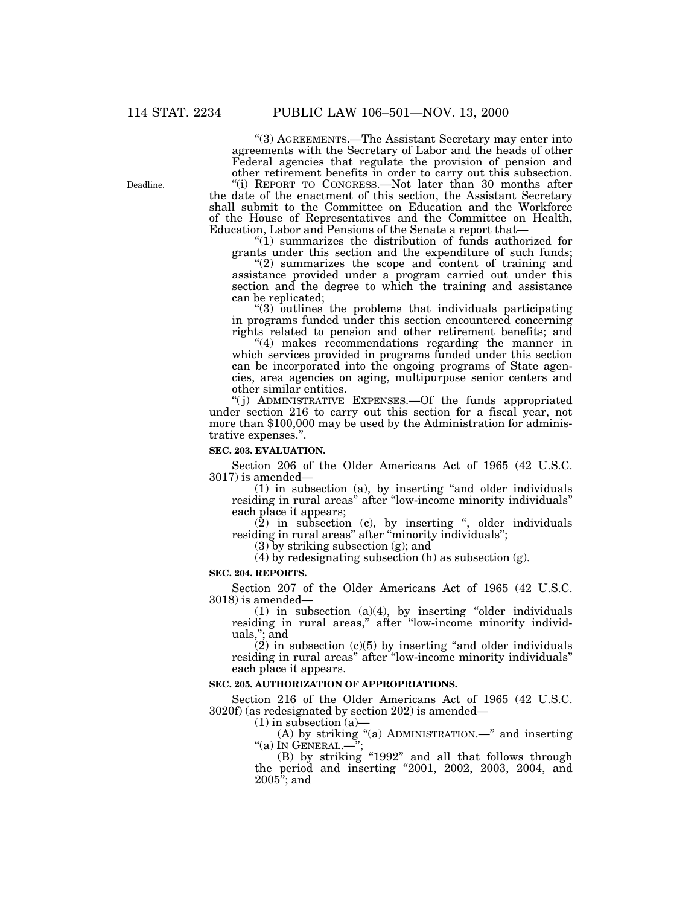"(3) AGREEMENTS.—The Assistant Secretary may enter into agreements with the Secretary of Labor and the heads of other Federal agencies that regulate the provision of pension and other retirement benefits in order to carry out this subsection.

Deadline.

"(i) REPORT TO CONGRESS.—Not later than 30 months after the date of the enactment of this section, the Assistant Secretary shall submit to the Committee on Education and the Workforce of the House of Representatives and the Committee on Health, Education, Labor and Pensions of the Senate a report that—

"(1) summarizes the distribution of funds authorized for grants under this section and the expenditure of such funds;

"(2) summarizes the scope and content of training and assistance provided under a program carried out under this section and the degree to which the training and assistance can be replicated;

"(3) outlines the problems that individuals participating in programs funded under this section encountered concerning rights related to pension and other retirement benefits; and

"(4) makes recommendations regarding the manner in which services provided in programs funded under this section can be incorporated into the ongoing programs of State agencies, area agencies on aging, multipurpose senior centers and other similar entities.

"(j) ADMINISTRATIVE EXPENSES.—Of the funds appropriated under section 216 to carry out this section for a fiscal year, not more than $100,000 may be used by the Administration for administrative expenses.".

**SEC. 203. EVALUATION.**

Section 206 of the Older Americans Act of 1965 (42 U.S.C. 3017) is amended—

(1) in subsection (a), by inserting "and older individuals residing in rural areas" after "low-income minority individuals" each place it appears;

(2) in subsection (c), by inserting ", older individuals residing in rural areas" after "minority individuals";

(3) by striking subsection (g); and

(4) by redesignating subsection (h) as subsection (g).

**SEC. 204. REPORTS.**

Section 207 of the Older Americans Act of 1965 (42 U.S.C. 3018) is amended—

(1) in subsection (a)(4), by inserting "older individuals residing in rural areas," after "low-income minority individuals,"; and

(2) in subsection (c)(5) by inserting "and older individuals residing in rural areas" after "low-income minority individuals" each place it appears.

**SEC. 205. AUTHORIZATION OF APPROPRIATIONS.**

Section 216 of the Older Americans Act of 1965 (42 U.S.C. 3020f) (as redesignated by section 202) is amended—

(1) in subsection (a)—

(A) by striking "(a) ADMINISTRATION.—" and inserting "(a) IN GENERAL.—";

(B) by striking "1992" and all that follows through the period and inserting "2001, 2002, 2003, 2004, and 2005"; and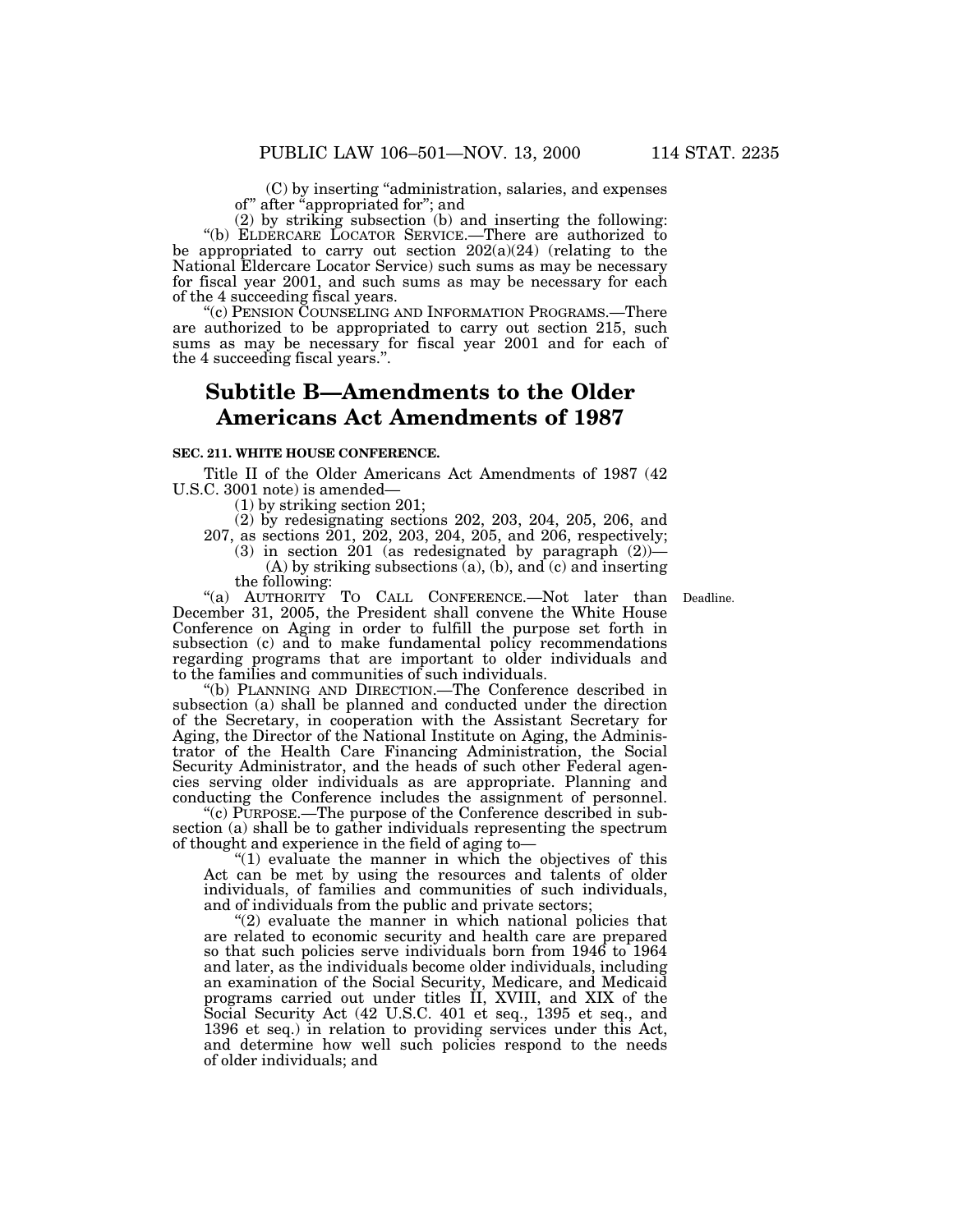(C) by inserting "administration, salaries, and expenses of" after "appropriated for"; and

(2) by striking subsection (b) and inserting the following:

"(b) ELDERCARE LOCATOR SERVICE.—There are authorized to be appropriated to carry out section 202(a)(24) (relating to the National Eldercare Locator Service) such sums as may be necessary for fiscal year 2001, and such sums as may be necessary for each of the 4 succeeding fiscal years.

"(c) PENSION COUNSELING AND INFORMATION PROGRAMS.—There are authorized to be appropriated to carry out section 215, such sums as may be necessary for fiscal year 2001 and for each of the 4 succeeding fiscal years.".

## Subtitle B—Amendments to the Older Americans Act Amendments of 1987

**SEC. 211. WHITE HOUSE CONFERENCE.**

Title II of the Older Americans Act Amendments of 1987 (42 U.S.C. 3001 note) is amended—

(1) by striking section 201;

(2) by redesignating sections 202, 203, 204, 205, 206, and 207, as sections 201, 202, 203, 204, 205, and 206, respectively;

(3) in section 201 (as redesignated by paragraph (2))—

(A) by striking subsections (a), (b), and (c) and inserting the following:

"(a) AUTHORITY TO CALL CONFERENCE.—Not later than December 31, 2005, the President shall convene the White House Conference on Aging in order to fulfill the purpose set forth in subsection (c) and to make fundamental policy recommendations regarding programs that are important to older individuals and to the families and communities of such individuals.

Deadline.

"(b) PLANNING AND DIRECTION.—The Conference described in subsection (a) shall be planned and conducted under the direction of the Secretary, in cooperation with the Assistant Secretary for Aging, the Director of the National Institute on Aging, the Administrator of the Health Care Financing Administration, the Social Security Administrator, and the heads of such other Federal agencies serving older individuals as are appropriate. Planning and conducting the Conference includes the assignment of personnel.

"(c) PURPOSE.—The purpose of the Conference described in subsection (a) shall be to gather individuals representing the spectrum of thought and experience in the field of aging to—

"(1) evaluate the manner in which the objectives of this Act can be met by using the resources and talents of older individuals, of families and communities of such individuals, and of individuals from the public and private sectors;

"(2) evaluate the manner in which national policies that are related to economic security and health care are prepared so that such policies serve individuals born from 1946 to 1964 and later, as the individuals become older individuals, including an examination of the Social Security, Medicare, and Medicaid programs carried out under titles II, XVIII, and XIX of the Social Security Act (42 U.S.C. 401 et seq., 1395 et seq., and 1396 et seq.) in relation to providing services under this Act, and determine how well such policies respond to the needs of older individuals; and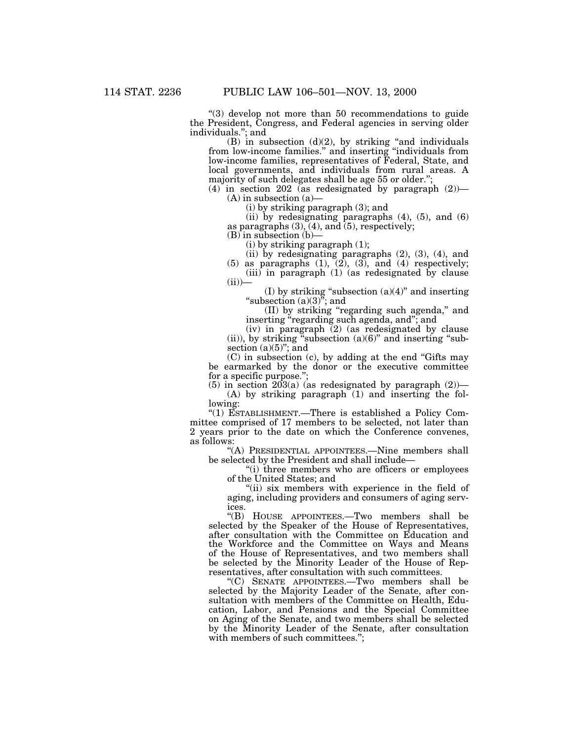"(3) develop not more than 50 recommendations to guide the President, Congress, and Federal agencies in serving older individuals."; and

(B) in subsection (d)(2), by striking "and individuals from low-income families." and inserting "individuals from low-income families, representatives of Federal, State, and local governments, and individuals from rural areas. A majority of such delegates shall be age 55 or older.";

(4) in section 202 (as redesignated by paragraph (2))—

(A) in subsection (a)—

(i) by striking paragraph (3); and

(ii) by redesignating paragraphs (4), (5), and (6) as paragraphs (3), (4), and (5), respectively;

(B) in subsection (b)—

(i) by striking paragraph (1);

(ii) by redesignating paragraphs (2), (3), (4), and (5) as paragraphs (1), (2), (3), and (4) respectively;

(iii) in paragraph (1) (as redesignated by clause (ii))—

(I) by striking "subsection (a)(4)" and inserting "subsection (a)(3)"; and

(II) by striking "regarding such agenda," and inserting "regarding such agenda, and"; and

(iv) in paragraph (2) (as redesignated by clause (ii)), by striking "subsection (a)(6)" and inserting "subsection (a)(5)"; and

(C) in subsection (c), by adding at the end "Gifts may be earmarked by the donor or the executive committee for a specific purpose.";

(5) in section 203(a) (as redesignated by paragraph (2))—

(A) by striking paragraph (1) and inserting the following:

"(1) ESTABLISHMENT.—There is established a Policy Committee comprised of 17 members to be selected, not later than 2 years prior to the date on which the Conference convenes, as follows:

"(A) PRESIDENTIAL APPOINTEES.—Nine members shall be selected by the President and shall include—

"(i) three members who are officers or employees of the United States; and

"(ii) six members with experience in the field of aging, including providers and consumers of aging services.

"(B) HOUSE APPOINTEES.—Two members shall be selected by the Speaker of the House of Representatives, after consultation with the Committee on Education and the Workforce and the Committee on Ways and Means of the House of Representatives, and two members shall be selected by the Minority Leader of the House of Representatives, after consultation with such committees.

"(C) SENATE APPOINTEES.—Two members shall be selected by the Majority Leader of the Senate, after consultation with members of the Committee on Health, Education, Labor, and Pensions and the Special Committee on Aging of the Senate, and two members shall be selected by the Minority Leader of the Senate, after consultation with members of such committees.";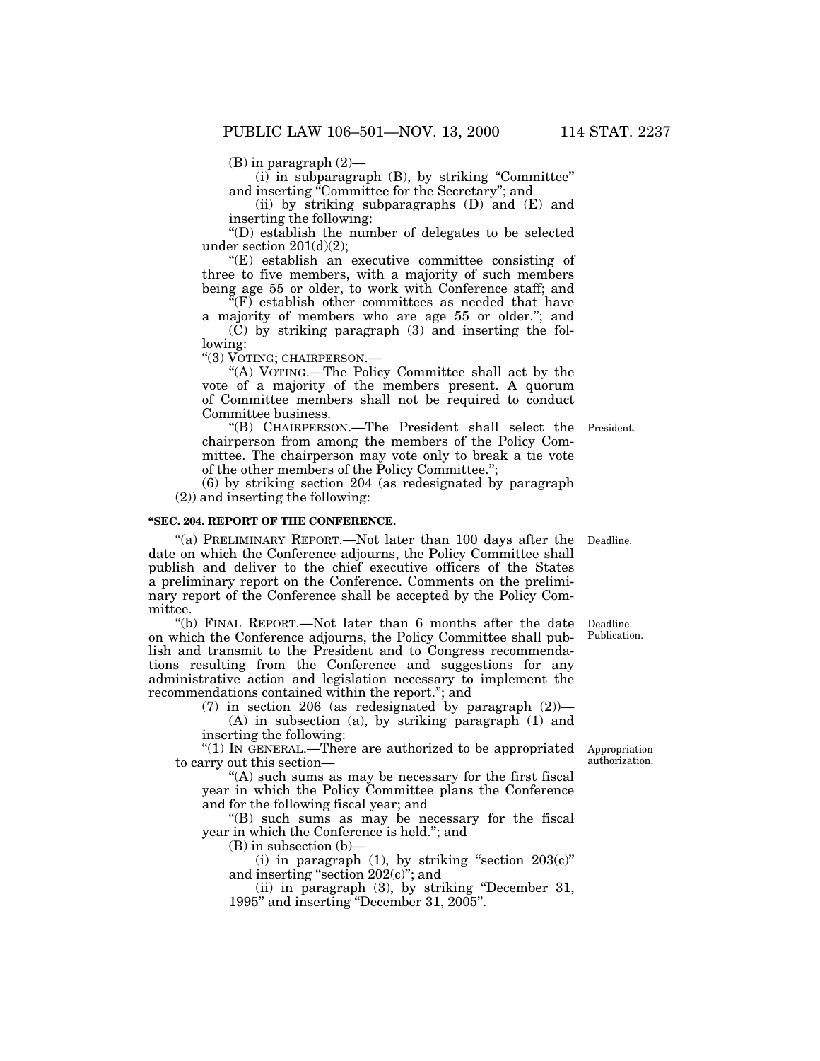(B) in paragraph (2)—

(i) in subparagraph (B), by striking "Committee" and inserting "Committee for the Secretary"; and

(ii) by striking subparagraphs (D) and (E) and inserting the following:

"(D) establish the number of delegates to be selected under section 201(d)(2);

"(E) establish an executive committee consisting of three to five members, with a majority of such members being age 55 or older, to work with Conference staff; and

"(F) establish other committees as needed that have a majority of members who are age 55 or older."; and

(C) by striking paragraph (3) and inserting the following:

"(3) VOTING; CHAIRPERSON.—

"(A) VOTING.—The Policy Committee shall act by the vote of a majority of the members present. A quorum of Committee members shall not be required to conduct Committee business.

"(B) CHAIRPERSON.—The President shall select the chairperson from among the members of the Policy Committee. The chairperson may vote only to break a tie vote of the other members of the Policy Committee.";

President.

(6) by striking section 204 (as redesignated by paragraph (2)) and inserting the following:

**"SEC. 204. REPORT OF THE CONFERENCE.**

"(a) PRELIMINARY REPORT.—Not later than 100 days after the date on which the Conference adjourns, the Policy Committee shall publish and deliver to the chief executive officers of the States a preliminary report on the Conference. Comments on the preliminary report of the Conference shall be accepted by the Policy Committee.

Deadline.

"(b) FINAL REPORT.—Not later than 6 months after the date on which the Conference adjourns, the Policy Committee shall publish and transmit to the President and to Congress recommendations resulting from the Conference and suggestions for any administrative action and legislation necessary to implement the recommendations contained within the report."; and

Deadline. Publication.

(7) in section 206 (as redesignated by paragraph (2))—

(A) in subsection (a), by striking paragraph (1) and inserting the following:

"(1) IN GENERAL.—There are authorized to be appropriated to carry out this section—

Appropriation authorization.

"(A) such sums as may be necessary for the first fiscal year in which the Policy Committee plans the Conference and for the following fiscal year; and

"(B) such sums as may be necessary for the fiscal year in which the Conference is held."; and

(B) in subsection (b)—

(i) in paragraph (1), by striking "section 203(c)" and inserting "section 202(c)"; and

(ii) in paragraph (3), by striking "December 31, 1995" and inserting "December 31, 2005".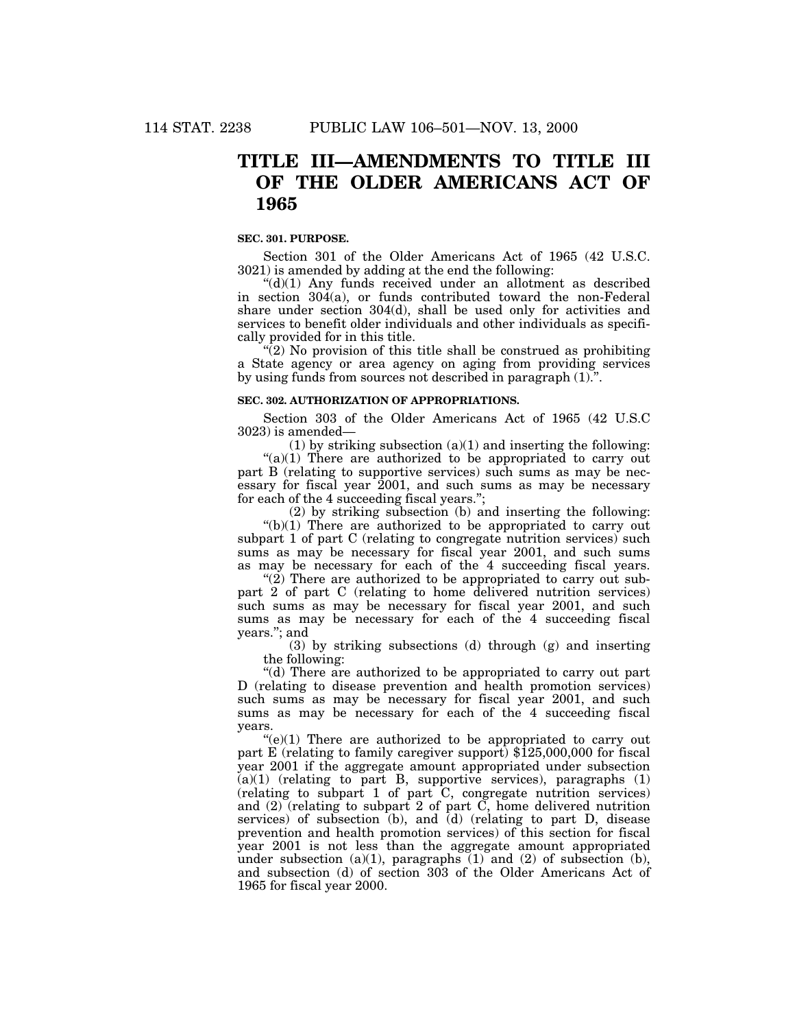# TITLE III—AMENDMENTS TO TITLE III OF THE OLDER AMERICANS ACT OF 1965

**SEC. 301. PURPOSE.**

Section 301 of the Older Americans Act of 1965 (42 U.S.C. 3021) is amended by adding at the end the following:

"(d)(1) Any funds received under an allotment as described in section 304(a), or funds contributed toward the non-Federal share under section 304(d), shall be used only for activities and services to benefit older individuals and other individuals as specifically provided for in this title.

"(2) No provision of this title shall be construed as prohibiting a State agency or area agency on aging from providing services by using funds from sources not described in paragraph (1).".

**SEC. 302. AUTHORIZATION OF APPROPRIATIONS.**

Section 303 of the Older Americans Act of 1965 (42 U.S.C 3023) is amended—

(1) by striking subsection (a)(1) and inserting the following:

"(a)(1) There are authorized to be appropriated to carry out part B (relating to supportive services) such sums as may be necessary for fiscal year 2001, and such sums as may be necessary for each of the 4 succeeding fiscal years.";

(2) by striking subsection (b) and inserting the following:

"(b)(1) There are authorized to be appropriated to carry out subpart 1 of part C (relating to congregate nutrition services) such sums as may be necessary for fiscal year 2001, and such sums as may be necessary for each of the 4 succeeding fiscal years.

"(2) There are authorized to be appropriated to carry out subpart 2 of part C (relating to home delivered nutrition services) such sums as may be necessary for fiscal year 2001, and such sums as may be necessary for each of the 4 succeeding fiscal years."; and

(3) by striking subsections (d) through (g) and inserting the following:

"(d) There are authorized to be appropriated to carry out part D (relating to disease prevention and health promotion services) such sums as may be necessary for fiscal year 2001, and such sums as may be necessary for each of the 4 succeeding fiscal years.

"(e)(1) There are authorized to be appropriated to carry out part E (relating to family caregiver support) $125,000,000 for fiscal year 2001 if the aggregate amount appropriated under subsection (a)(1) (relating to part B, supportive services), paragraphs (1) (relating to subpart 1 of part C, congregate nutrition services) and (2) (relating to subpart 2 of part C, home delivered nutrition services) of subsection (b), and (d) (relating to part D, disease prevention and health promotion services) of this section for fiscal year 2001 is not less than the aggregate amount appropriated under subsection (a)(1), paragraphs (1) and (2) of subsection (b), and subsection (d) of section 303 of the Older Americans Act of 1965 for fiscal year 2000.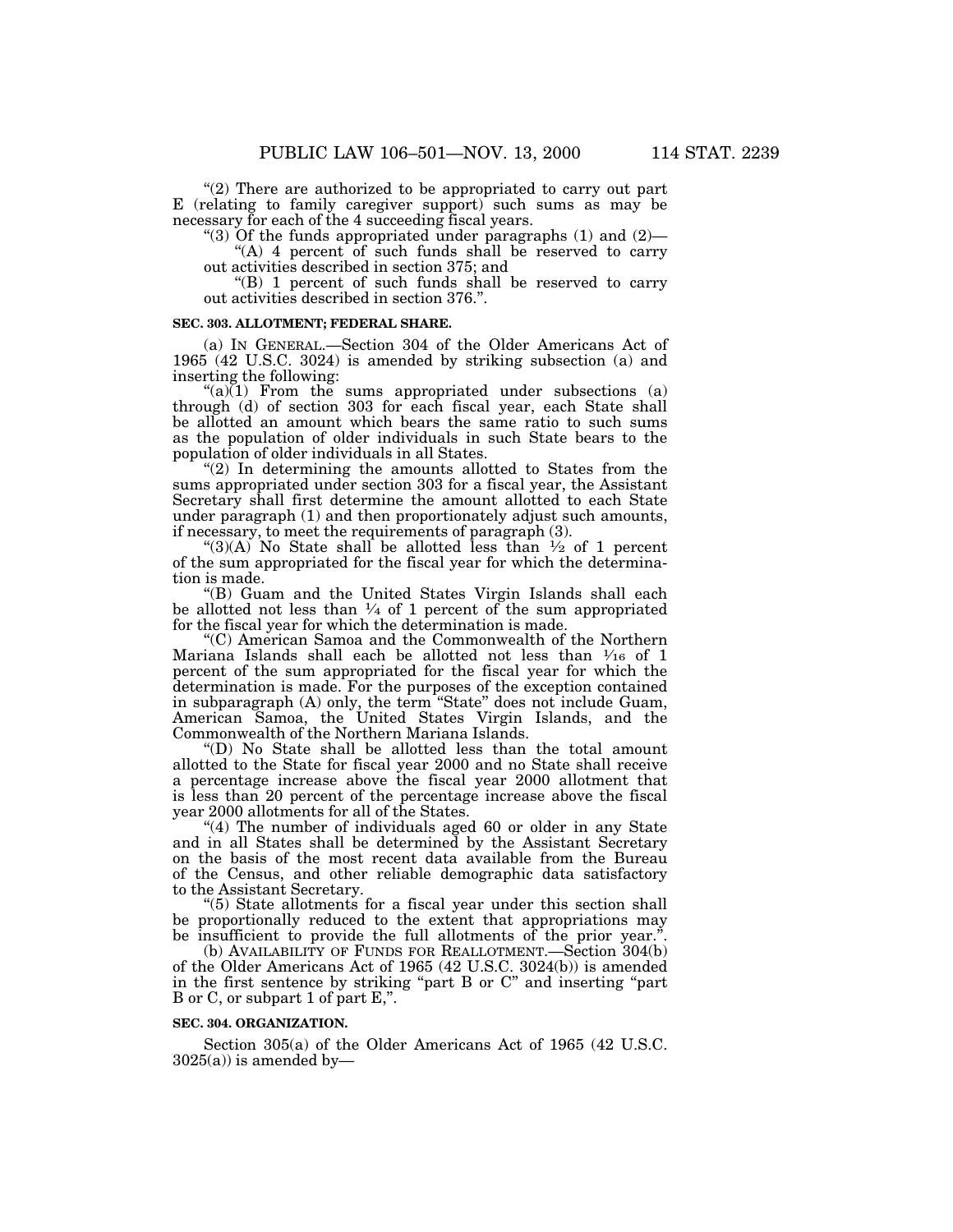"(2) There are authorized to be appropriated to carry out part E (relating to family caregiver support) such sums as may be necessary for each of the 4 succeeding fiscal years.

"(3) Of the funds appropriated under paragraphs (1) and (2)—

"(A) 4 percent of such funds shall be reserved to carry out activities described in section 375; and

"(B) 1 percent of such funds shall be reserved to carry out activities described in section 376.".

**SEC. 303. ALLOTMENT; FEDERAL SHARE.**

(a) IN GENERAL.—Section 304 of the Older Americans Act of 1965 (42 U.S.C. 3024) is amended by striking subsection (a) and inserting the following:

"(a)(1) From the sums appropriated under subsections (a) through (d) of section 303 for each fiscal year, each State shall be allotted an amount which bears the same ratio to such sums as the population of older individuals in such State bears to the population of older individuals in all States.

"(2) In determining the amounts allotted to States from the sums appropriated under section 303 for a fiscal year, the Assistant Secretary shall first determine the amount allotted to each State under paragraph (1) and then proportionately adjust such amounts, if necessary, to meet the requirements of paragraph (3).

"(3)(A) No State shall be allotted less than ½ of 1 percent of the sum appropriated for the fiscal year for which the determination is made.

"(B) Guam and the United States Virgin Islands shall each be allotted not less than ¼ of 1 percent of the sum appropriated for the fiscal year for which the determination is made.

"(C) American Samoa and the Commonwealth of the Northern Mariana Islands shall each be allotted not less than 1⁄16 of 1 percent of the sum appropriated for the fiscal year for which the determination is made. For the purposes of the exception contained in subparagraph (A) only, the term "State" does not include Guam, American Samoa, the United States Virgin Islands, and the Commonwealth of the Northern Mariana Islands.

"(D) No State shall be allotted less than the total amount allotted to the State for fiscal year 2000 and no State shall receive a percentage increase above the fiscal year 2000 allotment that is less than 20 percent of the percentage increase above the fiscal year 2000 allotments for all of the States.

"(4) The number of individuals aged 60 or older in any State and in all States shall be determined by the Assistant Secretary on the basis of the most recent data available from the Bureau of the Census, and other reliable demographic data satisfactory to the Assistant Secretary.

"(5) State allotments for a fiscal year under this section shall be proportionally reduced to the extent that appropriations may be insufficient to provide the full allotments of the prior year.".

(b) AVAILABILITY OF FUNDS FOR REALLOTMENT.—Section 304(b) of the Older Americans Act of 1965 (42 U.S.C. 3024(b)) is amended in the first sentence by striking "part B or C" and inserting "part B or C, or subpart 1 of part E,".

**SEC. 304. ORGANIZATION.**

Section 305(a) of the Older Americans Act of 1965 (42 U.S.C. 3025(a)) is amended by—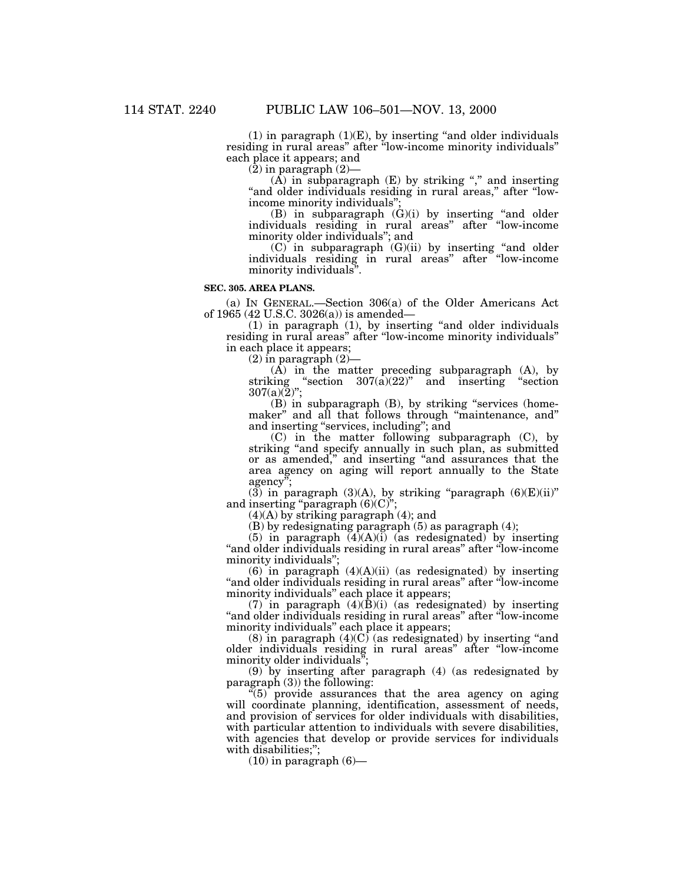(1) in paragraph (1)(E), by inserting "and older individuals residing in rural areas" after "low-income minority individuals" each place it appears; and

(2) in paragraph (2)—

(A) in subparagraph (E) by striking "," and inserting "and older individuals residing in rural areas," after "low-income minority individuals";

(B) in subparagraph (G)(i) by inserting "and older individuals residing in rural areas" after "low-income minority older individuals"; and

(C) in subparagraph (G)(ii) by inserting "and older individuals residing in rural areas" after "low-income minority individuals".

**SEC. 305. AREA PLANS.**

(a) IN GENERAL.—Section 306(a) of the Older Americans Act of 1965 (42 U.S.C. 3026(a)) is amended—

(1) in paragraph (1), by inserting "and older individuals residing in rural areas" after "low-income minority individuals" in each place it appears;

(2) in paragraph (2)—

(A) in the matter preceding subparagraph (A), by striking "section 307(a)(22)" and inserting "section 307(a)(2)";

(B) in subparagraph (B), by striking "services (homemaker" and all that follows through "maintenance, and" and inserting "services, including"; and

(C) in the matter following subparagraph (C), by striking "and specify annually in such plan, as submitted or as amended," and inserting "and assurances that the area agency on aging will report annually to the State agency";

(3) in paragraph (3)(A), by striking "paragraph (6)(E)(ii)" and inserting "paragraph (6)(C)";

(4)(A) by striking paragraph (4); and

(B) by redesignating paragraph (5) as paragraph (4);

(5) in paragraph (4)(A)(i) (as redesignated) by inserting "and older individuals residing in rural areas" after "low-income minority individuals";

(6) in paragraph (4)(A)(ii) (as redesignated) by inserting "and older individuals residing in rural areas" after "low-income minority individuals" each place it appears;

(7) in paragraph (4)(B)(i) (as redesignated) by inserting "and older individuals residing in rural areas" after "low-income minority individuals" each place it appears;

(8) in paragraph (4)(C) (as redesignated) by inserting "and older individuals residing in rural areas" after "low-income minority older individuals";

(9) by inserting after paragraph (4) (as redesignated by paragraph (3)) the following:

"(5) provide assurances that the area agency on aging will coordinate planning, identification, assessment of needs, and provision of services for older individuals with disabilities, with particular attention to individuals with severe disabilities, with agencies that develop or provide services for individuals with disabilities;";

(10) in paragraph (6)—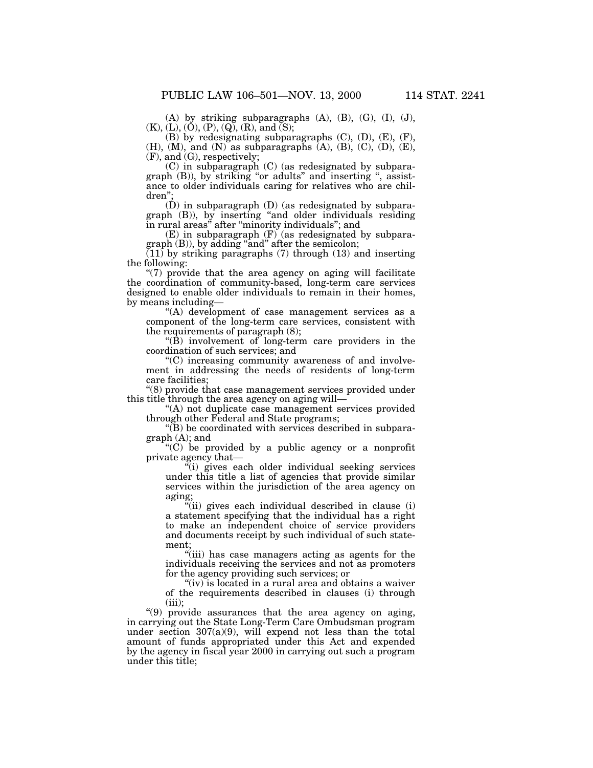(A) by striking subparagraphs (A), (B), (G), (I), (J), (K), (L), (O), (P), (Q), (R), and (S);

(B) by redesignating subparagraphs (C), (D), (E), (F), (H), (M), and (N) as subparagraphs (A), (B), (C), (D), (E), (F), and (G), respectively;

(C) in subparagraph (C) (as redesignated by subparagraph (B)), by striking "or adults" and inserting ", assistance to older individuals caring for relatives who are children";

(D) in subparagraph (D) (as redesignated by subparagraph (B)), by inserting "and older individuals residing in rural areas" after "minority individuals"; and

(E) in subparagraph (F) (as redesignated by subparagraph (B)), by adding "and" after the semicolon;

(11) by striking paragraphs (7) through (13) and inserting the following:

"(7) provide that the area agency on aging will facilitate the coordination of community-based, long-term care services designed to enable older individuals to remain in their homes, by means including—

"(A) development of case management services as a component of the long-term care services, consistent with the requirements of paragraph (8);

"(B) involvement of long-term care providers in the coordination of such services; and

"(C) increasing community awareness of and involvement in addressing the needs of residents of long-term care facilities;

"(8) provide that case management services provided under this title through the area agency on aging will—

"(A) not duplicate case management services provided through other Federal and State programs;

"(B) be coordinated with services described in subparagraph (A); and

"(C) be provided by a public agency or a nonprofit private agency that—

"(i) gives each older individual seeking services under this title a list of agencies that provide similar services within the jurisdiction of the area agency on aging;

"(ii) gives each individual described in clause (i) a statement specifying that the individual has a right to make an independent choice of service providers and documents receipt by such individual of such statement;

"(iii) has case managers acting as agents for the individuals receiving the services and not as promoters for the agency providing such services; or

"(iv) is located in a rural area and obtains a waiver of the requirements described in clauses (i) through (iii);

"(9) provide assurances that the area agency on aging, in carrying out the State Long-Term Care Ombudsman program under section 307(a)(9), will expend not less than the total amount of funds appropriated under this Act and expended by the agency in fiscal year 2000 in carrying out such a program under this title;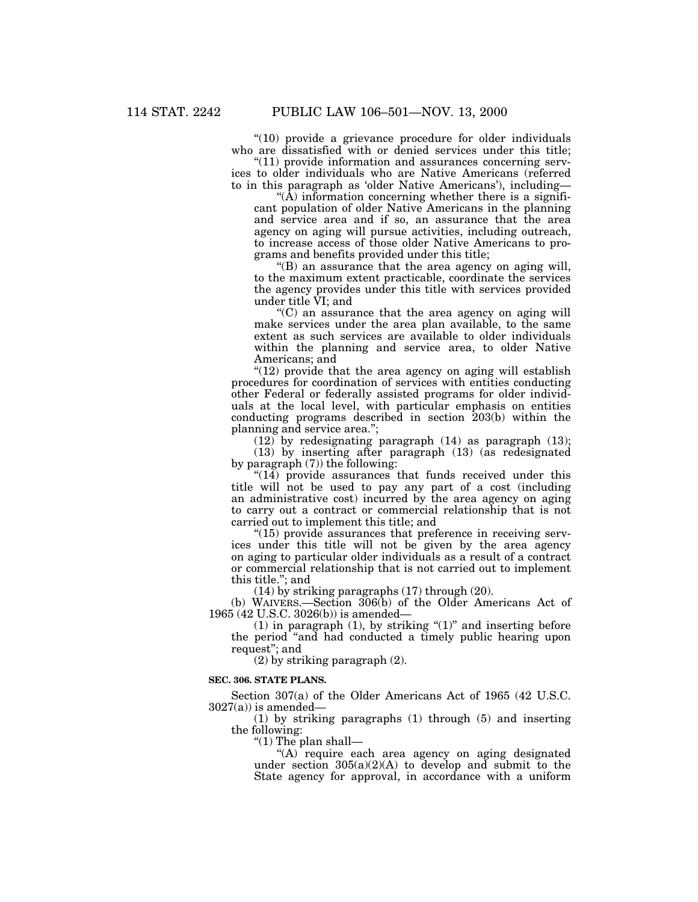"(10) provide a grievance procedure for older individuals who are dissatisfied with or denied services under this title;

"(11) provide information and assurances concerning services to older individuals who are Native Americans (referred to in this paragraph as 'older Native Americans'), including—

"(A) information concerning whether there is a significant population of older Native Americans in the planning and service area and if so, an assurance that the area agency on aging will pursue activities, including outreach, to increase access of those older Native Americans to programs and benefits provided under this title;

"(B) an assurance that the area agency on aging will, to the maximum extent practicable, coordinate the services the agency provides under this title with services provided under title VI; and

"(C) an assurance that the area agency on aging will make services under the area plan available, to the same extent as such services are available to older individuals within the planning and service area, to older Native Americans; and

"(12) provide that the area agency on aging will establish procedures for coordination of services with entities conducting other Federal or federally assisted programs for older individuals at the local level, with particular emphasis on entities conducting programs described in section 203(b) within the planning and service area.";

(12) by redesignating paragraph (14) as paragraph (13);

(13) by inserting after paragraph (13) (as redesignated by paragraph (7)) the following:

"(14) provide assurances that funds received under this title will not be used to pay any part of a cost (including an administrative cost) incurred by the area agency on aging to carry out a contract or commercial relationship that is not carried out to implement this title; and

"(15) provide assurances that preference in receiving services under this title will not be given by the area agency on aging to particular older individuals as a result of a contract or commercial relationship that is not carried out to implement this title."; and

(14) by striking paragraphs (17) through (20).

(b) WAIVERS.—Section 306(b) of the Older Americans Act of 1965 (42 U.S.C. 3026(b)) is amended—

(1) in paragraph (1), by striking "(1)" and inserting before the period "and had conducted a timely public hearing upon request"; and

(2) by striking paragraph (2).

**SEC. 306. STATE PLANS.**

Section 307(a) of the Older Americans Act of 1965 (42 U.S.C. 3027(a)) is amended—

(1) by striking paragraphs (1) through (5) and inserting the following:

"(1) The plan shall—

"(A) require each area agency on aging designated under section 305(a)(2)(A) to develop and submit to the State agency for approval, in accordance with a uniform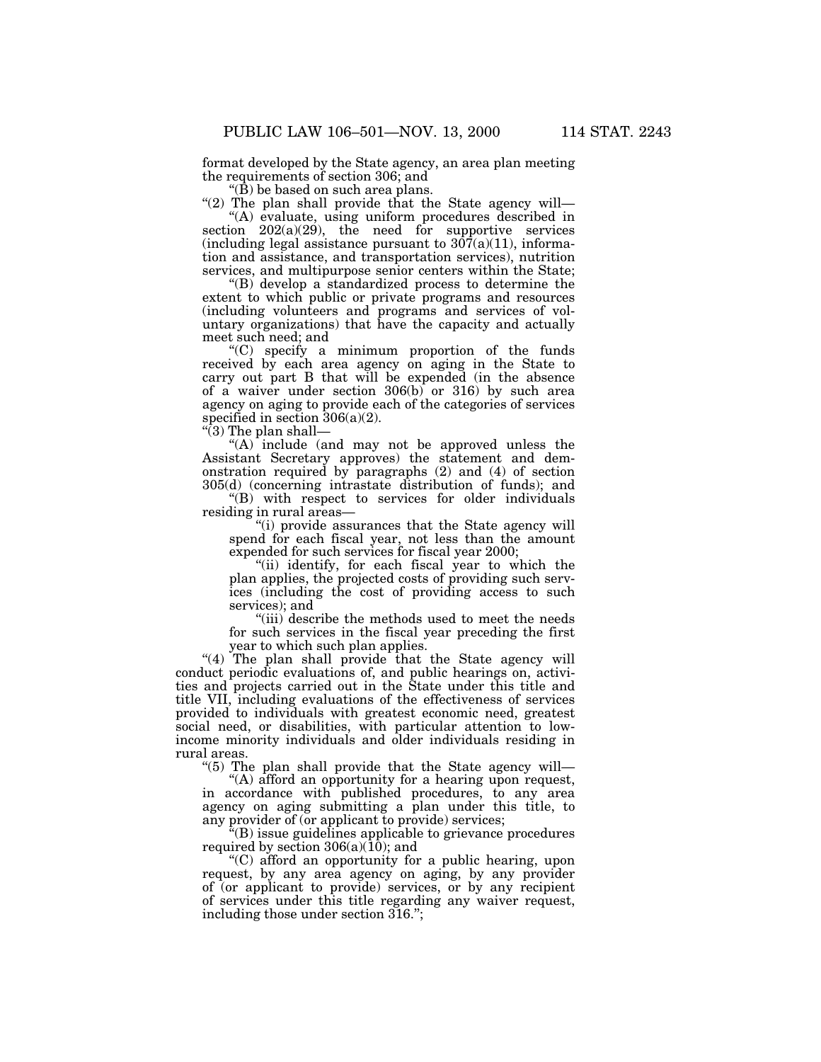format developed by the State agency, an area plan meeting the requirements of section 306; and

"(B) be based on such area plans.

"(2) The plan shall provide that the State agency will—

"(A) evaluate, using uniform procedures described in section 202(a)(29), the need for supportive services (including legal assistance pursuant to 307(a)(11), information and assistance, and transportation services), nutrition services, and multipurpose senior centers within the State;

"(B) develop a standardized process to determine the extent to which public or private programs and resources (including volunteers and programs and services of voluntary organizations) that have the capacity and actually meet such need; and

"(C) specify a minimum proportion of the funds received by each area agency on aging in the State to carry out part B that will be expended (in the absence of a waiver under section 306(b) or 316) by such area agency on aging to provide each of the categories of services specified in section 306(a)(2).

"(3) The plan shall—

"(A) include (and may not be approved unless the Assistant Secretary approves) the statement and demonstration required by paragraphs (2) and (4) of section 305(d) (concerning intrastate distribution of funds); and

"(B) with respect to services for older individuals residing in rural areas—

"(i) provide assurances that the State agency will spend for each fiscal year, not less than the amount expended for such services for fiscal year 2000;

"(ii) identify, for each fiscal year to which the plan applies, the projected costs of providing such services (including the cost of providing access to such services); and

"(iii) describe the methods used to meet the needs for such services in the fiscal year preceding the first year to which such plan applies.

"(4) The plan shall provide that the State agency will conduct periodic evaluations of, and public hearings on, activities and projects carried out in the State under this title and title VII, including evaluations of the effectiveness of services provided to individuals with greatest economic need, greatest social need, or disabilities, with particular attention to low-income minority individuals and older individuals residing in rural areas.

"(5) The plan shall provide that the State agency will—

"(A) afford an opportunity for a hearing upon request, in accordance with published procedures, to any area agency on aging submitting a plan under this title, to any provider of (or applicant to provide) services;

"(B) issue guidelines applicable to grievance procedures required by section 306(a)(10); and

"(C) afford an opportunity for a public hearing, upon request, by any area agency on aging, by any provider of (or applicant to provide) services, or by any recipient of services under this title regarding any waiver request, including those under section 316.";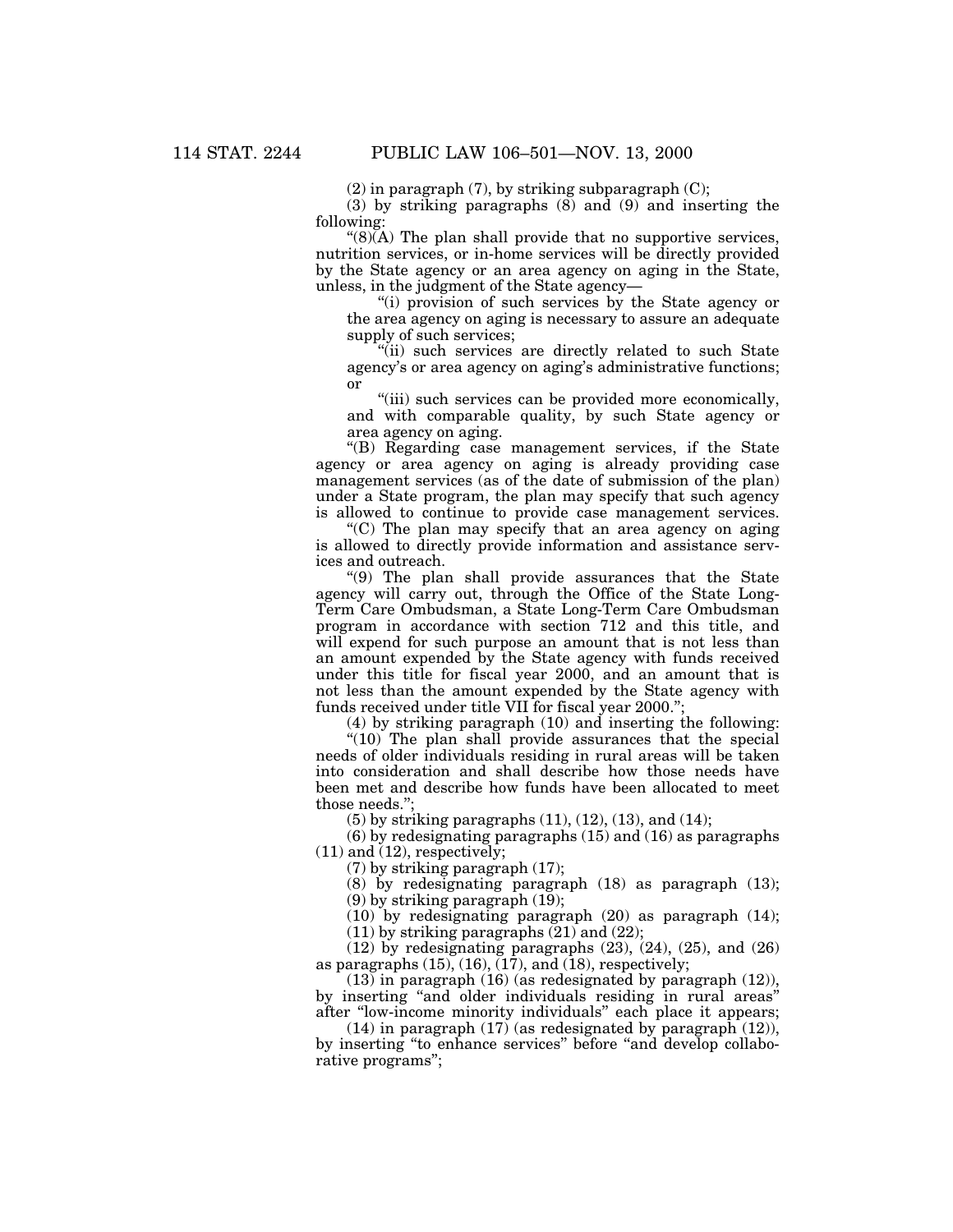(2) in paragraph (7), by striking subparagraph (C);

(3) by striking paragraphs (8) and (9) and inserting the following:

"(8)(A) The plan shall provide that no supportive services, nutrition services, or in-home services will be directly provided by the State agency or an area agency on aging in the State, unless, in the judgment of the State agency—

"(i) provision of such services by the State agency or the area agency on aging is necessary to assure an adequate supply of such services;

"(ii) such services are directly related to such State agency's or area agency on aging's administrative functions; or

"(iii) such services can be provided more economically, and with comparable quality, by such State agency or area agency on aging.

"(B) Regarding case management services, if the State agency or area agency on aging is already providing case management services (as of the date of submission of the plan) under a State program, the plan may specify that such agency is allowed to continue to provide case management services.

"(C) The plan may specify that an area agency on aging is allowed to directly provide information and assistance services and outreach.

"(9) The plan shall provide assurances that the State agency will carry out, through the Office of the State Long-Term Care Ombudsman, a State Long-Term Care Ombudsman program in accordance with section 712 and this title, and will expend for such purpose an amount that is not less than an amount expended by the State agency with funds received under this title for fiscal year 2000, and an amount that is not less than the amount expended by the State agency with funds received under title VII for fiscal year 2000.";

(4) by striking paragraph (10) and inserting the following:

"(10) The plan shall provide assurances that the special needs of older individuals residing in rural areas will be taken into consideration and shall describe how those needs have been met and describe how funds have been allocated to meet those needs.";

(5) by striking paragraphs (11), (12), (13), and (14);

(6) by redesignating paragraphs (15) and (16) as paragraphs (11) and (12), respectively;

(7) by striking paragraph (17);

(8) by redesignating paragraph (18) as paragraph (13);

(9) by striking paragraph (19);

(10) by redesignating paragraph (20) as paragraph (14);

(11) by striking paragraphs (21) and (22);

(12) by redesignating paragraphs (23), (24), (25), and (26) as paragraphs (15), (16), (17), and (18), respectively;

(13) in paragraph (16) (as redesignated by paragraph (12)), by inserting "and older individuals residing in rural areas" after "low-income minority individuals" each place it appears;

(14) in paragraph (17) (as redesignated by paragraph (12)), by inserting "to enhance services" before "and develop collaborative programs";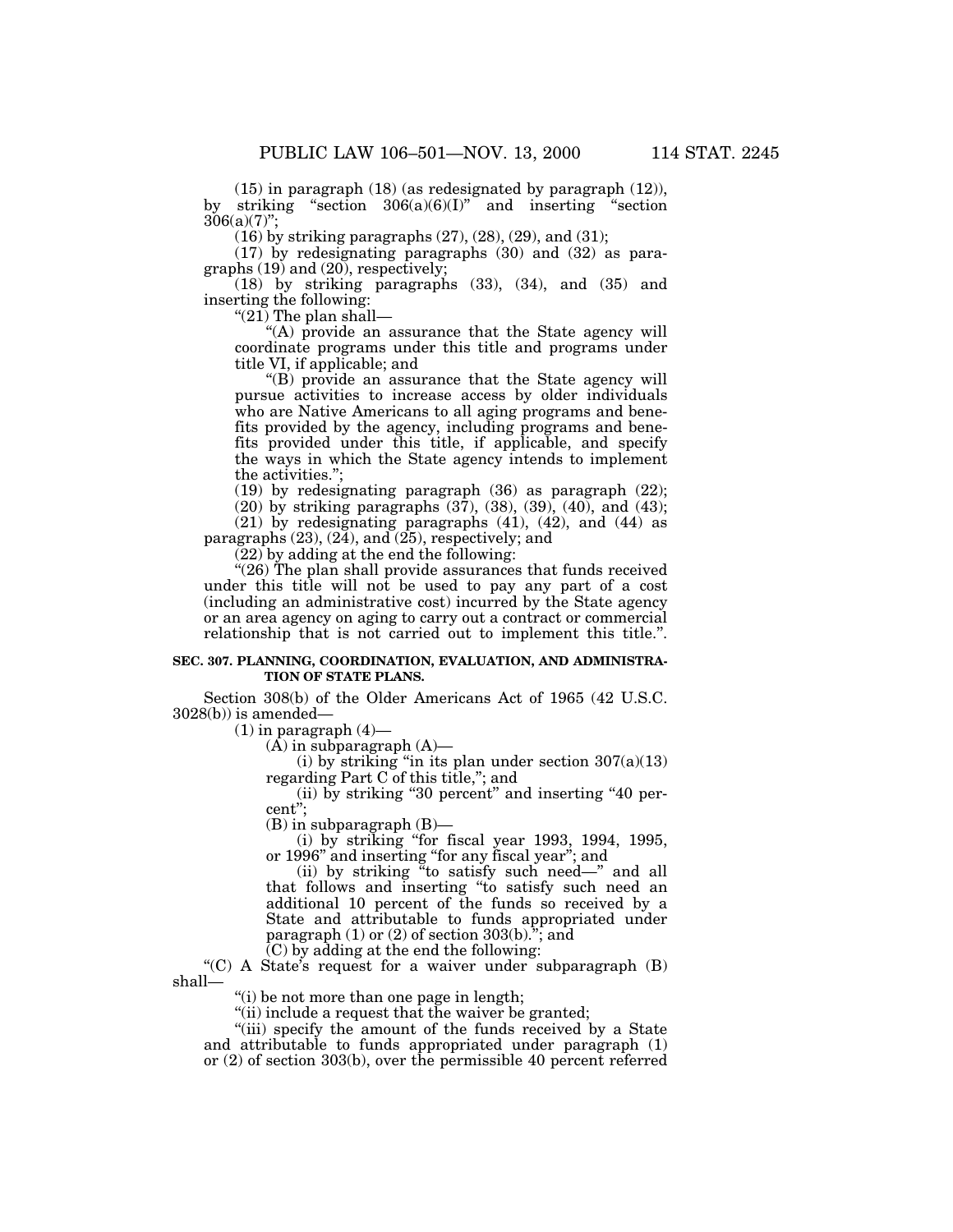(15) in paragraph (18) (as redesignated by paragraph (12)), by striking "section 306(a)(6)(I)" and inserting "section 306(a)(7)";

(16) by striking paragraphs (27), (28), (29), and (31);

(17) by redesignating paragraphs (30) and (32) as paragraphs (19) and (20), respectively;

(18) by striking paragraphs (33), (34), and (35) and inserting the following:

"(21) The plan shall—

"(A) provide an assurance that the State agency will coordinate programs under this title and programs under title VI, if applicable; and

"(B) provide an assurance that the State agency will pursue activities to increase access by older individuals who are Native Americans to all aging programs and benefits provided by the agency, including programs and benefits provided under this title, if applicable, and specify the ways in which the State agency intends to implement the activities.";

(19) by redesignating paragraph (36) as paragraph (22);

(20) by striking paragraphs (37), (38), (39), (40), and (43);

(21) by redesignating paragraphs (41), (42), and (44) as paragraphs (23), (24), and (25), respectively; and

(22) by adding at the end the following:

"(26) The plan shall provide assurances that funds received under this title will not be used to pay any part of a cost (including an administrative cost) incurred by the State agency or an area agency on aging to carry out a contract or commercial relationship that is not carried out to implement this title.".

**SEC. 307. PLANNING, COORDINATION, EVALUATION, AND ADMINISTRATION OF STATE PLANS.**

Section 308(b) of the Older Americans Act of 1965 (42 U.S.C. 3028(b)) is amended—

(1) in paragraph (4)—

(A) in subparagraph (A)—

(i) by striking "in its plan under section 307(a)(13) regarding Part C of this title,"; and

(ii) by striking "30 percent" and inserting "40 percent";

(B) in subparagraph (B)—

(i) by striking "for fiscal year 1993, 1994, 1995, or 1996" and inserting "for any fiscal year"; and

(ii) by striking "to satisfy such need—" and all that follows and inserting "to satisfy such need an additional 10 percent of the funds so received by a State and attributable to funds appropriated under paragraph (1) or (2) of section 303(b)."; and

(C) by adding at the end the following:

"(C) A State's request for a waiver under subparagraph (B) shall—

"(i) be not more than one page in length;

"(ii) include a request that the waiver be granted;

"(iii) specify the amount of the funds received by a State and attributable to funds appropriated under paragraph (1) or (2) of section 303(b), over the permissible 40 percent referred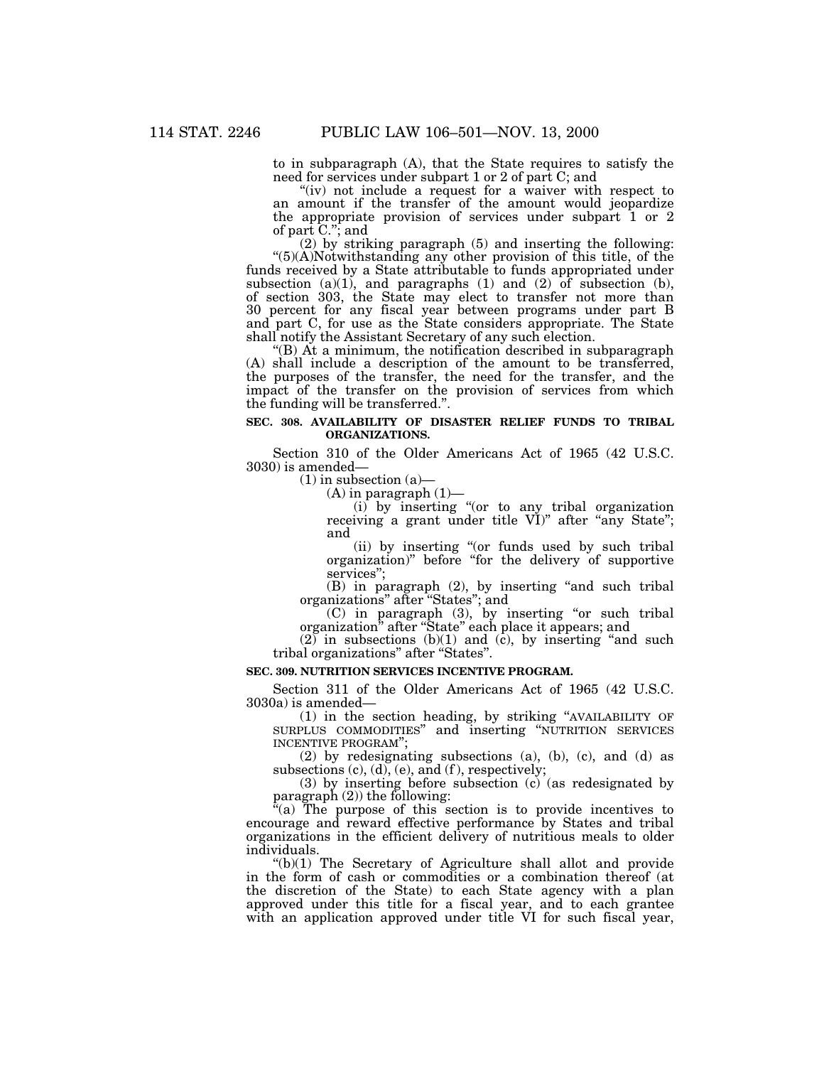to in subparagraph (A), that the State requires to satisfy the need for services under subpart 1 or 2 of part C; and

"(iv) not include a request for a waiver with respect to an amount if the transfer of the amount would jeopardize the appropriate provision of services under subpart 1 or 2 of part C."; and

(2) by striking paragraph (5) and inserting the following:

"(5)(A) Notwithstanding any other provision of this title, of the funds received by a State attributable to funds appropriated under subsection (a)(1), and paragraphs (1) and (2) of subsection (b), of section 303, the State may elect to transfer not more than 30 percent for any fiscal year between programs under part B and part C, for use as the State considers appropriate. The State shall notify the Assistant Secretary of any such election.

"(B) At a minimum, the notification described in subparagraph (A) shall include a description of the amount to be transferred, the purposes of the transfer, the need for the transfer, and the impact of the transfer on the provision of services from which the funding will be transferred.".

**SEC. 308. AVAILABILITY OF DISASTER RELIEF FUNDS TO TRIBAL ORGANIZATIONS.**

Section 310 of the Older Americans Act of 1965 (42 U.S.C. 3030) is amended—

(1) in subsection (a)—

(A) in paragraph (1)—

(i) by inserting "(or to any tribal organization receiving a grant under title VI)" after "any State"; and

(ii) by inserting "(or funds used by such tribal organization)" before "for the delivery of supportive services";

(B) in paragraph (2), by inserting "and such tribal organizations" after "States"; and

(C) in paragraph (3), by inserting "or such tribal organization" after "State" each place it appears; and

(2) in subsections (b)(1) and (c), by inserting "and such tribal organizations" after "States".

**SEC. 309. NUTRITION SERVICES INCENTIVE PROGRAM.**

Section 311 of the Older Americans Act of 1965 (42 U.S.C. 3030a) is amended—

(1) in the section heading, by striking "AVAILABILITY OF SURPLUS COMMODITIES" and inserting "NUTRITION SERVICES INCENTIVE PROGRAM";

(2) by redesignating subsections (a), (b), (c), and (d) as subsections (c), (d), (e), and (f), respectively;

(3) by inserting before subsection (c) (as redesignated by paragraph (2)) the following:

"(a) The purpose of this section is to provide incentives to encourage and reward effective performance by States and tribal organizations in the efficient delivery of nutritious meals to older individuals.

"(b)(1) The Secretary of Agriculture shall allot and provide in the form of cash or commodities or a combination thereof (at the discretion of the State) to each State agency with a plan approved under this title for a fiscal year, and to each grantee with an application approved under title VI for such fiscal year,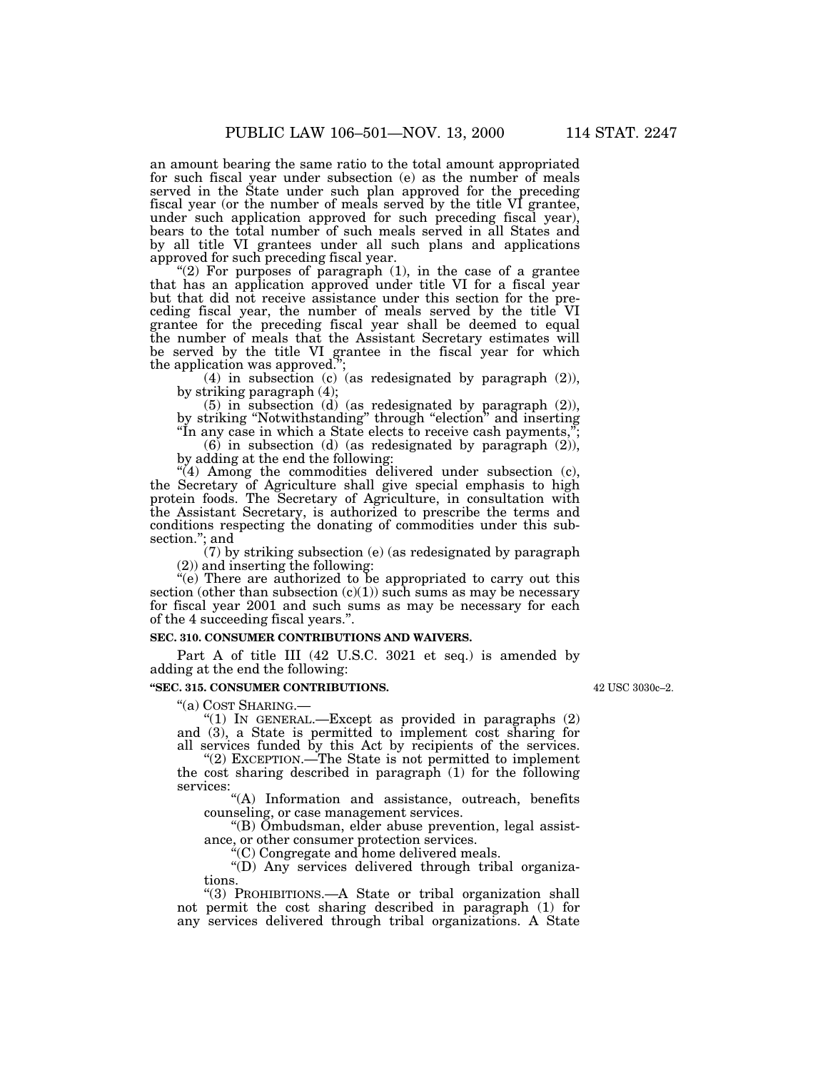an amount bearing the same ratio to the total amount appropriated for such fiscal year under subsection (e) as the number of meals served in the State under such plan approved for the preceding fiscal year (or the number of meals served by the title VI grantee, under such application approved for such preceding fiscal year), bears to the total number of such meals served in all States and by all title VI grantees under all such plans and applications approved for such preceding fiscal year.

"(2) For purposes of paragraph (1), in the case of a grantee that has an application approved under title VI for a fiscal year but that did not receive assistance under this section for the preceding fiscal year, the number of meals served by the title VI grantee for the preceding fiscal year shall be deemed to equal the number of meals that the Assistant Secretary estimates will be served by the title VI grantee in the fiscal year for which the application was approved.";

(4) in subsection (c) (as redesignated by paragraph (2)), by striking paragraph (4);

(5) in subsection (d) (as redesignated by paragraph (2)), by striking "Notwithstanding" through "election" and inserting "In any case in which a State elects to receive cash payments,";

(6) in subsection (d) (as redesignated by paragraph (2)), by adding at the end the following:

"(4) Among the commodities delivered under subsection (c), the Secretary of Agriculture shall give special emphasis to high protein foods. The Secretary of Agriculture, in consultation with the Assistant Secretary, is authorized to prescribe the terms and conditions respecting the donating of commodities under this subsection."; and

(7) by striking subsection (e) (as redesignated by paragraph (2)) and inserting the following:

"(e) There are authorized to be appropriated to carry out this section (other than subsection (c)(1)) such sums as may be necessary for fiscal year 2001 and such sums as may be necessary for each of the 4 succeeding fiscal years.".

**SEC. 310. CONSUMER CONTRIBUTIONS AND WAIVERS.**

Part A of title III (42 U.S.C. 3021 et seq.) is amended by adding at the end the following:

**"SEC. 315. CONSUMER CONTRIBUTIONS.**

42 USC 3030c–2.

"(a) COST SHARING.—

"(1) IN GENERAL.—Except as provided in paragraphs (2) and (3), a State is permitted to implement cost sharing for all services funded by this Act by recipients of the services.

"(2) EXCEPTION.—The State is not permitted to implement the cost sharing described in paragraph (1) for the following services:

"(A) Information and assistance, outreach, benefits counseling, or case management services.

"(B) Ombudsman, elder abuse prevention, legal assistance, or other consumer protection services.

"(C) Congregate and home delivered meals.

"(D) Any services delivered through tribal organizations.

"(3) PROHIBITIONS.—A State or tribal organization shall not permit the cost sharing described in paragraph (1) for any services delivered through tribal organizations. A State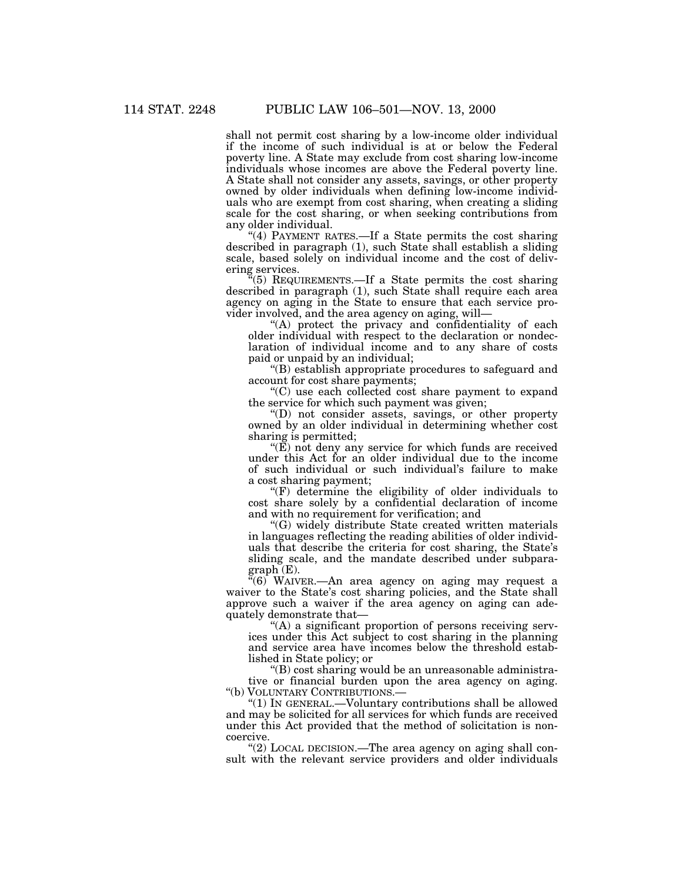shall not permit cost sharing by a low-income older individual if the income of such individual is at or below the Federal poverty line. A State may exclude from cost sharing low-income individuals whose incomes are above the Federal poverty line. A State shall not consider any assets, savings, or other property owned by older individuals when defining low-income individuals who are exempt from cost sharing, when creating a sliding scale for the cost sharing, or when seeking contributions from any older individual.

"(4) PAYMENT RATES.—If a State permits the cost sharing described in paragraph (1), such State shall establish a sliding scale, based solely on individual income and the cost of delivering services.

"(5) REQUIREMENTS.—If a State permits the cost sharing described in paragraph (1), such State shall require each area agency on aging in the State to ensure that each service provider involved, and the area agency on aging, will—

"(A) protect the privacy and confidentiality of each older individual with respect to the declaration or nondeclaration of individual income and to any share of costs paid or unpaid by an individual;

"(B) establish appropriate procedures to safeguard and account for cost share payments;

"(C) use each collected cost share payment to expand the service for which such payment was given;

"(D) not consider assets, savings, or other property owned by an older individual in determining whether cost sharing is permitted;

"(E) not deny any service for which funds are received under this Act for an older individual due to the income of such individual or such individual's failure to make a cost sharing payment;

"(F) determine the eligibility of older individuals to cost share solely by a confidential declaration of income and with no requirement for verification; and

"(G) widely distribute State created written materials in languages reflecting the reading abilities of older individuals that describe the criteria for cost sharing, the State's sliding scale, and the mandate described under subparagraph (E).

"(6) WAIVER.—An area agency on aging may request a waiver to the State's cost sharing policies, and the State shall approve such a waiver if the area agency on aging can adequately demonstrate that—

"(A) a significant proportion of persons receiving services under this Act subject to cost sharing in the planning and service area have incomes below the threshold established in State policy; or

"(B) cost sharing would be an unreasonable administrative or financial burden upon the area agency on aging.

"(b) VOLUNTARY CONTRIBUTIONS.—

"(1) IN GENERAL.—Voluntary contributions shall be allowed and may be solicited for all services for which funds are received under this Act provided that the method of solicitation is noncoercive.

"(2) LOCAL DECISION.—The area agency on aging shall consult with the relevant service providers and older individuals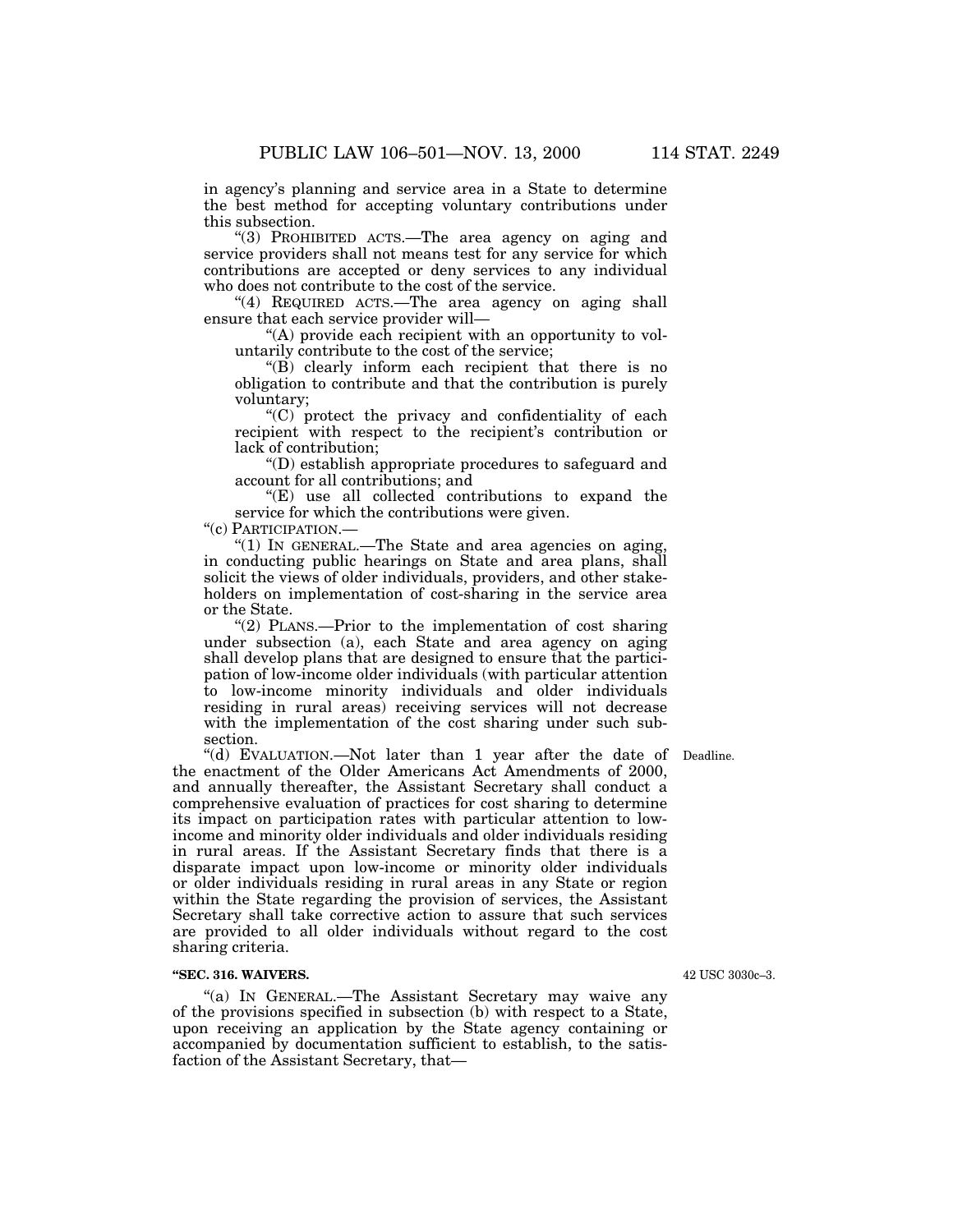in agency's planning and service area in a State to determine the best method for accepting voluntary contributions under this subsection.

"(3) PROHIBITED ACTS.—The area agency on aging and service providers shall not means test for any service for which contributions are accepted or deny services to any individual who does not contribute to the cost of the service.

"(4) REQUIRED ACTS.—The area agency on aging shall ensure that each service provider will—

"(A) provide each recipient with an opportunity to voluntarily contribute to the cost of the service;

"(B) clearly inform each recipient that there is no obligation to contribute and that the contribution is purely voluntary;

"(C) protect the privacy and confidentiality of each recipient with respect to the recipient's contribution or lack of contribution;

"(D) establish appropriate procedures to safeguard and account for all contributions; and

"(E) use all collected contributions to expand the service for which the contributions were given.

"(c) PARTICIPATION.—

"(1) IN GENERAL.—The State and area agencies on aging, in conducting public hearings on State and area plans, shall solicit the views of older individuals, providers, and other stakeholders on implementation of cost-sharing in the service area or the State.

"(2) PLANS.—Prior to the implementation of cost sharing under subsection (a), each State and area agency on aging shall develop plans that are designed to ensure that the participation of low-income older individuals (with particular attention to low-income minority individuals and older individuals residing in rural areas) receiving services will not decrease with the implementation of the cost sharing under such subsection.

Deadline.

"(d) EVALUATION.—Not later than 1 year after the date of the enactment of the Older Americans Act Amendments of 2000, and annually thereafter, the Assistant Secretary shall conduct a comprehensive evaluation of practices for cost sharing to determine its impact on participation rates with particular attention to low-income and minority older individuals and older individuals residing in rural areas. If the Assistant Secretary finds that there is a disparate impact upon low-income or minority older individuals or older individuals residing in rural areas in any State or region within the State regarding the provision of services, the Assistant Secretary shall take corrective action to assure that such services are provided to all older individuals without regard to the cost sharing criteria.

42 USC 3030c–3.

**"SEC. 316. WAIVERS.**

"(a) IN GENERAL.—The Assistant Secretary may waive any of the provisions specified in subsection (b) with respect to a State, upon receiving an application by the State agency containing or accompanied by documentation sufficient to establish, to the satisfaction of the Assistant Secretary, that—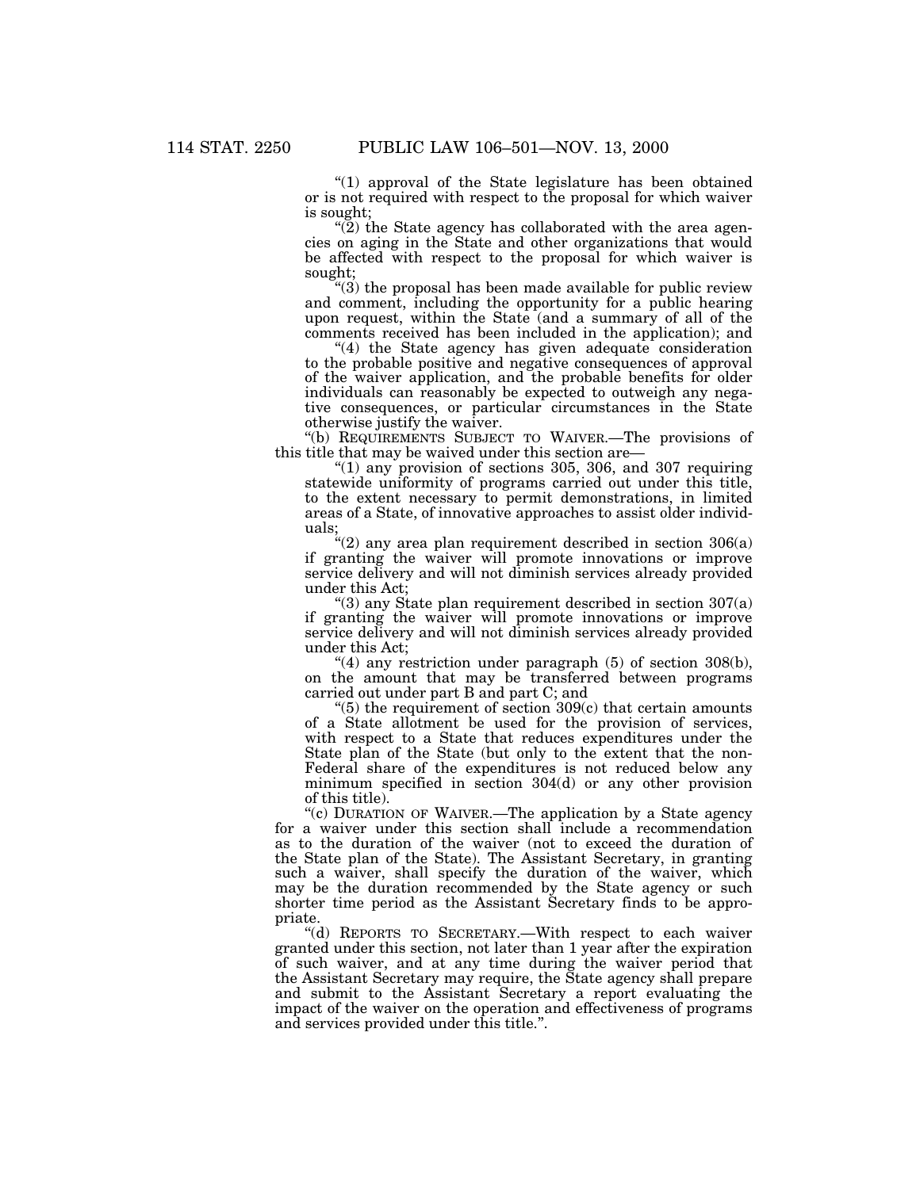"(1) approval of the State legislature has been obtained or is not required with respect to the proposal for which waiver is sought;

"(2) the State agency has collaborated with the area agencies on aging in the State and other organizations that would be affected with respect to the proposal for which waiver is sought;

"(3) the proposal has been made available for public review and comment, including the opportunity for a public hearing upon request, within the State (and a summary of all of the comments received has been included in the application); and

"(4) the State agency has given adequate consideration to the probable positive and negative consequences of approval of the waiver application, and the probable benefits for older individuals can reasonably be expected to outweigh any negative consequences, or particular circumstances in the State otherwise justify the waiver.

"(b) REQUIREMENTS SUBJECT TO WAIVER.—The provisions of this title that may be waived under this section are—

"(1) any provision of sections 305, 306, and 307 requiring statewide uniformity of programs carried out under this title, to the extent necessary to permit demonstrations, in limited areas of a State, of innovative approaches to assist older individuals;

"(2) any area plan requirement described in section 306(a) if granting the waiver will promote innovations or improve service delivery and will not diminish services already provided under this Act;

"(3) any State plan requirement described in section 307(a) if granting the waiver will promote innovations or improve service delivery and will not diminish services already provided under this Act;

"(4) any restriction under paragraph (5) of section 308(b), on the amount that may be transferred between programs carried out under part B and part C; and

"(5) the requirement of section 309(c) that certain amounts of a State allotment be used for the provision of services, with respect to a State that reduces expenditures under the State plan of the State (but only to the extent that the non-Federal share of the expenditures is not reduced below any minimum specified in section 304(d) or any other provision of this title).

"(c) DURATION OF WAIVER.—The application by a State agency for a waiver under this section shall include a recommendation as to the duration of the waiver (not to exceed the duration of the State plan of the State). The Assistant Secretary, in granting such a waiver, shall specify the duration of the waiver, which may be the duration recommended by the State agency or such shorter time period as the Assistant Secretary finds to be appropriate.

"(d) REPORTS TO SECRETARY.—With respect to each waiver granted under this section, not later than 1 year after the expiration of such waiver, and at any time during the waiver period that the Assistant Secretary may require, the State agency shall prepare and submit to the Assistant Secretary a report evaluating the impact of the waiver on the operation and effectiveness of programs and services provided under this title.".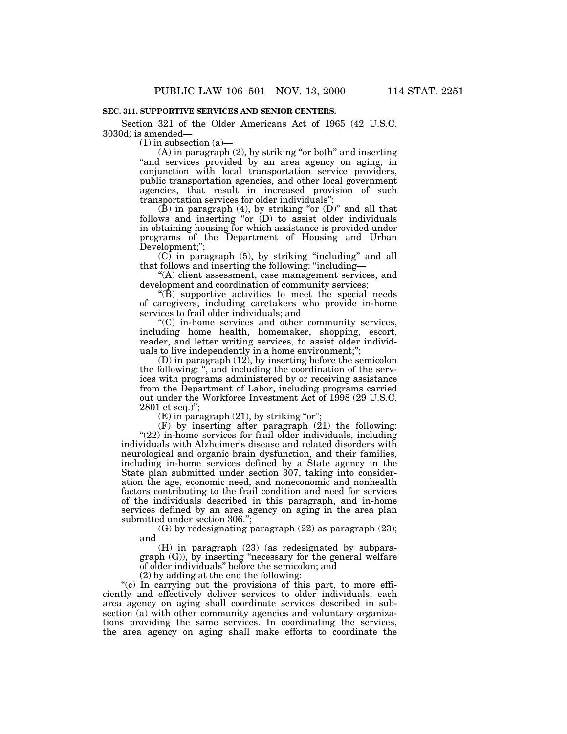**SEC. 311. SUPPORTIVE SERVICES AND SENIOR CENTERS.**

Section 321 of the Older Americans Act of 1965 (42 U.S.C. 3030d) is amended—

(1) in subsection (a)—

(A) in paragraph (2), by striking "or both" and inserting "and services provided by an area agency on aging, in conjunction with local transportation service providers, public transportation agencies, and other local government agencies, that result in increased provision of such transportation services for older individuals";

(B) in paragraph (4), by striking "or (D)" and all that follows and inserting "or (D) to assist older individuals in obtaining housing for which assistance is provided under programs of the Department of Housing and Urban Development;";

(C) in paragraph (5), by striking "including" and all that follows and inserting the following: "including—

"(A) client assessment, case management services, and development and coordination of community services;

"(B) supportive activities to meet the special needs of caregivers, including caretakers who provide in-home services to frail older individuals; and

"(C) in-home services and other community services, including home health, homemaker, shopping, escort, reader, and letter writing services, to assist older individuals to live independently in a home environment;";

(D) in paragraph (12), by inserting before the semicolon the following: ", and including the coordination of the services with programs administered by or receiving assistance from the Department of Labor, including programs carried out under the Workforce Investment Act of 1998 (29 U.S.C. 2801 et seq.)";

(E) in paragraph (21), by striking "or";

(F) by inserting after paragraph (21) the following:

"(22) in-home services for frail older individuals, including individuals with Alzheimer's disease and related disorders with neurological and organic brain dysfunction, and their families, including in-home services defined by a State agency in the State plan submitted under section 307, taking into consideration the age, economic need, and noneconomic and nonhealth factors contributing to the frail condition and need for services of the individuals described in this paragraph, and in-home services defined by an area agency on aging in the area plan submitted under section 306.";

(G) by redesignating paragraph (22) as paragraph (23); and

(H) in paragraph (23) (as redesignated by subparagraph (G)), by inserting "necessary for the general welfare of older individuals" before the semicolon; and

(2) by adding at the end the following:

"(c) In carrying out the provisions of this part, to more efficiently and effectively deliver services to older individuals, each area agency on aging shall coordinate services described in subsection (a) with other community agencies and voluntary organizations providing the same services. In coordinating the services, the area agency on aging shall make efforts to coordinate the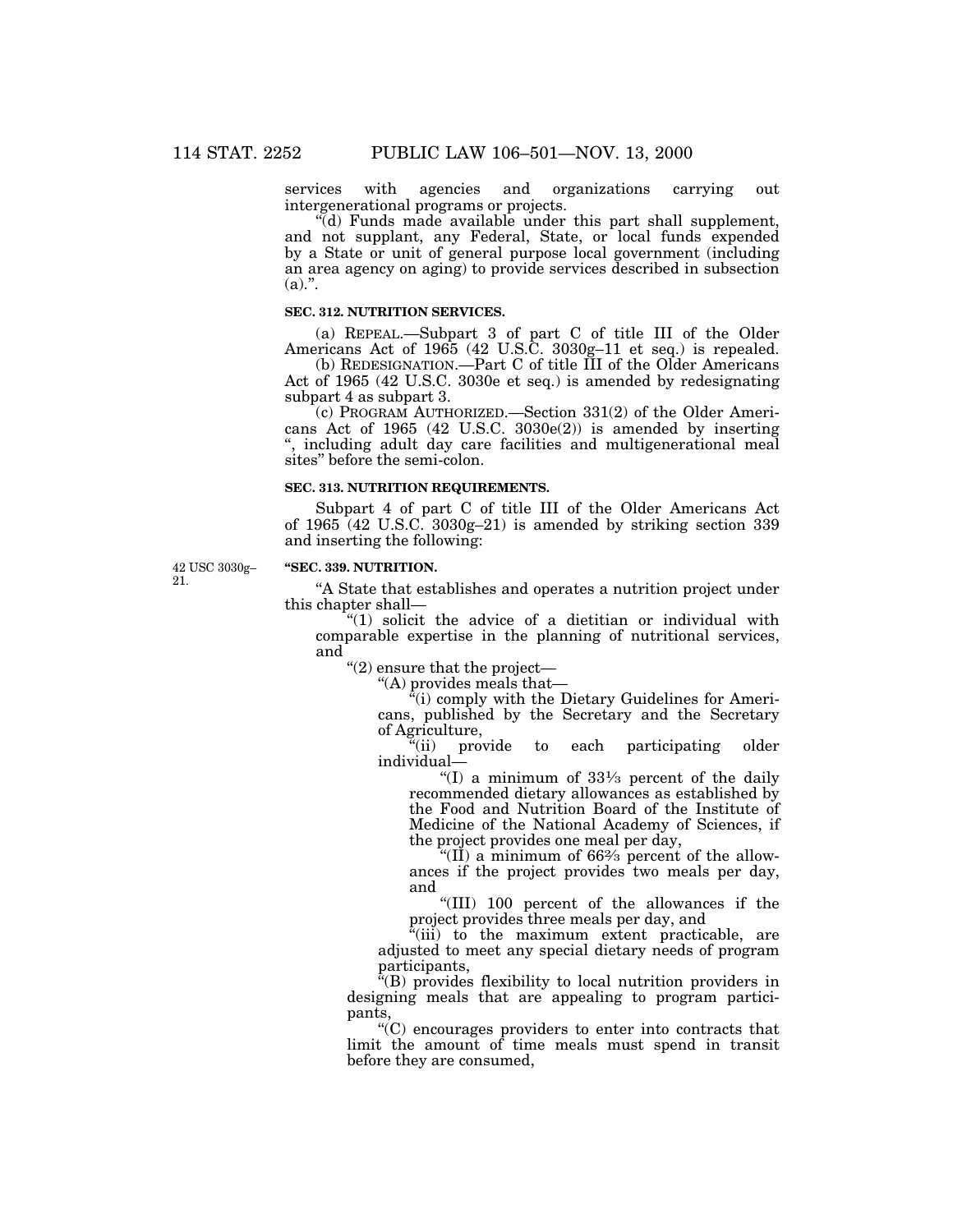services with agencies and organizations carrying out intergenerational programs or projects.

"(d) Funds made available under this part shall supplement, and not supplant, any Federal, State, or local funds expended by a State or unit of general purpose local government (including an area agency on aging) to provide services described in subsection (a).".

**SEC. 312. NUTRITION SERVICES.**

(a) REPEAL.—Subpart 3 of part C of title III of the Older Americans Act of 1965 (42 U.S.C. 3030g–11 et seq.) is repealed.

(b) REDESIGNATION.—Part C of title III of the Older Americans Act of 1965 (42 U.S.C. 3030e et seq.) is amended by redesignating subpart 4 as subpart 3.

(c) PROGRAM AUTHORIZED.—Section 331(2) of the Older Americans Act of 1965 (42 U.S.C. 3030e(2)) is amended by inserting ", including adult day care facilities and multigenerational meal sites" before the semi-colon.

**SEC. 313. NUTRITION REQUIREMENTS.**

Subpart 4 of part C of title III of the Older Americans Act of 1965 (42 U.S.C. 3030g–21) is amended by striking section 339 and inserting the following:

42 USC 3030g–21.

**"SEC. 339. NUTRITION.**

"A State that establishes and operates a nutrition project under this chapter shall—

"(1) solicit the advice of a dietitian or individual with comparable expertise in the planning of nutritional services, and

"(2) ensure that the project—

"(A) provides meals that—

"(i) comply with the Dietary Guidelines for Americans, published by the Secretary and the Secretary of Agriculture,

"(ii) provide to each participating older individual—

"(I) a minimum of 33⅓ percent of the daily recommended dietary allowances as established by the Food and Nutrition Board of the Institute of Medicine of the National Academy of Sciences, if the project provides one meal per day,

"(II) a minimum of 66⅔ percent of the allowances if the project provides two meals per day, and

"(III) 100 percent of the allowances if the project provides three meals per day, and

"(iii) to the maximum extent practicable, are adjusted to meet any special dietary needs of program participants,

"(B) provides flexibility to local nutrition providers in designing meals that are appealing to program participants,

"(C) encourages providers to enter into contracts that limit the amount of time meals must spend in transit before they are consumed,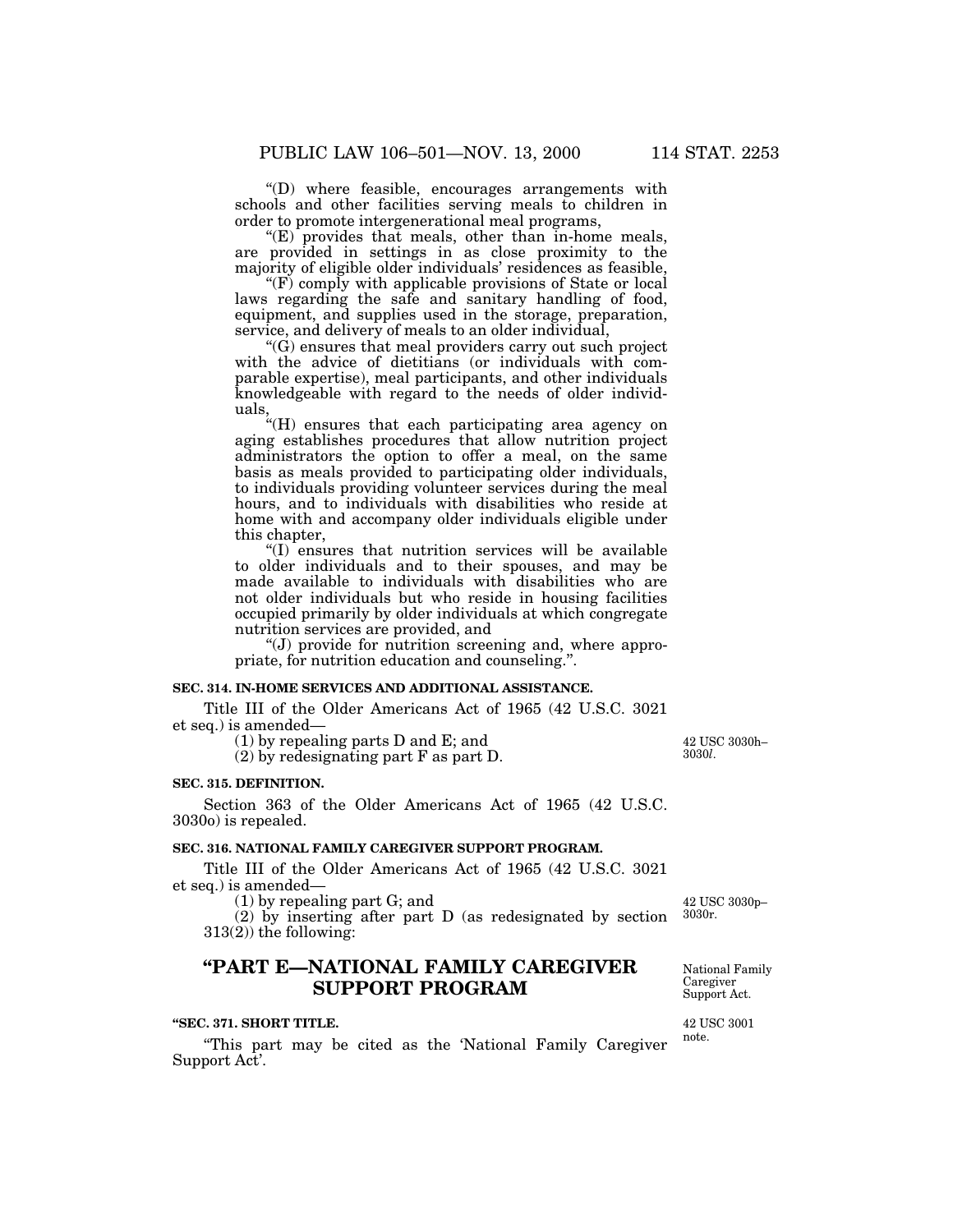"(D) where feasible, encourages arrangements with schools and other facilities serving meals to children in order to promote intergenerational meal programs,

"(E) provides that meals, other than in-home meals, are provided in settings in as close proximity to the majority of eligible older individuals' residences as feasible,

"(F) comply with applicable provisions of State or local laws regarding the safe and sanitary handling of food, equipment, and supplies used in the storage, preparation, service, and delivery of meals to an older individual,

"(G) ensures that meal providers carry out such project with the advice of dietitians (or individuals with comparable expertise), meal participants, and other individuals knowledgeable with regard to the needs of older individuals,

"(H) ensures that each participating area agency on aging establishes procedures that allow nutrition project administrators the option to offer a meal, on the same basis as meals provided to participating older individuals, to individuals providing volunteer services during the meal hours, and to individuals with disabilities who reside at home with and accompany older individuals eligible under this chapter,

"(I) ensures that nutrition services will be available to older individuals and to their spouses, and may be made available to individuals with disabilities who are not older individuals but who reside in housing facilities occupied primarily by older individuals at which congregate nutrition services are provided, and

"(J) provide for nutrition screening and, where appropriate, for nutrition education and counseling.".

**SEC. 314. IN-HOME SERVICES AND ADDITIONAL ASSISTANCE.**

Title III of the Older Americans Act of 1965 (42 U.S.C. 3021 et seq.) is amended—

(1) by repealing parts D and E; and

(2) by redesignating part F as part D.

42 USC 3030h–3030*l*.

**SEC. 315. DEFINITION.**

Section 363 of the Older Americans Act of 1965 (42 U.S.C. 3030o) is repealed.

**SEC. 316. NATIONAL FAMILY CAREGIVER SUPPORT PROGRAM.**

Title III of the Older Americans Act of 1965 (42 U.S.C. 3021 et seq.) is amended—

(1) by repealing part G; and

(2) by inserting after part D (as redesignated by section 313(2)) the following:

42 USC 3030p–3030r.

## "PART E—NATIONAL FAMILY CAREGIVER SUPPORT PROGRAM

National Family Caregiver Support Act.

**"SEC. 371. SHORT TITLE.**

42 USC 3001 note.

"This part may be cited as the 'National Family Caregiver Support Act'.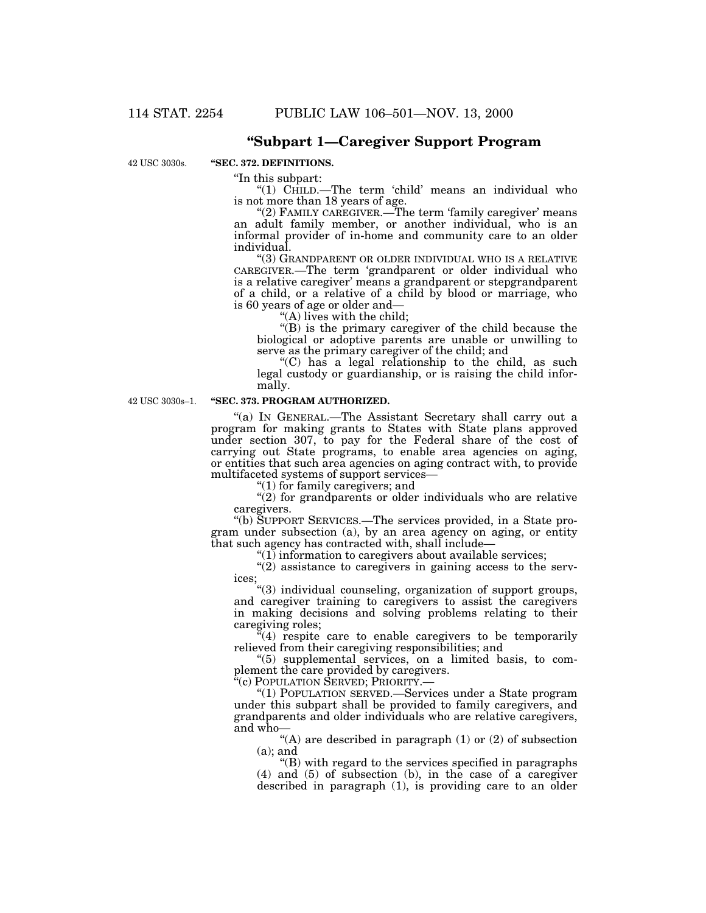## "Subpart 1—Caregiver Support Program

42 USC 3030s.

**"SEC. 372. DEFINITIONS.**

"In this subpart:

"(1) CHILD.—The term 'child' means an individual who is not more than 18 years of age.

"(2) FAMILY CAREGIVER.—The term 'family caregiver' means an adult family member, or another individual, who is an informal provider of in-home and community care to an older individual.

"(3) GRANDPARENT OR OLDER INDIVIDUAL WHO IS A RELATIVE CAREGIVER.—The term 'grandparent or older individual who is a relative caregiver' means a grandparent or stepgrandparent of a child, or a relative of a child by blood or marriage, who is 60 years of age or older and—

"(A) lives with the child;

"(B) is the primary caregiver of the child because the biological or adoptive parents are unable or unwilling to serve as the primary caregiver of the child; and

"(C) has a legal relationship to the child, as such legal custody or guardianship, or is raising the child informally.

42 USC 3030s–1.

**"SEC. 373. PROGRAM AUTHORIZED.**

"(a) IN GENERAL.—The Assistant Secretary shall carry out a program for making grants to States with State plans approved under section 307, to pay for the Federal share of the cost of carrying out State programs, to enable area agencies on aging, or entities that such area agencies on aging contract with, to provide multifaceted systems of support services—

"(1) for family caregivers; and

"(2) for grandparents or older individuals who are relative caregivers.

"(b) SUPPORT SERVICES.—The services provided, in a State program under subsection (a), by an area agency on aging, or entity that such agency has contracted with, shall include—

"(1) information to caregivers about available services;

"(2) assistance to caregivers in gaining access to the services;

"(3) individual counseling, organization of support groups, and caregiver training to caregivers to assist the caregivers in making decisions and solving problems relating to their caregiving roles;

"(4) respite care to enable caregivers to be temporarily relieved from their caregiving responsibilities; and

"(5) supplemental services, on a limited basis, to complement the care provided by caregivers.

"(c) POPULATION SERVED; PRIORITY.—

"(1) POPULATION SERVED.—Services under a State program under this subpart shall be provided to family caregivers, and grandparents and older individuals who are relative caregivers, and who—

"(A) are described in paragraph (1) or (2) of subsection (a); and

"(B) with regard to the services specified in paragraphs (4) and (5) of subsection (b), in the case of a caregiver described in paragraph (1), is providing care to an older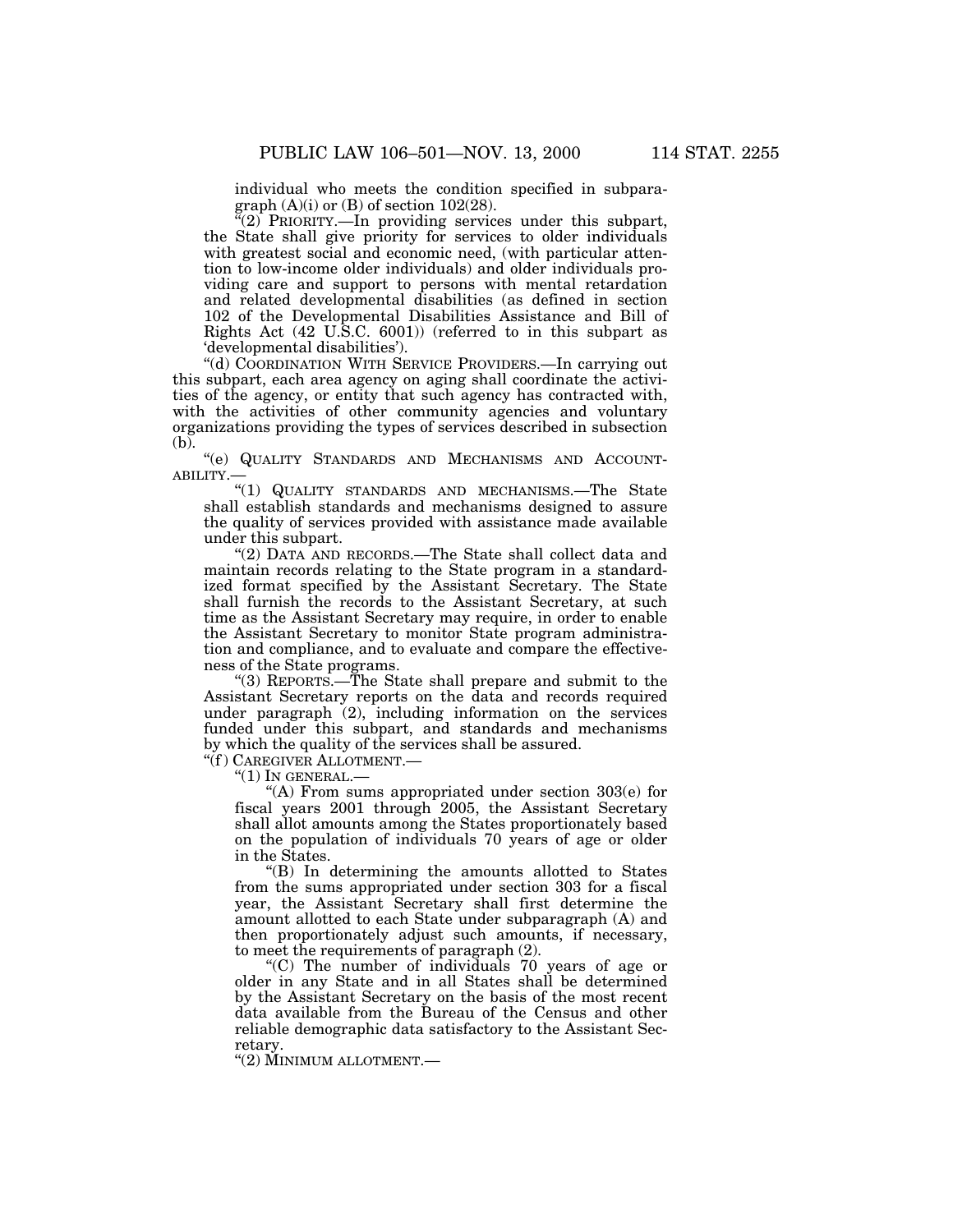individual who meets the condition specified in subparagraph (A)(i) or (B) of section 102(28).

"(2) PRIORITY.—In providing services under this subpart, the State shall give priority for services to older individuals with greatest social and economic need, (with particular attention to low-income older individuals) and older individuals providing care and support to persons with mental retardation and related developmental disabilities (as defined in section 102 of the Developmental Disabilities Assistance and Bill of Rights Act (42 U.S.C. 6001)) (referred to in this subpart as 'developmental disabilities').

"(d) COORDINATION WITH SERVICE PROVIDERS.—In carrying out this subpart, each area agency on aging shall coordinate the activities of the agency, or entity that such agency has contracted with, with the activities of other community agencies and voluntary organizations providing the types of services described in subsection (b).

"(e) QUALITY STANDARDS AND MECHANISMS AND ACCOUNTABILITY.—

"(1) QUALITY STANDARDS AND MECHANISMS.—The State shall establish standards and mechanisms designed to assure the quality of services provided with assistance made available under this subpart.

"(2) DATA AND RECORDS.—The State shall collect data and maintain records relating to the State program in a standardized format specified by the Assistant Secretary. The State shall furnish the records to the Assistant Secretary, at such time as the Assistant Secretary may require, in order to enable the Assistant Secretary to monitor State program administration and compliance, and to evaluate and compare the effectiveness of the State programs.

"(3) REPORTS.—The State shall prepare and submit to the Assistant Secretary reports on the data and records required under paragraph (2), including information on the services funded under this subpart, and standards and mechanisms by which the quality of the services shall be assured.

"(f) CAREGIVER ALLOTMENT.—

"(1) IN GENERAL.—

"(A) From sums appropriated under section 303(e) for fiscal years 2001 through 2005, the Assistant Secretary shall allot amounts among the States proportionately based on the population of individuals 70 years of age or older in the States.

"(B) In determining the amounts allotted to States from the sums appropriated under section 303 for a fiscal year, the Assistant Secretary shall first determine the amount allotted to each State under subparagraph (A) and then proportionately adjust such amounts, if necessary, to meet the requirements of paragraph (2).

"(C) The number of individuals 70 years of age or older in any State and in all States shall be determined by the Assistant Secretary on the basis of the most recent data available from the Bureau of the Census and other reliable demographic data satisfactory to the Assistant Secretary.

"(2) MINIMUM ALLOTMENT.—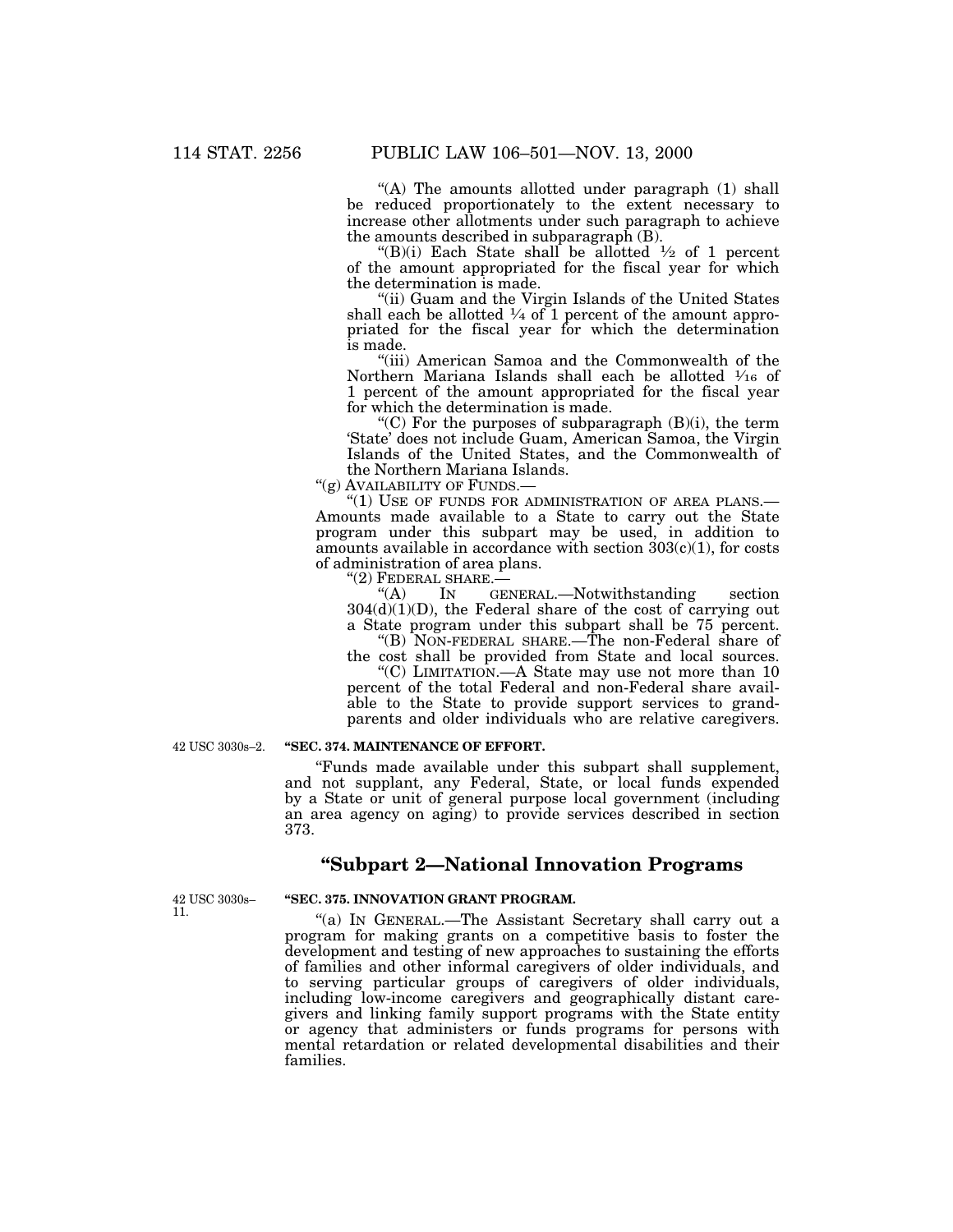"(A) The amounts allotted under paragraph (1) shall be reduced proportionately to the extent necessary to increase other allotments under such paragraph to achieve the amounts described in subparagraph (B).

"(B)(i) Each State shall be allotted ½ of 1 percent of the amount appropriated for the fiscal year for which the determination is made.

"(ii) Guam and the Virgin Islands of the United States shall each be allotted ¼ of 1 percent of the amount appropriated for the fiscal year for which the determination is made.

"(iii) American Samoa and the Commonwealth of the Northern Mariana Islands shall each be allotted 1⁄16 of 1 percent of the amount appropriated for the fiscal year for which the determination is made.

"(C) For the purposes of subparagraph (B)(i), the term 'State' does not include Guam, American Samoa, the Virgin Islands of the United States, and the Commonwealth of the Northern Mariana Islands.

"(g) AVAILABILITY OF FUNDS.—

"(1) USE OF FUNDS FOR ADMINISTRATION OF AREA PLANS.— Amounts made available to a State to carry out the State program under this subpart may be used, in addition to amounts available in accordance with section 303(c)(1), for costs of administration of area plans.

"(2) FEDERAL SHARE.—

"(A) IN GENERAL.—Notwithstanding section 304(d)(1)(D), the Federal share of the cost of carrying out a State program under this subpart shall be 75 percent.

"(B) NON-FEDERAL SHARE.—The non-Federal share of the cost shall be provided from State and local sources.

"(C) LIMITATION.—A State may use not more than 10 percent of the total Federal and non-Federal share available to the State to provide support services to grandparents and older individuals who are relative caregivers.

42 USC 3030s–2.

**"SEC. 374. MAINTENANCE OF EFFORT.**

"Funds made available under this subpart shall supplement, and not supplant, any Federal, State, or local funds expended by a State or unit of general purpose local government (including an area agency on aging) to provide services described in section 373.

## "Subpart 2—National Innovation Programs

42 USC 3030s–11.

**"SEC. 375. INNOVATION GRANT PROGRAM.**

"(a) IN GENERAL.—The Assistant Secretary shall carry out a program for making grants on a competitive basis to foster the development and testing of new approaches to sustaining the efforts of families and other informal caregivers of older individuals, and to serving particular groups of caregivers of older individuals, including low-income caregivers and geographically distant caregivers and linking family support programs with the State entity or agency that administers or funds programs for persons with mental retardation or related developmental disabilities and their families.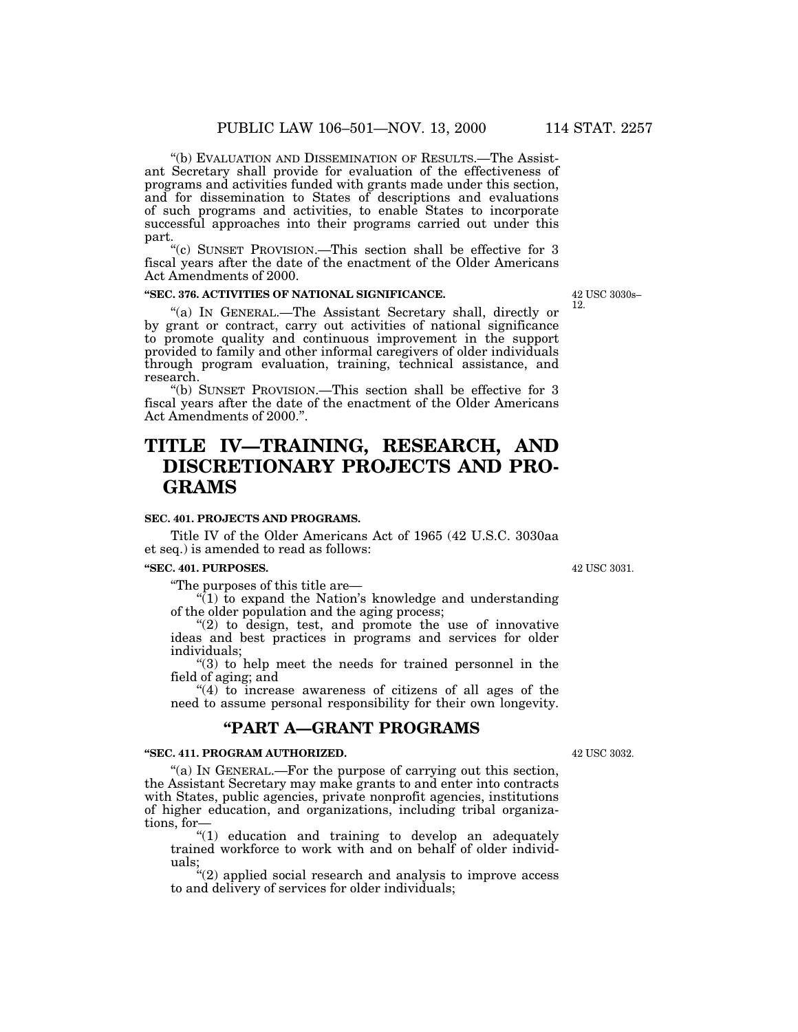“(b) EVALUATION AND DISSEMINATION OF RESULTS.—The Assistant Secretary shall provide for evaluation of the effectiveness of programs and activities funded with grants made under this section, and for dissemination to States of descriptions and evaluations of such programs and activities, to enable States to incorporate successful approaches into their programs carried out under this part.

“(c) SUNSET PROVISION.—This section shall be effective for 3 fiscal years after the date of the enactment of the Older Americans Act Amendments of 2000.

**“SEC. 376. ACTIVITIES OF NATIONAL SIGNIFICANCE.**

42 USC 3030s–12.

“(a) IN GENERAL.—The Assistant Secretary shall, directly or by grant or contract, carry out activities of national significance to promote quality and continuous improvement in the support provided to family and other informal caregivers of older individuals through program evaluation, training, technical assistance, and research.

“(b) SUNSET PROVISION.—This section shall be effective for 3 fiscal years after the date of the enactment of the Older Americans Act Amendments of 2000.”.

# TITLE IV—TRAINING, RESEARCH, AND DISCRETIONARY PROJECTS AND PROGRAMS

**SEC. 401. PROJECTS AND PROGRAMS.**

Title IV of the Older Americans Act of 1965 (42 U.S.C. 3030aa et seq.) is amended to read as follows:

**“SEC. 401. PURPOSES.**

42 USC 3031.

“The purposes of this title are—

“(1) to expand the Nation’s knowledge and understanding of the older population and the aging process;

“(2) to design, test, and promote the use of innovative ideas and best practices in programs and services for older individuals;

“(3) to help meet the needs for trained personnel in the field of aging; and

“(4) to increase awareness of citizens of all ages of the need to assume personal responsibility for their own longevity.

## “PART A—GRANT PROGRAMS

**“SEC. 411. PROGRAM AUTHORIZED.**

42 USC 3032.

“(a) IN GENERAL.—For the purpose of carrying out this section, the Assistant Secretary may make grants to and enter into contracts with States, public agencies, private nonprofit agencies, institutions of higher education, and organizations, including tribal organizations, for—

“(1) education and training to develop an adequately trained workforce to work with and on behalf of older individuals;

“(2) applied social research and analysis to improve access to and delivery of services for older individuals;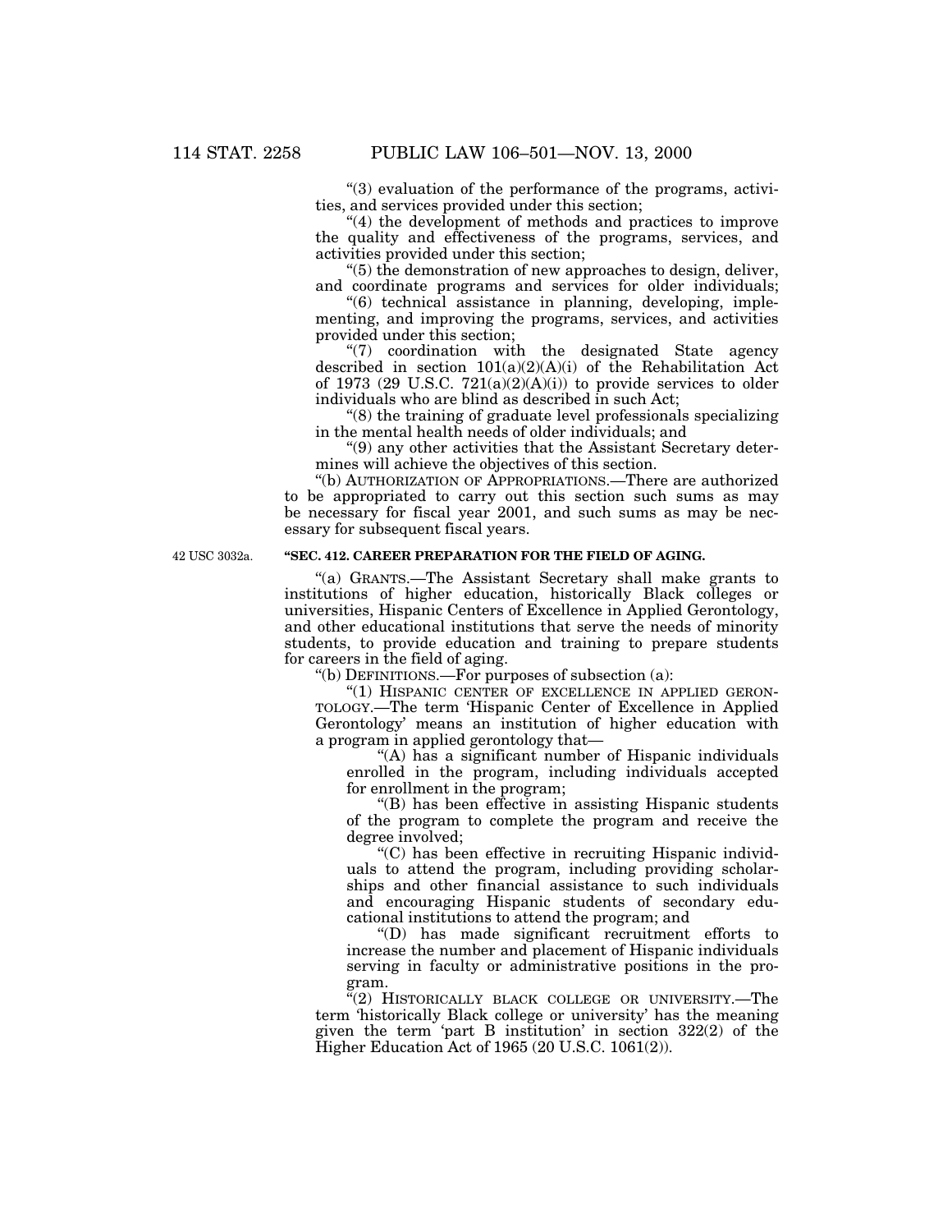"(3) evaluation of the performance of the programs, activities, and services provided under this section;

"(4) the development of methods and practices to improve the quality and effectiveness of the programs, services, and activities provided under this section;

"(5) the demonstration of new approaches to design, deliver, and coordinate programs and services for older individuals;

"(6) technical assistance in planning, developing, implementing, and improving the programs, services, and activities provided under this section;

"(7) coordination with the designated State agency described in section 101(a)(2)(A)(i) of the Rehabilitation Act of 1973 (29 U.S.C. 721(a)(2)(A)(i)) to provide services to older individuals who are blind as described in such Act;

"(8) the training of graduate level professionals specializing in the mental health needs of older individuals; and

"(9) any other activities that the Assistant Secretary determines will achieve the objectives of this section.

"(b) AUTHORIZATION OF APPROPRIATIONS.—There are authorized to be appropriated to carry out this section such sums as may be necessary for fiscal year 2001, and such sums as may be necessary for subsequent fiscal years.

42 USC 3032a.

**"SEC. 412. CAREER PREPARATION FOR THE FIELD OF AGING.**

"(a) GRANTS.—The Assistant Secretary shall make grants to institutions of higher education, historically Black colleges or universities, Hispanic Centers of Excellence in Applied Gerontology, and other educational institutions that serve the needs of minority students, to provide education and training to prepare students for careers in the field of aging.

"(b) DEFINITIONS.—For purposes of subsection (a):

"(1) HISPANIC CENTER OF EXCELLENCE IN APPLIED GERONTOLOGY.—The term 'Hispanic Center of Excellence in Applied Gerontology' means an institution of higher education with a program in applied gerontology that—

"(A) has a significant number of Hispanic individuals enrolled in the program, including individuals accepted for enrollment in the program;

"(B) has been effective in assisting Hispanic students of the program to complete the program and receive the degree involved;

"(C) has been effective in recruiting Hispanic individuals to attend the program, including providing scholarships and other financial assistance to such individuals and encouraging Hispanic students of secondary educational institutions to attend the program; and

"(D) has made significant recruitment efforts to increase the number and placement of Hispanic individuals serving in faculty or administrative positions in the program.

"(2) HISTORICALLY BLACK COLLEGE OR UNIVERSITY.—The term 'historically Black college or university' has the meaning given the term 'part B institution' in section 322(2) of the Higher Education Act of 1965 (20 U.S.C. 1061(2)).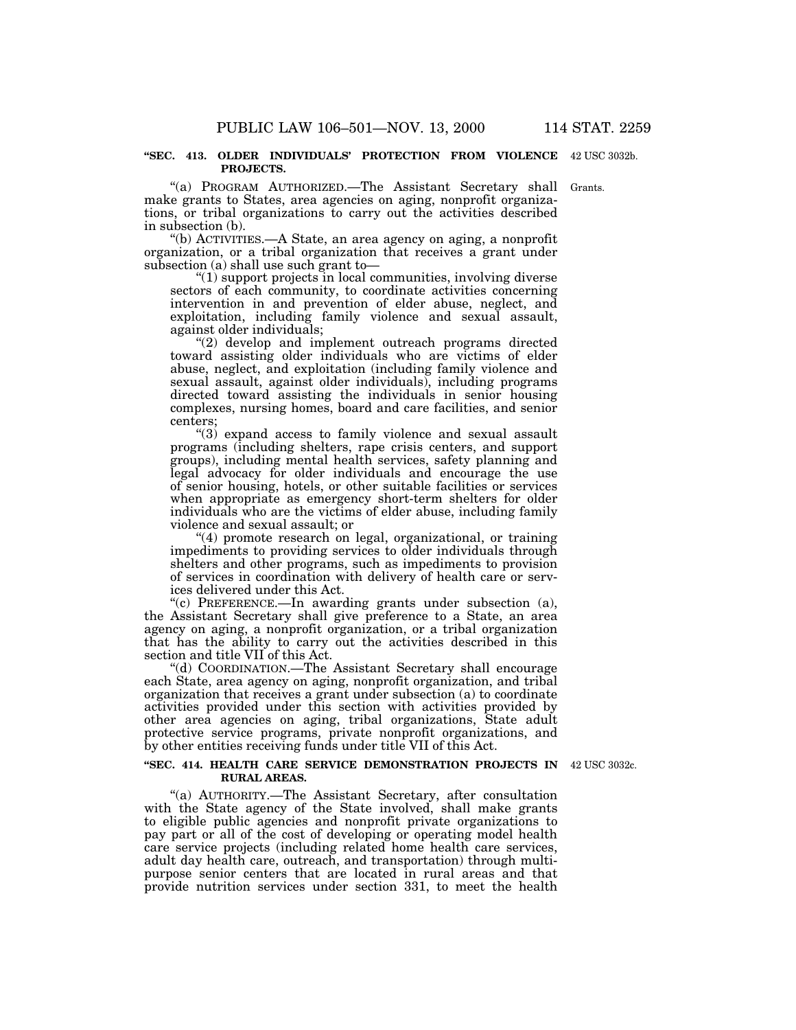**"SEC. 413. OLDER INDIVIDUALS' PROTECTION FROM VIOLENCE PROJECTS.**

42 USC 3032b.

"(a) PROGRAM AUTHORIZED.—The Assistant Secretary shall make grants to States, area agencies on aging, nonprofit organizations, or tribal organizations to carry out the activities described in subsection (b).

Grants.

"(b) ACTIVITIES.—A State, an area agency on aging, a nonprofit organization, or a tribal organization that receives a grant under subsection (a) shall use such grant to—

"(1) support projects in local communities, involving diverse sectors of each community, to coordinate activities concerning intervention in and prevention of elder abuse, neglect, and exploitation, including family violence and sexual assault, against older individuals;

"(2) develop and implement outreach programs directed toward assisting older individuals who are victims of elder abuse, neglect, and exploitation (including family violence and sexual assault, against older individuals), including programs directed toward assisting the individuals in senior housing complexes, nursing homes, board and care facilities, and senior centers;

"(3) expand access to family violence and sexual assault programs (including shelters, rape crisis centers, and support groups), including mental health services, safety planning and legal advocacy for older individuals and encourage the use of senior housing, hotels, or other suitable facilities or services when appropriate as emergency short-term shelters for older individuals who are the victims of elder abuse, including family violence and sexual assault; or

"(4) promote research on legal, organizational, or training impediments to providing services to older individuals through shelters and other programs, such as impediments to provision of services in coordination with delivery of health care or services delivered under this Act.

"(c) PREFERENCE.—In awarding grants under subsection (a), the Assistant Secretary shall give preference to a State, an area agency on aging, a nonprofit organization, or a tribal organization that has the ability to carry out the activities described in this section and title VII of this Act.

"(d) COORDINATION.—The Assistant Secretary shall encourage each State, area agency on aging, nonprofit organization, and tribal organization that receives a grant under subsection (a) to coordinate activities provided under this section with activities provided by other area agencies on aging, tribal organizations, State adult protective service programs, private nonprofit organizations, and by other entities receiving funds under title VII of this Act.

**"SEC. 414. HEALTH CARE SERVICE DEMONSTRATION PROJECTS IN RURAL AREAS.**

42 USC 3032c.

"(a) AUTHORITY.—The Assistant Secretary, after consultation with the State agency of the State involved, shall make grants to eligible public agencies and nonprofit private organizations to pay part or all of the cost of developing or operating model health care service projects (including related home health care services, adult day health care, outreach, and transportation) through multipurpose senior centers that are located in rural areas and that provide nutrition services under section 331, to meet the health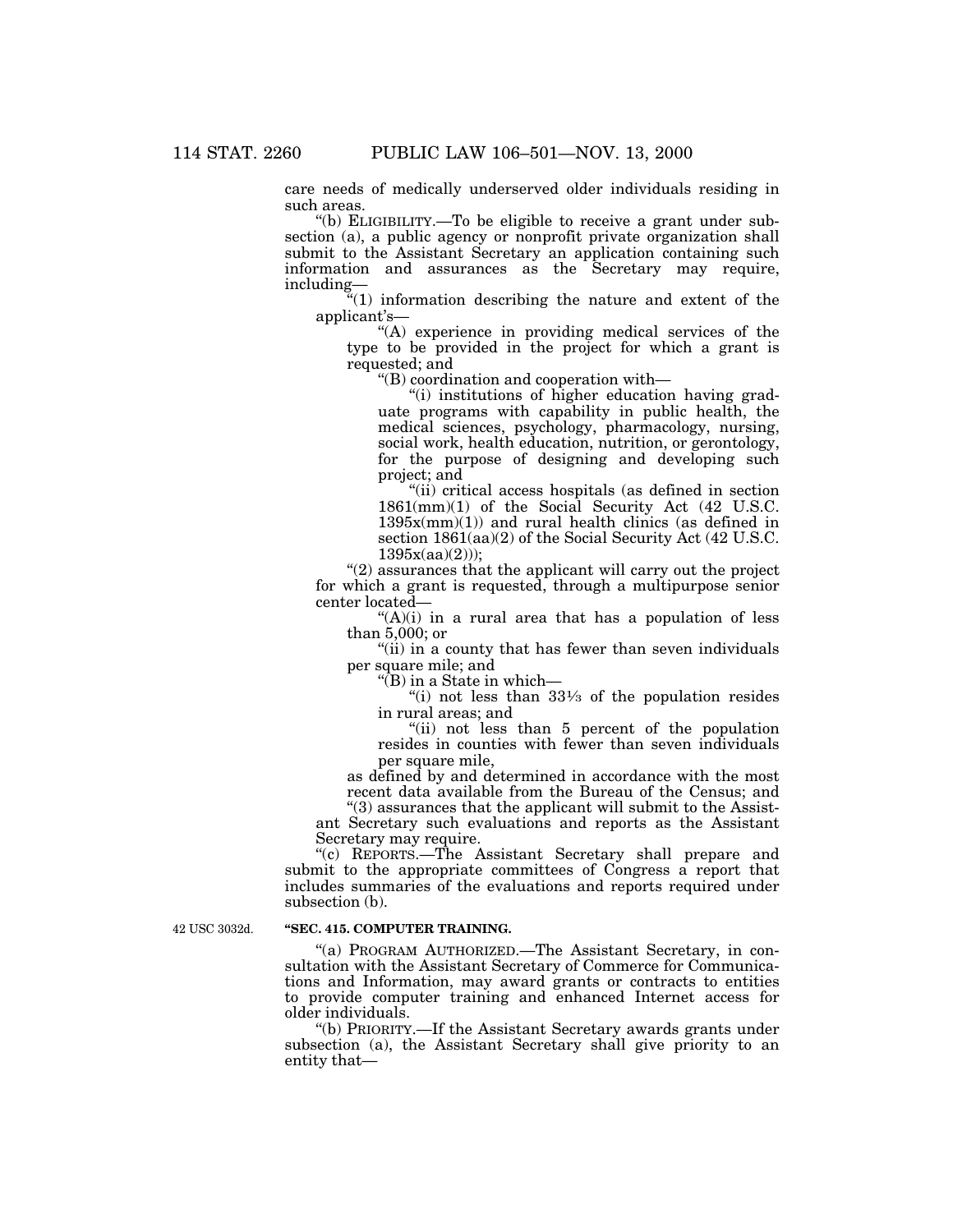care needs of medically underserved older individuals residing in such areas.

"(b) ELIGIBILITY.—To be eligible to receive a grant under subsection (a), a public agency or nonprofit private organization shall submit to the Assistant Secretary an application containing such information and assurances as the Secretary may require, including—

"(1) information describing the nature and extent of the applicant's—

"(A) experience in providing medical services of the type to be provided in the project for which a grant is requested; and

"(B) coordination and cooperation with—

"(i) institutions of higher education having graduate programs with capability in public health, the medical sciences, psychology, pharmacology, nursing, social work, health education, nutrition, or gerontology, for the purpose of designing and developing such project; and

"(ii) critical access hospitals (as defined in section 1861(mm)(1) of the Social Security Act (42 U.S.C. 1395x(mm)(1)) and rural health clinics (as defined in section 1861(aa)(2) of the Social Security Act (42 U.S.C. 1395x(aa)(2)));

"(2) assurances that the applicant will carry out the project for which a grant is requested, through a multipurpose senior center located—

"(A)(i) in a rural area that has a population of less than 5,000; or

"(ii) in a county that has fewer than seven individuals per square mile; and

"(B) in a State in which—

"(i) not less than 33⅓ of the population resides in rural areas; and

"(ii) not less than 5 percent of the population resides in counties with fewer than seven individuals per square mile,

as defined by and determined in accordance with the most recent data available from the Bureau of the Census; and

"(3) assurances that the applicant will submit to the Assistant Secretary such evaluations and reports as the Assistant Secretary may require.

"(c) REPORTS.—The Assistant Secretary shall prepare and submit to the appropriate committees of Congress a report that includes summaries of the evaluations and reports required under subsection (b).

42 USC 3032d.

**"SEC. 415. COMPUTER TRAINING.**

"(a) PROGRAM AUTHORIZED.—The Assistant Secretary, in consultation with the Assistant Secretary of Commerce for Communications and Information, may award grants or contracts to entities to provide computer training and enhanced Internet access for older individuals.

"(b) PRIORITY.—If the Assistant Secretary awards grants under subsection (a), the Assistant Secretary shall give priority to an entity that—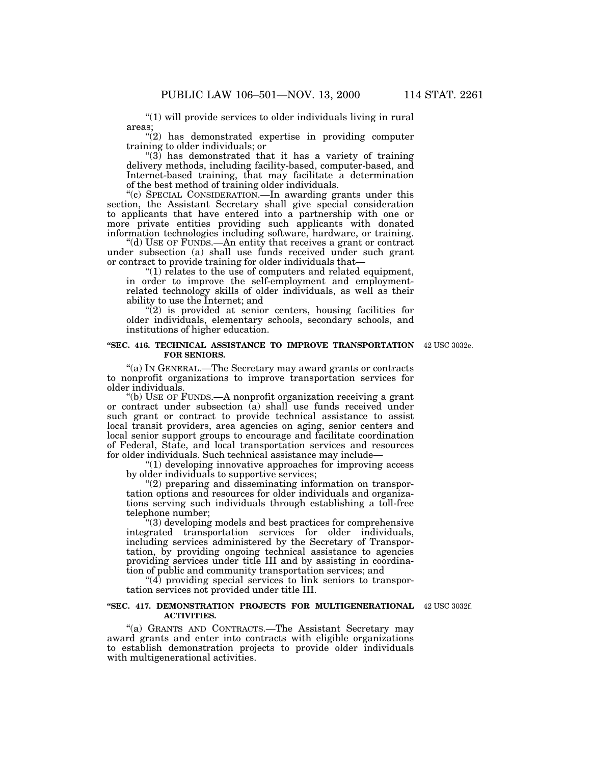"(1) will provide services to older individuals living in rural areas;

"(2) has demonstrated expertise in providing computer training to older individuals; or

"(3) has demonstrated that it has a variety of training delivery methods, including facility-based, computer-based, and Internet-based training, that may facilitate a determination of the best method of training older individuals.

"(c) SPECIAL CONSIDERATION.—In awarding grants under this section, the Assistant Secretary shall give special consideration to applicants that have entered into a partnership with one or more private entities providing such applicants with donated information technologies including software, hardware, or training.

"(d) USE OF FUNDS.—An entity that receives a grant or contract under subsection (a) shall use funds received under such grant or contract to provide training for older individuals that—

"(1) relates to the use of computers and related equipment, in order to improve the self-employment and employment-related technology skills of older individuals, as well as their ability to use the Internet; and

"(2) is provided at senior centers, housing facilities for older individuals, elementary schools, secondary schools, and institutions of higher education.

**"SEC. 416. TECHNICAL ASSISTANCE TO IMPROVE TRANSPORTATION FOR SENIORS.**

42 USC 3032e.

"(a) IN GENERAL.—The Secretary may award grants or contracts to nonprofit organizations to improve transportation services for older individuals.

"(b) USE OF FUNDS.—A nonprofit organization receiving a grant or contract under subsection (a) shall use funds received under such grant or contract to provide technical assistance to assist local transit providers, area agencies on aging, senior centers and local senior support groups to encourage and facilitate coordination of Federal, State, and local transportation services and resources for older individuals. Such technical assistance may include—

"(1) developing innovative approaches for improving access by older individuals to supportive services;

"(2) preparing and disseminating information on transportation options and resources for older individuals and organizations serving such individuals through establishing a toll-free telephone number;

"(3) developing models and best practices for comprehensive integrated transportation services for older individuals, including services administered by the Secretary of Transportation, by providing ongoing technical assistance to agencies providing services under title III and by assisting in coordination of public and community transportation services; and

"(4) providing special services to link seniors to transportation services not provided under title III.

**"SEC. 417. DEMONSTRATION PROJECTS FOR MULTIGENERATIONAL ACTIVITIES.**

42 USC 3032f.

"(a) GRANTS AND CONTRACTS.—The Assistant Secretary may award grants and enter into contracts with eligible organizations to establish demonstration projects to provide older individuals with multigenerational activities.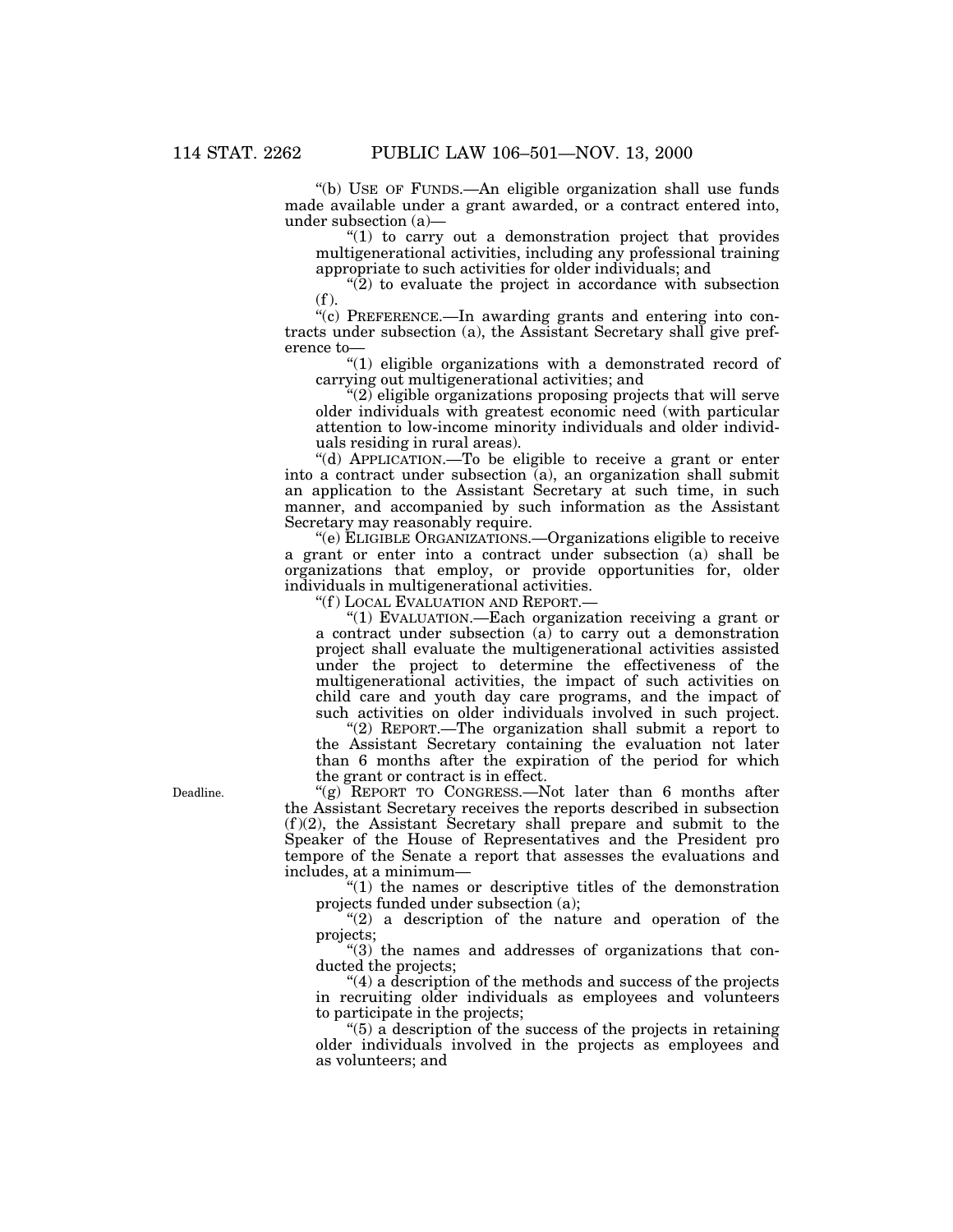"(b) USE OF FUNDS.—An eligible organization shall use funds made available under a grant awarded, or a contract entered into, under subsection (a)—

"(1) to carry out a demonstration project that provides multigenerational activities, including any professional training appropriate to such activities for older individuals; and

"(2) to evaluate the project in accordance with subsection (f).

"(c) PREFERENCE.—In awarding grants and entering into contracts under subsection (a), the Assistant Secretary shall give preference to—

"(1) eligible organizations with a demonstrated record of carrying out multigenerational activities; and

"(2) eligible organizations proposing projects that will serve older individuals with greatest economic need (with particular attention to low-income minority individuals and older individuals residing in rural areas).

"(d) APPLICATION.—To be eligible to receive a grant or enter into a contract under subsection (a), an organization shall submit an application to the Assistant Secretary at such time, in such manner, and accompanied by such information as the Assistant Secretary may reasonably require.

"(e) ELIGIBLE ORGANIZATIONS.—Organizations eligible to receive a grant or enter into a contract under subsection (a) shall be organizations that employ, or provide opportunities for, older individuals in multigenerational activities.

"(f) LOCAL EVALUATION AND REPORT.—

"(1) EVALUATION.—Each organization receiving a grant or a contract under subsection (a) to carry out a demonstration project shall evaluate the multigenerational activities assisted under the project to determine the effectiveness of the multigenerational activities, the impact of such activities on child care and youth day care programs, and the impact of such activities on older individuals involved in such project.

"(2) REPORT.—The organization shall submit a report to the Assistant Secretary containing the evaluation not later than 6 months after the expiration of the period for which the grant or contract is in effect.

Deadline.

"(g) REPORT TO CONGRESS.—Not later than 6 months after the Assistant Secretary receives the reports described in subsection (f)(2), the Assistant Secretary shall prepare and submit to the Speaker of the House of Representatives and the President pro tempore of the Senate a report that assesses the evaluations and includes, at a minimum—

"(1) the names or descriptive titles of the demonstration projects funded under subsection (a);

"(2) a description of the nature and operation of the projects;

"(3) the names and addresses of organizations that conducted the projects;

"(4) a description of the methods and success of the projects in recruiting older individuals as employees and volunteers to participate in the projects;

"(5) a description of the success of the projects in retaining older individuals involved in the projects as employees and as volunteers; and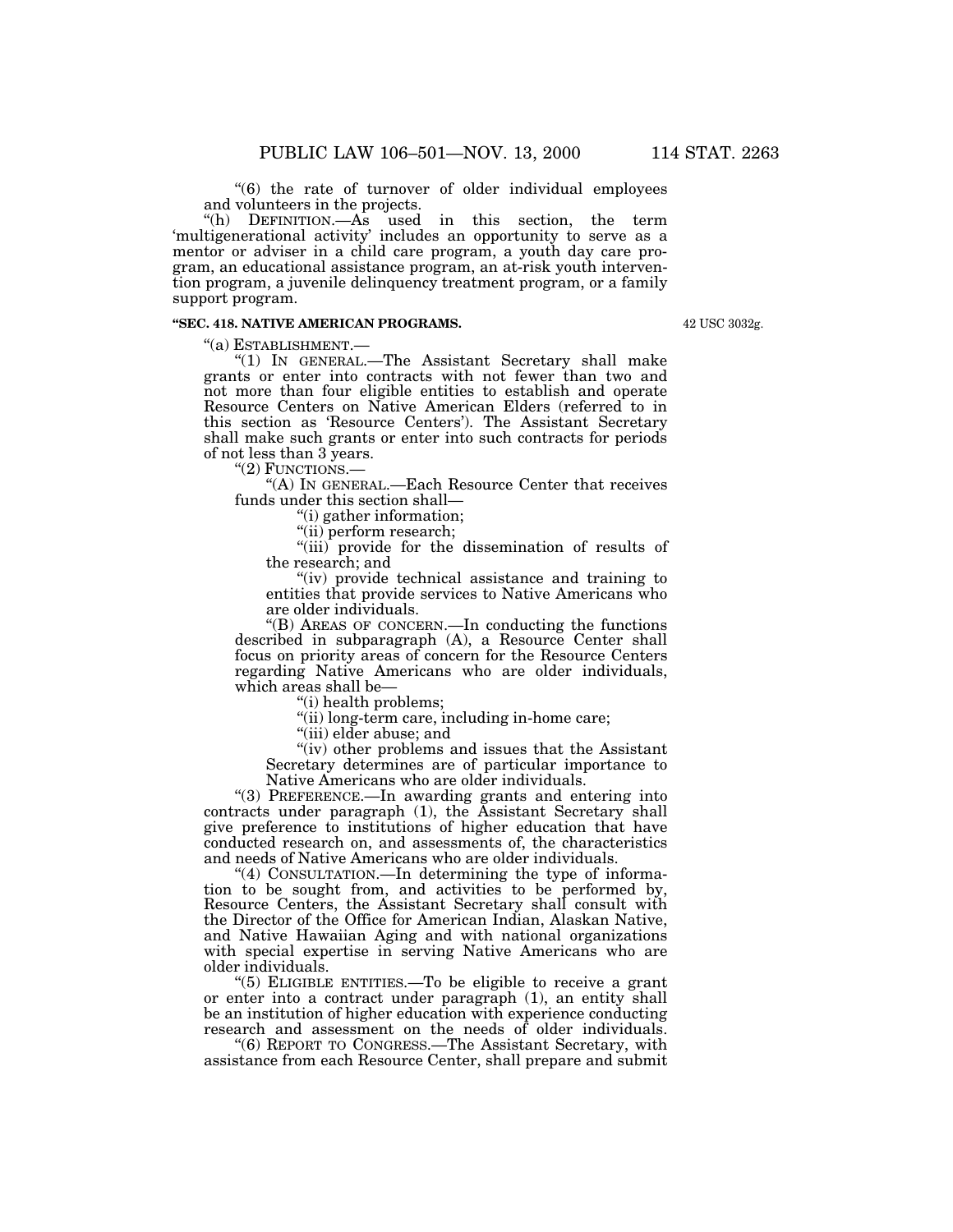"(6) the rate of turnover of older individual employees and volunteers in the projects.

"(h) DEFINITION.—As used in this section, the term 'multigenerational activity' includes an opportunity to serve as a mentor or adviser in a child care program, a youth day care program, an educational assistance program, an at-risk youth intervention program, a juvenile delinquency treatment program, or a family support program.

**"SEC. 418. NATIVE AMERICAN PROGRAMS.**

42 USC 3032g.

"(a) ESTABLISHMENT.—

"(1) IN GENERAL.—The Assistant Secretary shall make grants or enter into contracts with not fewer than two and not more than four eligible entities to establish and operate Resource Centers on Native American Elders (referred to in this section as 'Resource Centers'). The Assistant Secretary shall make such grants or enter into such contracts for periods of not less than 3 years.

"(2) FUNCTIONS.—

"(A) IN GENERAL.—Each Resource Center that receives funds under this section shall—

"(i) gather information;

"(ii) perform research;

"(iii) provide for the dissemination of results of the research; and

"(iv) provide technical assistance and training to entities that provide services to Native Americans who are older individuals.

"(B) AREAS OF CONCERN.—In conducting the functions described in subparagraph (A), a Resource Center shall focus on priority areas of concern for the Resource Centers regarding Native Americans who are older individuals, which areas shall be—

"(i) health problems;

"(ii) long-term care, including in-home care;

"(iii) elder abuse; and

"(iv) other problems and issues that the Assistant Secretary determines are of particular importance to Native Americans who are older individuals.

"(3) PREFERENCE.—In awarding grants and entering into contracts under paragraph (1), the Assistant Secretary shall give preference to institutions of higher education that have conducted research on, and assessments of, the characteristics and needs of Native Americans who are older individuals.

"(4) CONSULTATION.—In determining the type of information to be sought from, and activities to be performed by, Resource Centers, the Assistant Secretary shall consult with the Director of the Office for American Indian, Alaskan Native, and Native Hawaiian Aging and with national organizations with special expertise in serving Native Americans who are older individuals.

"(5) ELIGIBLE ENTITIES.—To be eligible to receive a grant or enter into a contract under paragraph (1), an entity shall be an institution of higher education with experience conducting research and assessment on the needs of older individuals.

"(6) REPORT TO CONGRESS.—The Assistant Secretary, with assistance from each Resource Center, shall prepare and submit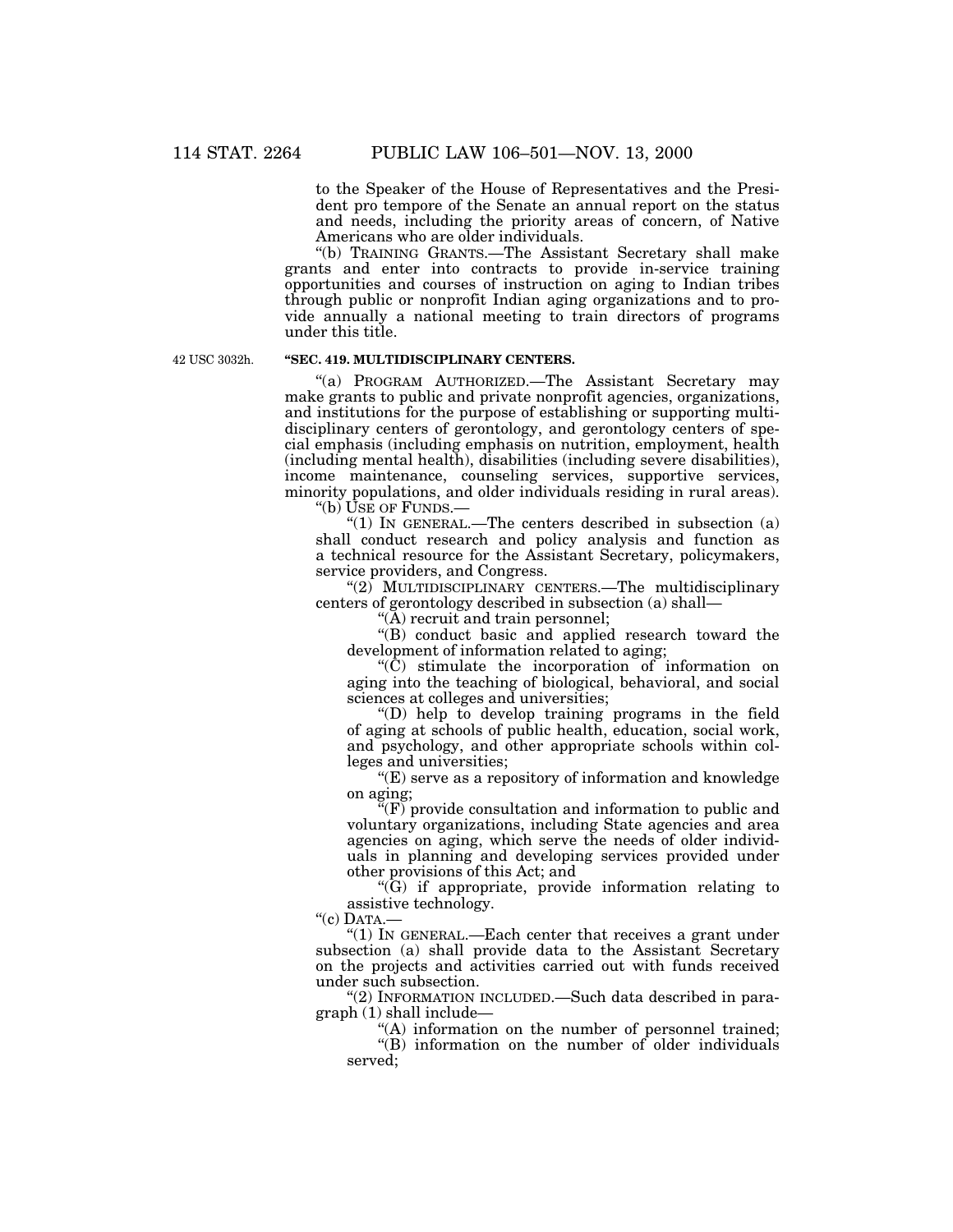to the Speaker of the House of Representatives and the President pro tempore of the Senate an annual report on the status and needs, including the priority areas of concern, of Native Americans who are older individuals.

"(b) TRAINING GRANTS.—The Assistant Secretary shall make grants and enter into contracts to provide in-service training opportunities and courses of instruction on aging to Indian tribes through public or nonprofit Indian aging organizations and to provide annually a national meeting to train directors of programs under this title.

42 USC 3032h.

**"SEC. 419. MULTIDISCIPLINARY CENTERS.**

"(a) PROGRAM AUTHORIZED.—The Assistant Secretary may make grants to public and private nonprofit agencies, organizations, and institutions for the purpose of establishing or supporting multidisciplinary centers of gerontology, and gerontology centers of special emphasis (including emphasis on nutrition, employment, health (including mental health), disabilities (including severe disabilities), income maintenance, counseling services, supportive services, minority populations, and older individuals residing in rural areas).

"(b) USE OF FUNDS.—

"(1) IN GENERAL.—The centers described in subsection (a) shall conduct research and policy analysis and function as a technical resource for the Assistant Secretary, policymakers, service providers, and Congress.

"(2) MULTIDISCIPLINARY CENTERS.—The multidisciplinary centers of gerontology described in subsection (a) shall—

"(A) recruit and train personnel;

"(B) conduct basic and applied research toward the development of information related to aging;

"(C) stimulate the incorporation of information on aging into the teaching of biological, behavioral, and social sciences at colleges and universities;

"(D) help to develop training programs in the field of aging at schools of public health, education, social work, and psychology, and other appropriate schools within colleges and universities;

"(E) serve as a repository of information and knowledge on aging;

"(F) provide consultation and information to public and voluntary organizations, including State agencies and area agencies on aging, which serve the needs of older individuals in planning and developing services provided under other provisions of this Act; and

"(G) if appropriate, provide information relating to assistive technology.

"(c) DATA.—

"(1) IN GENERAL.—Each center that receives a grant under subsection (a) shall provide data to the Assistant Secretary on the projects and activities carried out with funds received under such subsection.

"(2) INFORMATION INCLUDED.—Such data described in paragraph (1) shall include—

"(A) information on the number of personnel trained;

"(B) information on the number of older individuals served;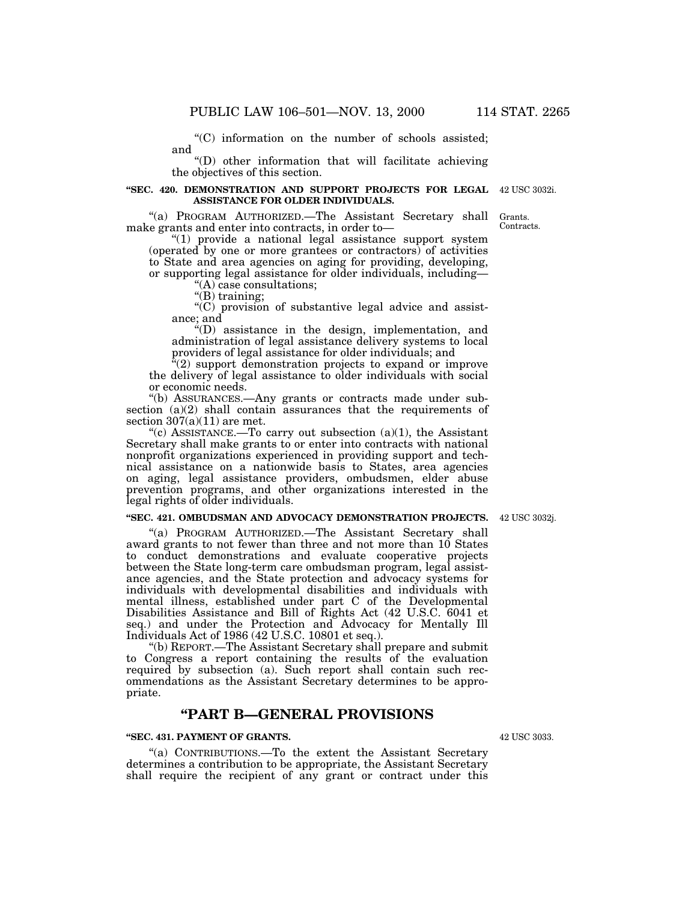"(C) information on the number of schools assisted; and

"(D) other information that will facilitate achieving the objectives of this section.

**"SEC. 420. DEMONSTRATION AND SUPPORT PROJECTS FOR LEGAL ASSISTANCE FOR OLDER INDIVIDUALS.**

42 USC 3032i.

"(a) PROGRAM AUTHORIZED.—The Assistant Secretary shall make grants and enter into contracts, in order to—

Grants. Contracts.

"(1) provide a national legal assistance support system (operated by one or more grantees or contractors) of activities to State and area agencies on aging for providing, developing, or supporting legal assistance for older individuals, including—

"(A) case consultations;

"(B) training;

"(C) provision of substantive legal advice and assistance; and

"(D) assistance in the design, implementation, and administration of legal assistance delivery systems to local providers of legal assistance for older individuals; and

"(2) support demonstration projects to expand or improve the delivery of legal assistance to older individuals with social or economic needs.

"(b) ASSURANCES.—Any grants or contracts made under subsection (a)(2) shall contain assurances that the requirements of section 307(a)(11) are met.

"(c) ASSISTANCE.—To carry out subsection (a)(1), the Assistant Secretary shall make grants to or enter into contracts with national nonprofit organizations experienced in providing support and technical assistance on a nationwide basis to States, area agencies on aging, legal assistance providers, ombudsmen, elder abuse prevention programs, and other organizations interested in the legal rights of older individuals.

**"SEC. 421. OMBUDSMAN AND ADVOCACY DEMONSTRATION PROJECTS.**

42 USC 3032j.

"(a) PROGRAM AUTHORIZED.—The Assistant Secretary shall award grants to not fewer than three and not more than 10 States to conduct demonstrations and evaluate cooperative projects between the State long-term care ombudsman program, legal assistance agencies, and the State protection and advocacy systems for individuals with developmental disabilities and individuals with mental illness, established under part C of the Developmental Disabilities Assistance and Bill of Rights Act (42 U.S.C. 6041 et seq.) and under the Protection and Advocacy for Mentally Ill Individuals Act of 1986 (42 U.S.C. 10801 et seq.).

"(b) REPORT.—The Assistant Secretary shall prepare and submit to Congress a report containing the results of the evaluation required by subsection (a). Such report shall contain such recommendations as the Assistant Secretary determines to be appropriate.

## "PART B—GENERAL PROVISIONS

**"SEC. 431. PAYMENT OF GRANTS.**

42 USC 3033.

"(a) CONTRIBUTIONS.—To the extent the Assistant Secretary determines a contribution to be appropriate, the Assistant Secretary shall require the recipient of any grant or contract under this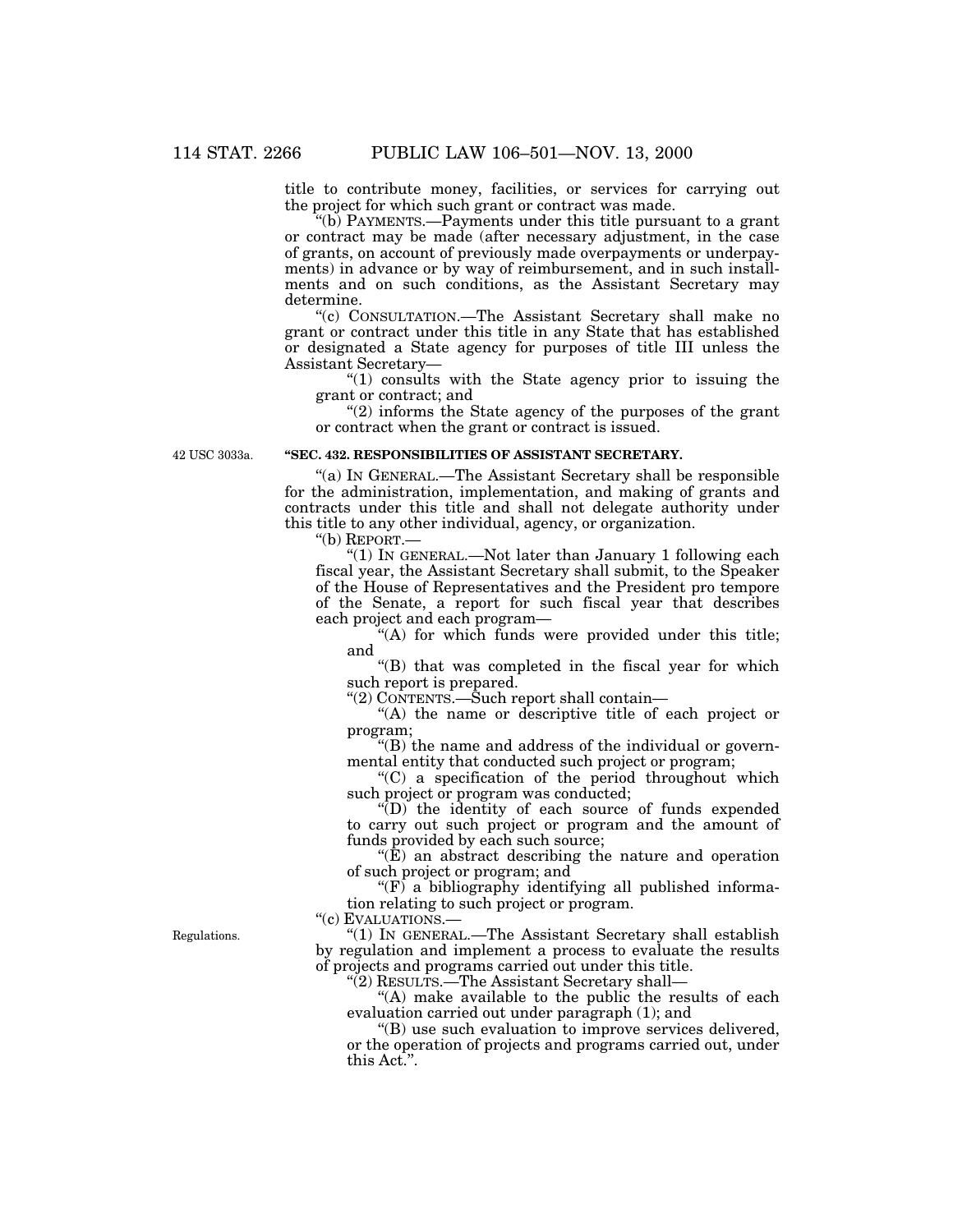title to contribute money, facilities, or services for carrying out the project for which such grant or contract was made.

"(b) PAYMENTS.—Payments under this title pursuant to a grant or contract may be made (after necessary adjustment, in the case of grants, on account of previously made overpayments or underpayments) in advance or by way of reimbursement, and in such installments and on such conditions, as the Assistant Secretary may determine.

"(c) CONSULTATION.—The Assistant Secretary shall make no grant or contract under this title in any State that has established or designated a State agency for purposes of title III unless the Assistant Secretary—

"(1) consults with the State agency prior to issuing the grant or contract; and

"(2) informs the State agency of the purposes of the grant or contract when the grant or contract is issued.

42 USC 3033a.

**"SEC. 432. RESPONSIBILITIES OF ASSISTANT SECRETARY.**

"(a) IN GENERAL.—The Assistant Secretary shall be responsible for the administration, implementation, and making of grants and contracts under this title and shall not delegate authority under this title to any other individual, agency, or organization.

"(b) REPORT.—

"(1) IN GENERAL.—Not later than January 1 following each fiscal year, the Assistant Secretary shall submit, to the Speaker of the House of Representatives and the President pro tempore of the Senate, a report for such fiscal year that describes each project and each program—

"(A) for which funds were provided under this title; and

"(B) that was completed in the fiscal year for which such report is prepared.

"(2) CONTENTS.—Such report shall contain—

"(A) the name or descriptive title of each project or program;

"(B) the name and address of the individual or governmental entity that conducted such project or program;

"(C) a specification of the period throughout which such project or program was conducted;

"(D) the identity of each source of funds expended to carry out such project or program and the amount of funds provided by each such source;

"(E) an abstract describing the nature and operation of such project or program; and

"(F) a bibliography identifying all published information relating to such project or program.

"(c) EVALUATIONS.—

Regulations.

"(1) IN GENERAL.—The Assistant Secretary shall establish by regulation and implement a process to evaluate the results of projects and programs carried out under this title.

"(2) RESULTS.—The Assistant Secretary shall—

"(A) make available to the public the results of each evaluation carried out under paragraph (1); and

"(B) use such evaluation to improve services delivered, or the operation of projects and programs carried out, under this Act.".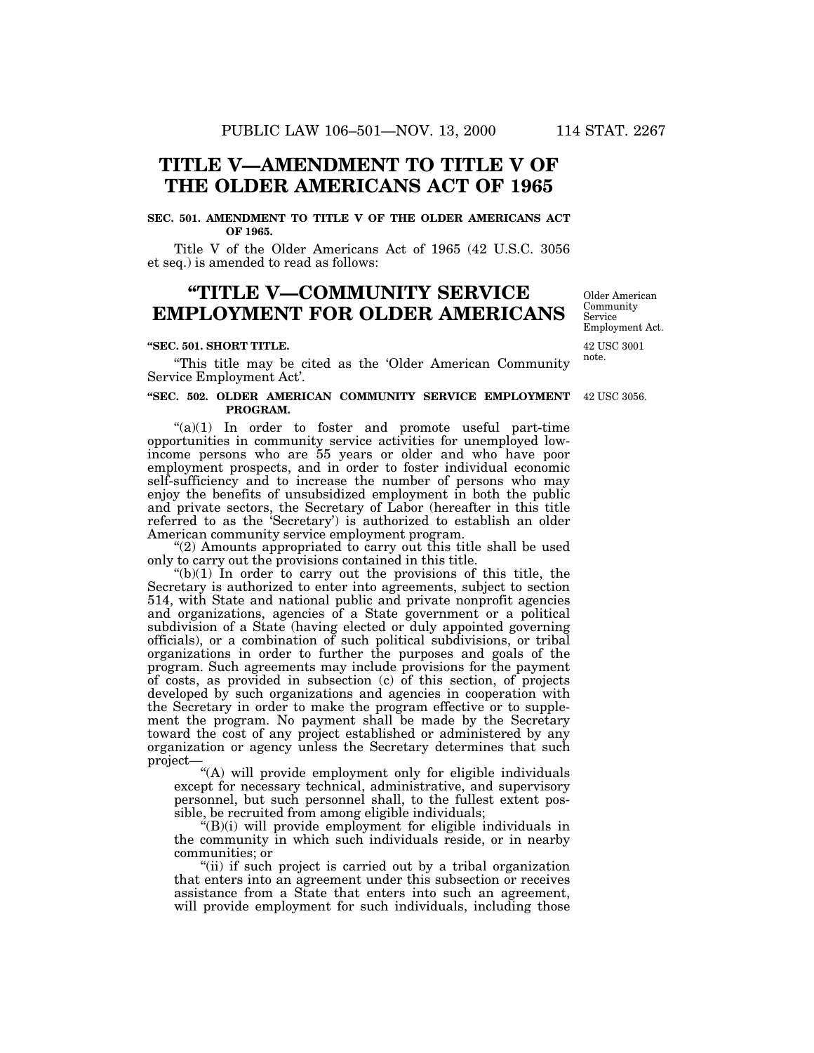# TITLE V—AMENDMENT TO TITLE V OF THE OLDER AMERICANS ACT OF 1965

**SEC. 501. AMENDMENT TO TITLE V OF THE OLDER AMERICANS ACT OF 1965.**

Title V of the Older Americans Act of 1965 (42 U.S.C. 3056 et seq.) is amended to read as follows:

# "TITLE V—COMMUNITY SERVICE EMPLOYMENT FOR OLDER AMERICANS

Older American Community Service Employment Act.

**"SEC. 501. SHORT TITLE.**

42 USC 3001 note.

"This title may be cited as the 'Older American Community Service Employment Act'.

**"SEC. 502. OLDER AMERICAN COMMUNITY SERVICE EMPLOYMENT PROGRAM.**

42 USC 3056.

"(a)(1) In order to foster and promote useful part-time opportunities in community service activities for unemployed low-income persons who are 55 years or older and who have poor employment prospects, and in order to foster individual economic self-sufficiency and to increase the number of persons who may enjoy the benefits of unsubsidized employment in both the public and private sectors, the Secretary of Labor (hereafter in this title referred to as the 'Secretary') is authorized to establish an older American community service employment program.

"(2) Amounts appropriated to carry out this title shall be used only to carry out the provisions contained in this title.

"(b)(1) In order to carry out the provisions of this title, the Secretary is authorized to enter into agreements, subject to section 514, with State and national public and private nonprofit agencies and organizations, agencies of a State government or a political subdivision of a State (having elected or duly appointed governing officials), or a combination of such political subdivisions, or tribal organizations in order to further the purposes and goals of the program. Such agreements may include provisions for the payment of costs, as provided in subsection (c) of this section, of projects developed by such organizations and agencies in cooperation with the Secretary in order to make the program effective or to supplement the program. No payment shall be made by the Secretary toward the cost of any project established or administered by any organization or agency unless the Secretary determines that such project—

"(A) will provide employment only for eligible individuals except for necessary technical, administrative, and supervisory personnel, but such personnel shall, to the fullest extent possible, be recruited from among eligible individuals;

"(B)(i) will provide employment for eligible individuals in the community in which such individuals reside, or in nearby communities; or

"(ii) if such project is carried out by a tribal organization that enters into an agreement under this subsection or receives assistance from a State that enters into such an agreement, will provide employment for such individuals, including those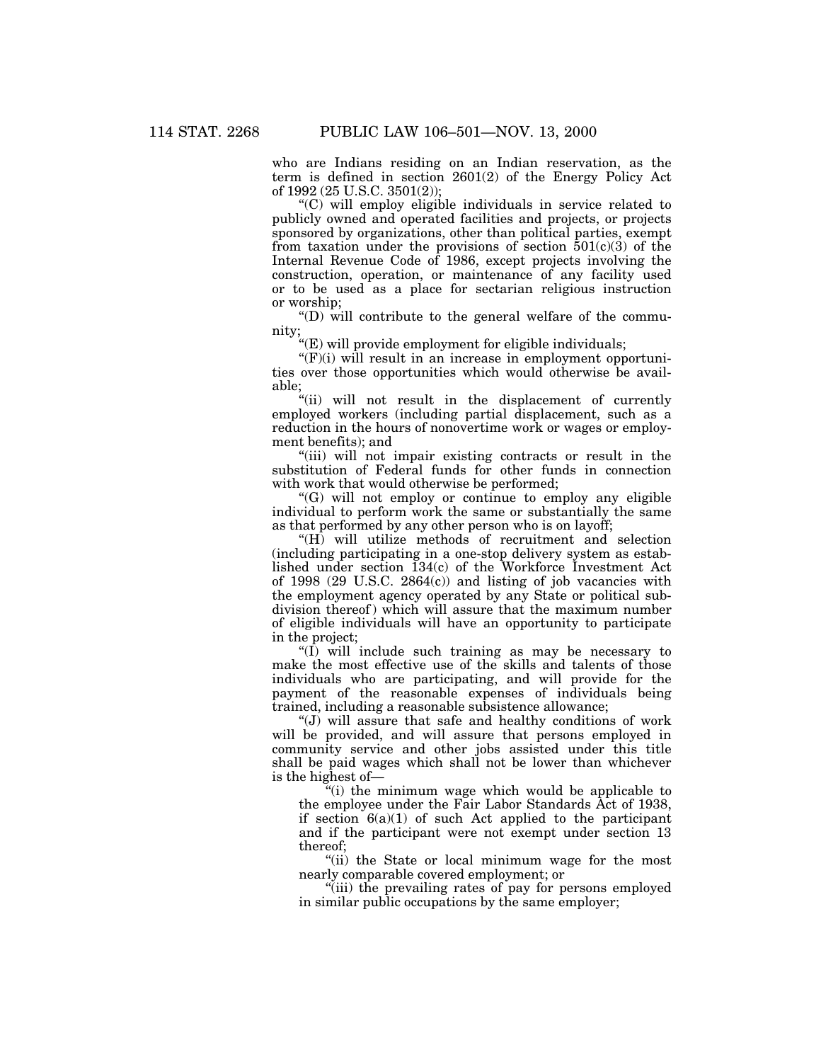who are Indians residing on an Indian reservation, as the term is defined in section 2601(2) of the Energy Policy Act of 1992 (25 U.S.C. 3501(2));

"(C) will employ eligible individuals in service related to publicly owned and operated facilities and projects, or projects sponsored by organizations, other than political parties, exempt from taxation under the provisions of section 501(c)(3) of the Internal Revenue Code of 1986, except projects involving the construction, operation, or maintenance of any facility used or to be used as a place for sectarian religious instruction or worship;

"(D) will contribute to the general welfare of the community;

"(E) will provide employment for eligible individuals;

"(F)(i) will result in an increase in employment opportunities over those opportunities which would otherwise be available;

"(ii) will not result in the displacement of currently employed workers (including partial displacement, such as a reduction in the hours of nonovertime work or wages or employment benefits); and

"(iii) will not impair existing contracts or result in the substitution of Federal funds for other funds in connection with work that would otherwise be performed;

"(G) will not employ or continue to employ any eligible individual to perform work the same or substantially the same as that performed by any other person who is on layoff;

"(H) will utilize methods of recruitment and selection (including participating in a one-stop delivery system as established under section 134(c) of the Workforce Investment Act of 1998 (29 U.S.C. 2864(c)) and listing of job vacancies with the employment agency operated by any State or political subdivision thereof) which will assure that the maximum number of eligible individuals will have an opportunity to participate in the project;

"(I) will include such training as may be necessary to make the most effective use of the skills and talents of those individuals who are participating, and will provide for the payment of the reasonable expenses of individuals being trained, including a reasonable subsistence allowance;

"(J) will assure that safe and healthy conditions of work will be provided, and will assure that persons employed in community service and other jobs assisted under this title shall be paid wages which shall not be lower than whichever is the highest of—

"(i) the minimum wage which would be applicable to the employee under the Fair Labor Standards Act of 1938, if section 6(a)(1) of such Act applied to the participant and if the participant were not exempt under section 13 thereof;

"(ii) the State or local minimum wage for the most nearly comparable covered employment; or

"(iii) the prevailing rates of pay for persons employed in similar public occupations by the same employer;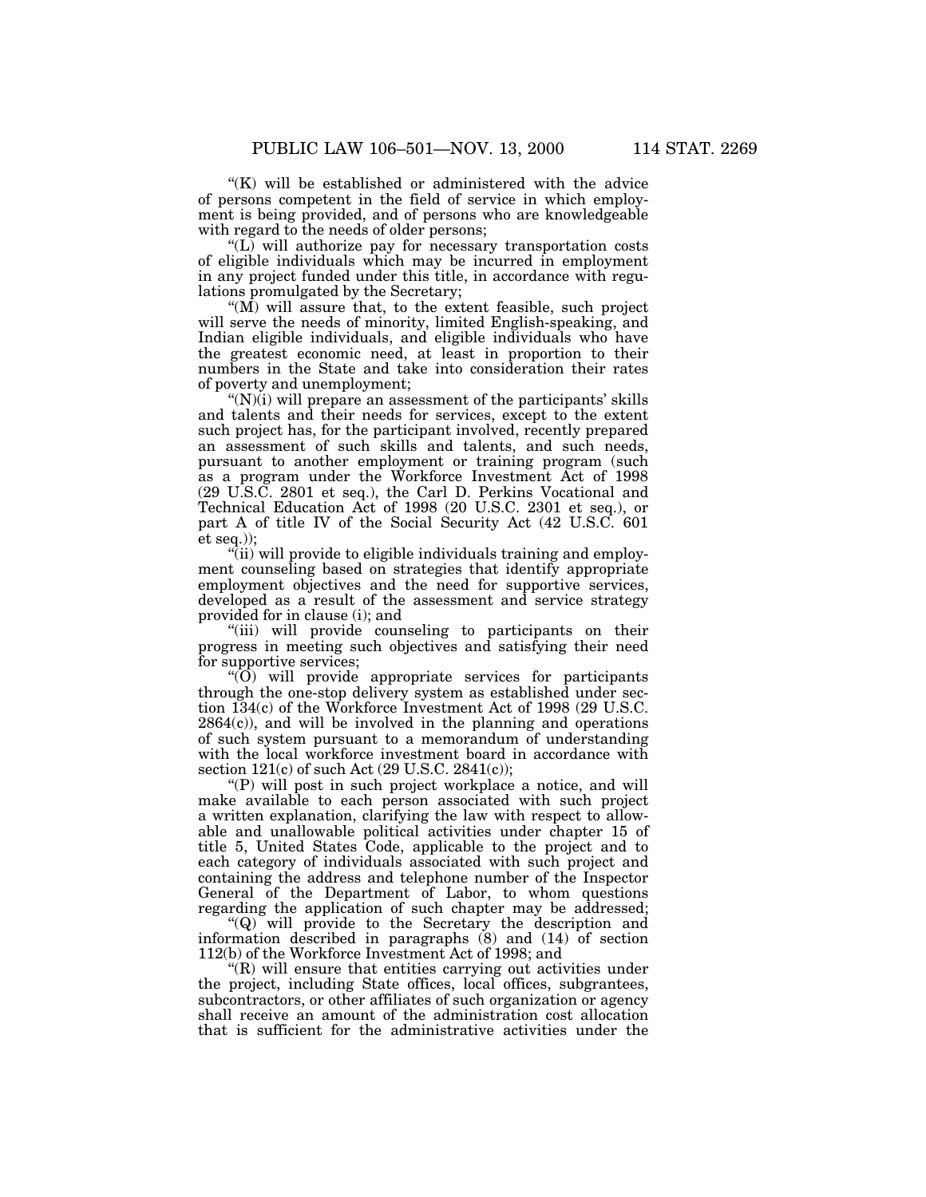"(K) will be established or administered with the advice of persons competent in the field of service in which employment is being provided, and of persons who are knowledgeable with regard to the needs of older persons;

"(L) will authorize pay for necessary transportation costs of eligible individuals which may be incurred in employment in any project funded under this title, in accordance with regulations promulgated by the Secretary;

"(M) will assure that, to the extent feasible, such project will serve the needs of minority, limited English-speaking, and Indian eligible individuals, and eligible individuals who have the greatest economic need, at least in proportion to their numbers in the State and take into consideration their rates of poverty and unemployment;

"(N)(i) will prepare an assessment of the participants' skills and talents and their needs for services, except to the extent such project has, for the participant involved, recently prepared an assessment of such skills and talents, and such needs, pursuant to another employment or training program (such as a program under the Workforce Investment Act of 1998 (29 U.S.C. 2801 et seq.), the Carl D. Perkins Vocational and Technical Education Act of 1998 (20 U.S.C. 2301 et seq.), or part A of title IV of the Social Security Act (42 U.S.C. 601 et seq.));

"(ii) will provide to eligible individuals training and employment counseling based on strategies that identify appropriate employment objectives and the need for supportive services, developed as a result of the assessment and service strategy provided for in clause (i); and

"(iii) will provide counseling to participants on their progress in meeting such objectives and satisfying their need for supportive services;

"(O) will provide appropriate services for participants through the one-stop delivery system as established under section 134(c) of the Workforce Investment Act of 1998 (29 U.S.C. 2864(c)), and will be involved in the planning and operations of such system pursuant to a memorandum of understanding with the local workforce investment board in accordance with section 121(c) of such Act (29 U.S.C. 2841(c));

"(P) will post in such project workplace a notice, and will make available to each person associated with such project a written explanation, clarifying the law with respect to allowable and unallowable political activities under chapter 15 of title 5, United States Code, applicable to the project and to each category of individuals associated with such project and containing the address and telephone number of the Inspector General of the Department of Labor, to whom questions regarding the application of such chapter may be addressed;

"(Q) will provide to the Secretary the description and information described in paragraphs (8) and (14) of section 112(b) of the Workforce Investment Act of 1998; and

"(R) will ensure that entities carrying out activities under the project, including State offices, local offices, subgrantees, subcontractors, or other affiliates of such organization or agency shall receive an amount of the administration cost allocation that is sufficient for the administrative activities under the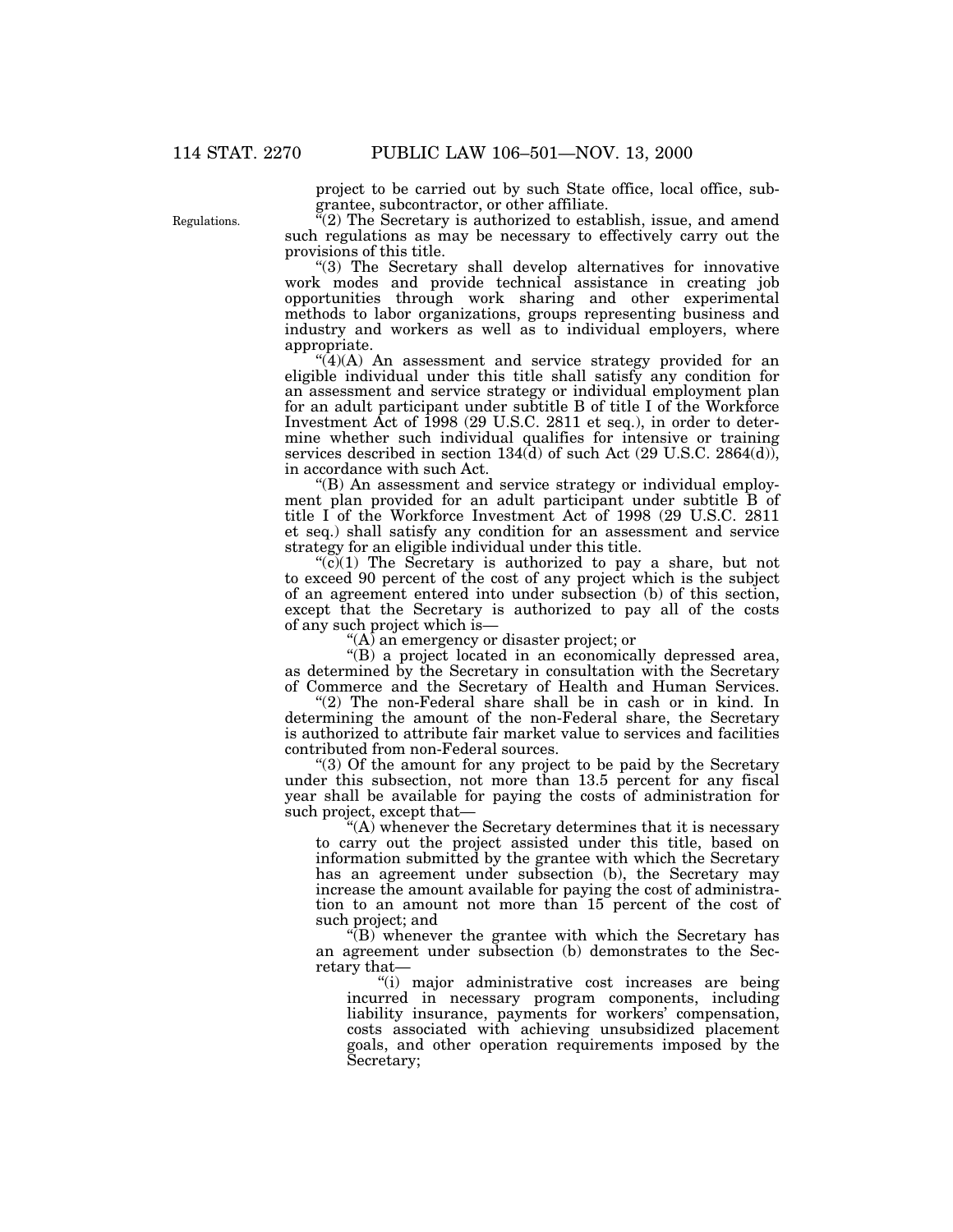project to be carried out by such State office, local office, subgrantee, subcontractor, or other affiliate.

Regulations.

"(2) The Secretary is authorized to establish, issue, and amend such regulations as may be necessary to effectively carry out the provisions of this title.

"(3) The Secretary shall develop alternatives for innovative work modes and provide technical assistance in creating job opportunities through work sharing and other experimental methods to labor organizations, groups representing business and industry and workers as well as to individual employers, where appropriate.

"(4)(A) An assessment and service strategy provided for an eligible individual under this title shall satisfy any condition for an assessment and service strategy or individual employment plan for an adult participant under subtitle B of title I of the Workforce Investment Act of 1998 (29 U.S.C. 2811 et seq.), in order to determine whether such individual qualifies for intensive or training services described in section 134(d) of such Act (29 U.S.C. 2864(d)), in accordance with such Act.

"(B) An assessment and service strategy or individual employment plan provided for an adult participant under subtitle B of title I of the Workforce Investment Act of 1998 (29 U.S.C. 2811 et seq.) shall satisfy any condition for an assessment and service strategy for an eligible individual under this title.

"(c)(1) The Secretary is authorized to pay a share, but not to exceed 90 percent of the cost of any project which is the subject of an agreement entered into under subsection (b) of this section, except that the Secretary is authorized to pay all of the costs of any such project which is—

"(A) an emergency or disaster project; or

"(B) a project located in an economically depressed area, as determined by the Secretary in consultation with the Secretary of Commerce and the Secretary of Health and Human Services.

"(2) The non-Federal share shall be in cash or in kind. In determining the amount of the non-Federal share, the Secretary is authorized to attribute fair market value to services and facilities contributed from non-Federal sources.

"(3) Of the amount for any project to be paid by the Secretary under this subsection, not more than 13.5 percent for any fiscal year shall be available for paying the costs of administration for such project, except that—

"(A) whenever the Secretary determines that it is necessary to carry out the project assisted under this title, based on information submitted by the grantee with which the Secretary has an agreement under subsection (b), the Secretary may increase the amount available for paying the cost of administration to an amount not more than 15 percent of the cost of such project; and

"(B) whenever the grantee with which the Secretary has an agreement under subsection (b) demonstrates to the Secretary that—

"(i) major administrative cost increases are being incurred in necessary program components, including liability insurance, payments for workers' compensation, costs associated with achieving unsubsidized placement goals, and other operation requirements imposed by the Secretary;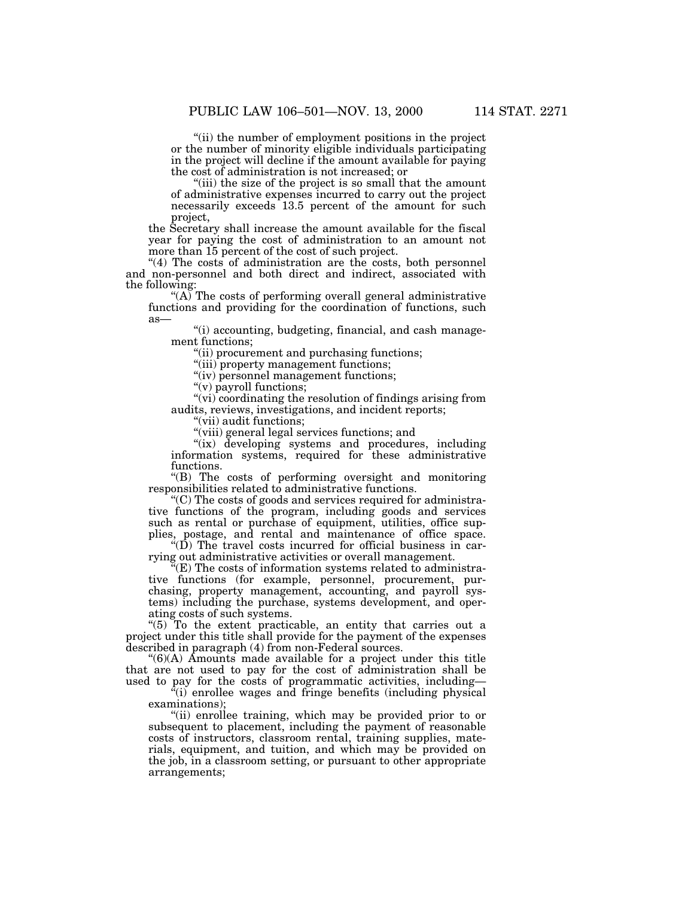"(ii) the number of employment positions in the project or the number of minority eligible individuals participating in the project will decline if the amount available for paying the cost of administration is not increased; or

"(iii) the size of the project is so small that the amount of administrative expenses incurred to carry out the project necessarily exceeds 13.5 percent of the amount for such project,

the Secretary shall increase the amount available for the fiscal year for paying the cost of administration to an amount not more than 15 percent of the cost of such project.

"(4) The costs of administration are the costs, both personnel and non-personnel and both direct and indirect, associated with the following:

"(A) The costs of performing overall general administrative functions and providing for the coordination of functions, such as—

"(i) accounting, budgeting, financial, and cash management functions;

"(ii) procurement and purchasing functions;

"(iii) property management functions;

"(iv) personnel management functions;

"(v) payroll functions;

"(vi) coordinating the resolution of findings arising from audits, reviews, investigations, and incident reports;

"(vii) audit functions;

"(viii) general legal services functions; and

"(ix) developing systems and procedures, including information systems, required for these administrative functions.

"(B) The costs of performing oversight and monitoring responsibilities related to administrative functions.

"(C) The costs of goods and services required for administrative functions of the program, including goods and services such as rental or purchase of equipment, utilities, office supplies, postage, and rental and maintenance of office space.

"(D) The travel costs incurred for official business in carrying out administrative activities or overall management.

"(E) The costs of information systems related to administrative functions (for example, personnel, procurement, purchasing, property management, accounting, and payroll systems) including the purchase, systems development, and operating costs of such systems.

"(5) To the extent practicable, an entity that carries out a project under this title shall provide for the payment of the expenses described in paragraph (4) from non-Federal sources.

"(6)(A) Amounts made available for a project under this title that are not used to pay for the cost of administration shall be used to pay for the costs of programmatic activities, including—

"(i) enrollee wages and fringe benefits (including physical examinations);

"(ii) enrollee training, which may be provided prior to or subsequent to placement, including the payment of reasonable costs of instructors, classroom rental, training supplies, materials, equipment, and tuition, and which may be provided on the job, in a classroom setting, or pursuant to other appropriate arrangements;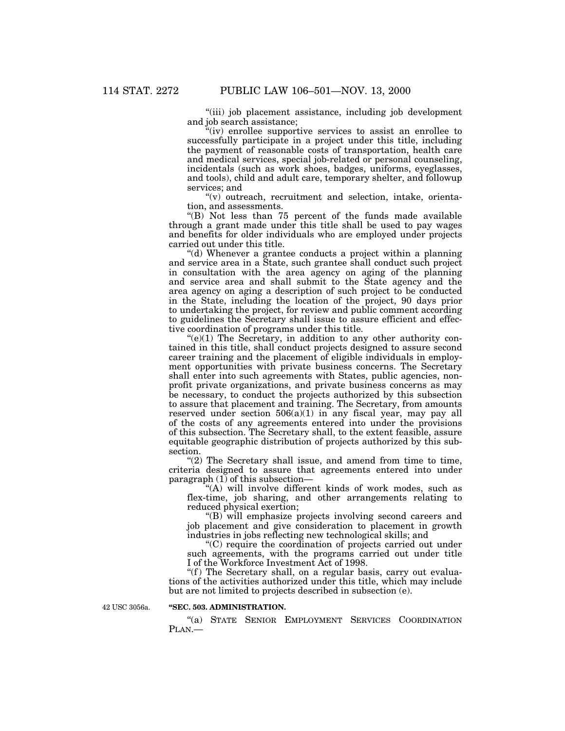"(iii) job placement assistance, including job development and job search assistance;

"(iv) enrollee supportive services to assist an enrollee to successfully participate in a project under this title, including the payment of reasonable costs of transportation, health care and medical services, special job-related or personal counseling, incidentals (such as work shoes, badges, uniforms, eyeglasses, and tools), child and adult care, temporary shelter, and followup services; and

"(v) outreach, recruitment and selection, intake, orientation, and assessments.

"(B) Not less than 75 percent of the funds made available through a grant made under this title shall be used to pay wages and benefits for older individuals who are employed under projects carried out under this title.

"(d) Whenever a grantee conducts a project within a planning and service area in a State, such grantee shall conduct such project in consultation with the area agency on aging of the planning and service area and shall submit to the State agency and the area agency on aging a description of such project to be conducted in the State, including the location of the project, 90 days prior to undertaking the project, for review and public comment according to guidelines the Secretary shall issue to assure efficient and effective coordination of programs under this title.

"(e)(1) The Secretary, in addition to any other authority contained in this title, shall conduct projects designed to assure second career training and the placement of eligible individuals in employment opportunities with private business concerns. The Secretary shall enter into such agreements with States, public agencies, nonprofit private organizations, and private business concerns as may be necessary, to conduct the projects authorized by this subsection to assure that placement and training. The Secretary, from amounts reserved under section 506(a)(1) in any fiscal year, may pay all of the costs of any agreements entered into under the provisions of this subsection. The Secretary shall, to the extent feasible, assure equitable geographic distribution of projects authorized by this subsection.

"(2) The Secretary shall issue, and amend from time to time, criteria designed to assure that agreements entered into under paragraph (1) of this subsection—

"(A) will involve different kinds of work modes, such as flex-time, job sharing, and other arrangements relating to reduced physical exertion;

"(B) will emphasize projects involving second careers and job placement and give consideration to placement in growth industries in jobs reflecting new technological skills; and

"(C) require the coordination of projects carried out under such agreements, with the programs carried out under title I of the Workforce Investment Act of 1998.

"(f) The Secretary shall, on a regular basis, carry out evaluations of the activities authorized under this title, which may include but are not limited to projects described in subsection (e).

42 USC 3056a.

**"SEC. 503. ADMINISTRATION.**

"(a) STATE SENIOR EMPLOYMENT SERVICES COORDINATION PLAN.—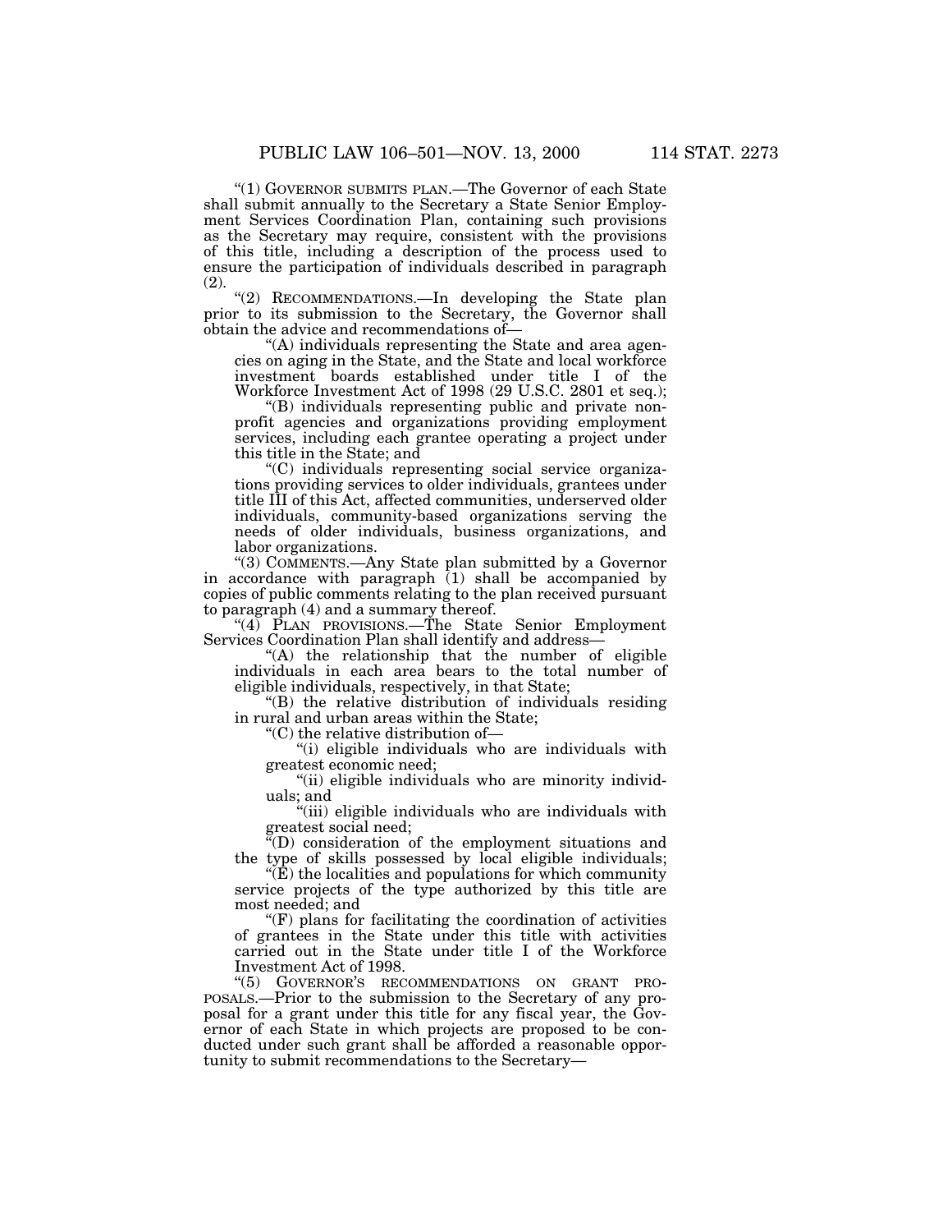"(1) GOVERNOR SUBMITS PLAN.—The Governor of each State shall submit annually to the Secretary a State Senior Employment Services Coordination Plan, containing such provisions as the Secretary may require, consistent with the provisions of this title, including a description of the process used to ensure the participation of individuals described in paragraph (2).

"(2) RECOMMENDATIONS.—In developing the State plan prior to its submission to the Secretary, the Governor shall obtain the advice and recommendations of—

"(A) individuals representing the State and area agencies on aging in the State, and the State and local workforce investment boards established under title I of the Workforce Investment Act of 1998 (29 U.S.C. 2801 et seq.);

"(B) individuals representing public and private nonprofit agencies and organizations providing employment services, including each grantee operating a project under this title in the State; and

"(C) individuals representing social service organizations providing services to older individuals, grantees under title III of this Act, affected communities, underserved older individuals, community-based organizations serving the needs of older individuals, business organizations, and labor organizations.

"(3) COMMENTS.—Any State plan submitted by a Governor in accordance with paragraph (1) shall be accompanied by copies of public comments relating to the plan received pursuant to paragraph (4) and a summary thereof.

"(4) PLAN PROVISIONS.—The State Senior Employment Services Coordination Plan shall identify and address—

"(A) the relationship that the number of eligible individuals in each area bears to the total number of eligible individuals, respectively, in that State;

"(B) the relative distribution of individuals residing in rural and urban areas within the State;

"(C) the relative distribution of—

"(i) eligible individuals who are individuals with greatest economic need;

"(ii) eligible individuals who are minority individuals; and

"(iii) eligible individuals who are individuals with greatest social need;

"(D) consideration of the employment situations and the type of skills possessed by local eligible individuals;

"(E) the localities and populations for which community service projects of the type authorized by this title are most needed; and

"(F) plans for facilitating the coordination of activities of grantees in the State under this title with activities carried out in the State under title I of the Workforce Investment Act of 1998.

"(5) GOVERNOR'S RECOMMENDATIONS ON GRANT PROPOSALS.—Prior to the submission to the Secretary of any proposal for a grant under this title for any fiscal year, the Governor of each State in which projects are proposed to be conducted under such grant shall be afforded a reasonable opportunity to submit recommendations to the Secretary—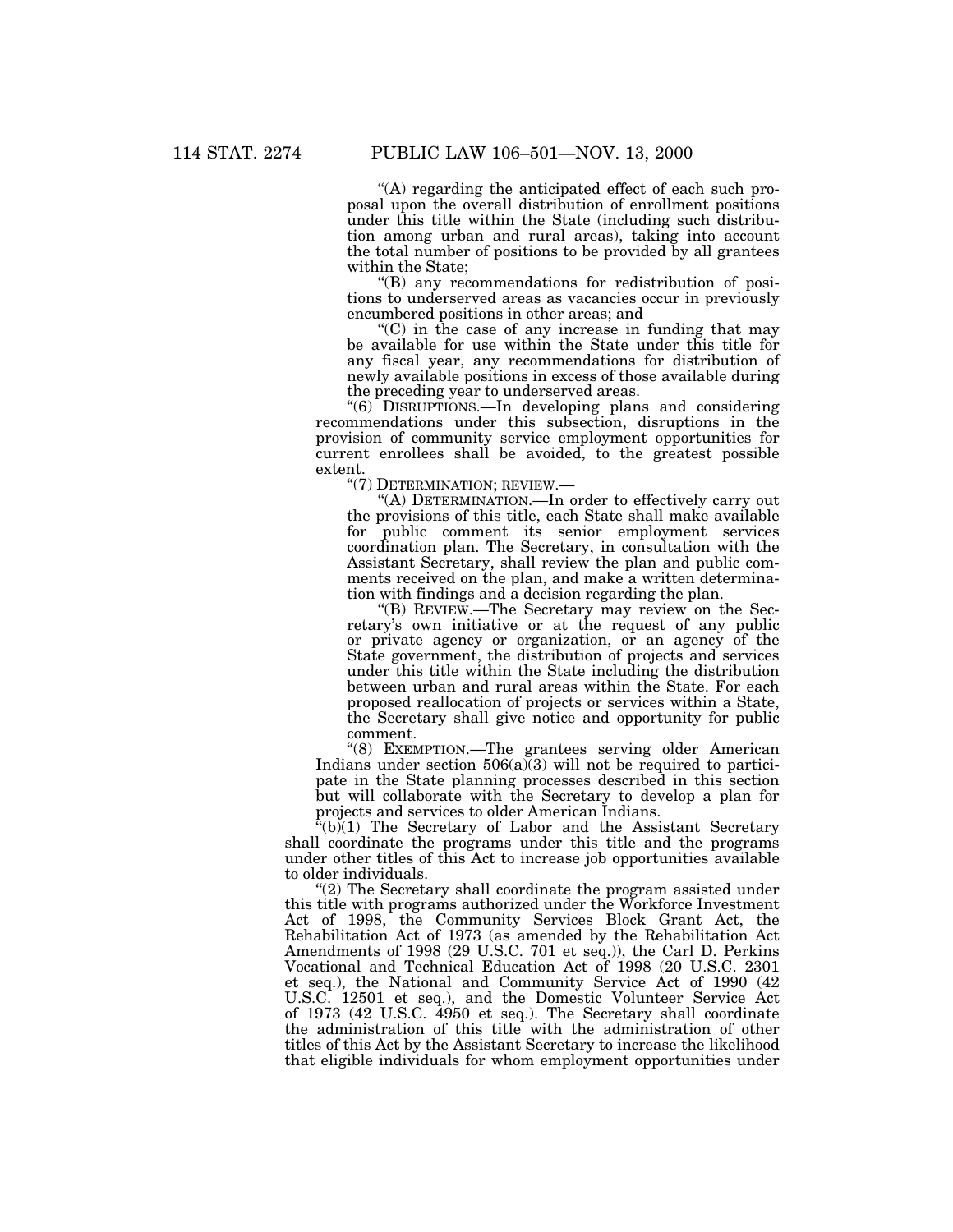"(A) regarding the anticipated effect of each such proposal upon the overall distribution of enrollment positions under this title within the State (including such distribution among urban and rural areas), taking into account the total number of positions to be provided by all grantees within the State;

"(B) any recommendations for redistribution of positions to underserved areas as vacancies occur in previously encumbered positions in other areas; and

"(C) in the case of any increase in funding that may be available for use within the State under this title for any fiscal year, any recommendations for distribution of newly available positions in excess of those available during the preceding year to underserved areas.

"(6) DISRUPTIONS.—In developing plans and considering recommendations under this subsection, disruptions in the provision of community service employment opportunities for current enrollees shall be avoided, to the greatest possible extent.

"(7) DETERMINATION; REVIEW.—

"(A) DETERMINATION.—In order to effectively carry out the provisions of this title, each State shall make available for public comment its senior employment services coordination plan. The Secretary, in consultation with the Assistant Secretary, shall review the plan and public comments received on the plan, and make a written determination with findings and a decision regarding the plan.

"(B) REVIEW.—The Secretary may review on the Secretary's own initiative or at the request of any public or private agency or organization, or an agency of the State government, the distribution of projects and services under this title within the State including the distribution between urban and rural areas within the State. For each proposed reallocation of projects or services within a State, the Secretary shall give notice and opportunity for public comment.

"(8) EXEMPTION.—The grantees serving older American Indians under section 506(a)(3) will not be required to participate in the State planning processes described in this section but will collaborate with the Secretary to develop a plan for projects and services to older American Indians.

"(b)(1) The Secretary of Labor and the Assistant Secretary shall coordinate the programs under this title and the programs under other titles of this Act to increase job opportunities available to older individuals.

"(2) The Secretary shall coordinate the program assisted under this title with programs authorized under the Workforce Investment Act of 1998, the Community Services Block Grant Act, the Rehabilitation Act of 1973 (as amended by the Rehabilitation Act Amendments of 1998 (29 U.S.C. 701 et seq.)), the Carl D. Perkins Vocational and Technical Education Act of 1998 (20 U.S.C. 2301 et seq.), the National and Community Service Act of 1990 (42 U.S.C. 12501 et seq.), and the Domestic Volunteer Service Act of 1973 (42 U.S.C. 4950 et seq.). The Secretary shall coordinate the administration of this title with the administration of other titles of this Act by the Assistant Secretary to increase the likelihood that eligible individuals for whom employment opportunities under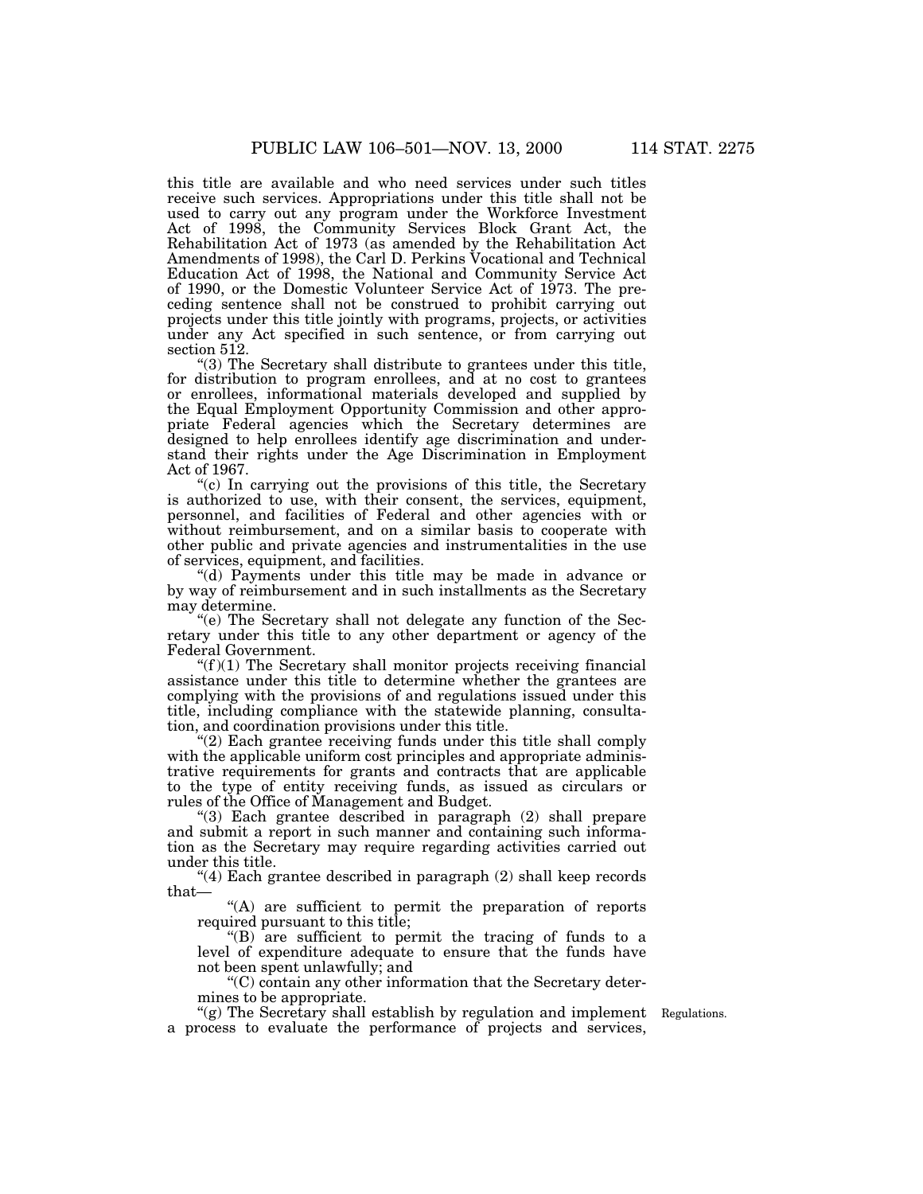this title are available and who need services under such titles receive such services. Appropriations under this title shall not be used to carry out any program under the Workforce Investment Act of 1998, the Community Services Block Grant Act, the Rehabilitation Act of 1973 (as amended by the Rehabilitation Act Amendments of 1998), the Carl D. Perkins Vocational and Technical Education Act of 1998, the National and Community Service Act of 1990, or the Domestic Volunteer Service Act of 1973. The preceding sentence shall not be construed to prohibit carrying out projects under this title jointly with programs, projects, or activities under any Act specified in such sentence, or from carrying out section 512.

"(3) The Secretary shall distribute to grantees under this title, for distribution to program enrollees, and at no cost to grantees or enrollees, informational materials developed and supplied by the Equal Employment Opportunity Commission and other appropriate Federal agencies which the Secretary determines are designed to help enrollees identify age discrimination and understand their rights under the Age Discrimination in Employment Act of 1967.

"(c) In carrying out the provisions of this title, the Secretary is authorized to use, with their consent, the services, equipment, personnel, and facilities of Federal and other agencies with or without reimbursement, and on a similar basis to cooperate with other public and private agencies and instrumentalities in the use of services, equipment, and facilities.

"(d) Payments under this title may be made in advance or by way of reimbursement and in such installments as the Secretary may determine.

"(e) The Secretary shall not delegate any function of the Secretary under this title to any other department or agency of the Federal Government.

"(f)(1) The Secretary shall monitor projects receiving financial assistance under this title to determine whether the grantees are complying with the provisions of and regulations issued under this title, including compliance with the statewide planning, consultation, and coordination provisions under this title.

"(2) Each grantee receiving funds under this title shall comply with the applicable uniform cost principles and appropriate administrative requirements for grants and contracts that are applicable to the type of entity receiving funds, as issued as circulars or rules of the Office of Management and Budget.

"(3) Each grantee described in paragraph (2) shall prepare and submit a report in such manner and containing such information as the Secretary may require regarding activities carried out under this title.

"(4) Each grantee described in paragraph (2) shall keep records that—

"(A) are sufficient to permit the preparation of reports required pursuant to this title;

"(B) are sufficient to permit the tracing of funds to a level of expenditure adequate to ensure that the funds have not been spent unlawfully; and

"(C) contain any other information that the Secretary determines to be appropriate.

"(g) The Secretary shall establish by regulation and implement a process to evaluate the performance of projects and services,

Regulations.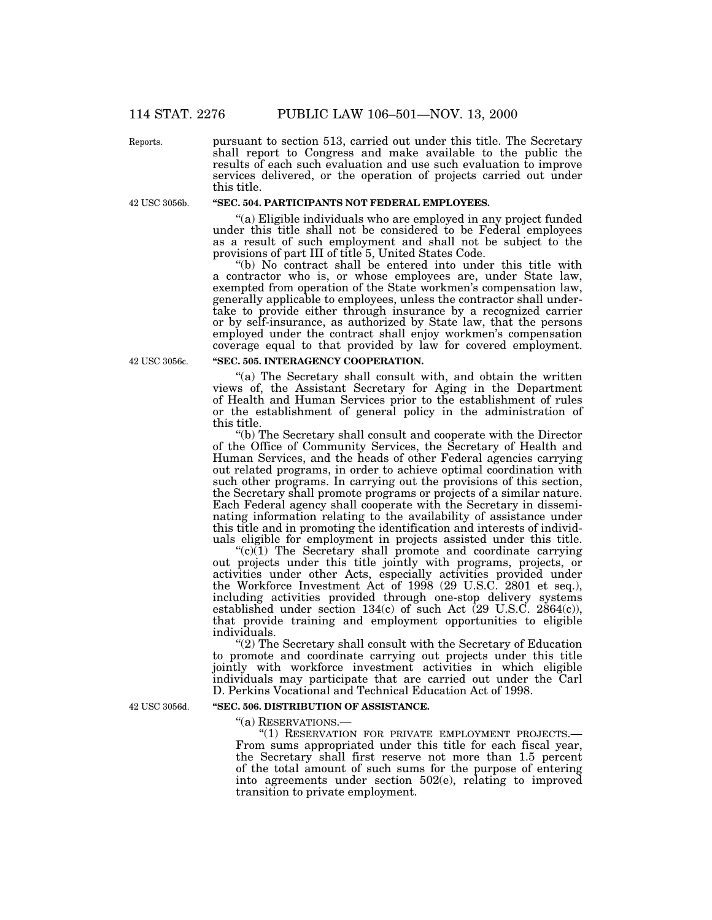pursuant to section 513, carried out under this title. The Secretary shall report to Congress and make available to the public the results of each such evaluation and use such evaluation to improve services delivered, or the operation of projects carried out under this title.

Reports.

42 USC 3056b.

**"SEC. 504. PARTICIPANTS NOT FEDERAL EMPLOYEES.**

"(a) Eligible individuals who are employed in any project funded under this title shall not be considered to be Federal employees as a result of such employment and shall not be subject to the provisions of part III of title 5, United States Code.

"(b) No contract shall be entered into under this title with a contractor who is, or whose employees are, under State law, exempted from operation of the State workmen's compensation law, generally applicable to employees, unless the contractor shall undertake to provide either through insurance by a recognized carrier or by self-insurance, as authorized by State law, that the persons employed under the contract shall enjoy workmen's compensation coverage equal to that provided by law for covered employment.

42 USC 3056c.

**"SEC. 505. INTERAGENCY COOPERATION.**

"(a) The Secretary shall consult with, and obtain the written views of, the Assistant Secretary for Aging in the Department of Health and Human Services prior to the establishment of rules or the establishment of general policy in the administration of this title.

"(b) The Secretary shall consult and cooperate with the Director of the Office of Community Services, the Secretary of Health and Human Services, and the heads of other Federal agencies carrying out related programs, in order to achieve optimal coordination with such other programs. In carrying out the provisions of this section, the Secretary shall promote programs or projects of a similar nature. Each Federal agency shall cooperate with the Secretary in disseminating information relating to the availability of assistance under this title and in promoting the identification and interests of individuals eligible for employment in projects assisted under this title.

"(c)(1) The Secretary shall promote and coordinate carrying out projects under this title jointly with programs, projects, or activities under other Acts, especially activities provided under the Workforce Investment Act of 1998 (29 U.S.C. 2801 et seq.), including activities provided through one-stop delivery systems established under section 134(c) of such Act (29 U.S.C. 2864(c)), that provide training and employment opportunities to eligible individuals.

"(2) The Secretary shall consult with the Secretary of Education to promote and coordinate carrying out projects under this title jointly with workforce investment activities in which eligible individuals may participate that are carried out under the Carl D. Perkins Vocational and Technical Education Act of 1998.

42 USC 3056d.

**"SEC. 506. DISTRIBUTION OF ASSISTANCE.**

"(a) RESERVATIONS.—

"(1) RESERVATION FOR PRIVATE EMPLOYMENT PROJECTS.—From sums appropriated under this title for each fiscal year, the Secretary shall first reserve not more than 1.5 percent of the total amount of such sums for the purpose of entering into agreements under section 502(e), relating to improved transition to private employment.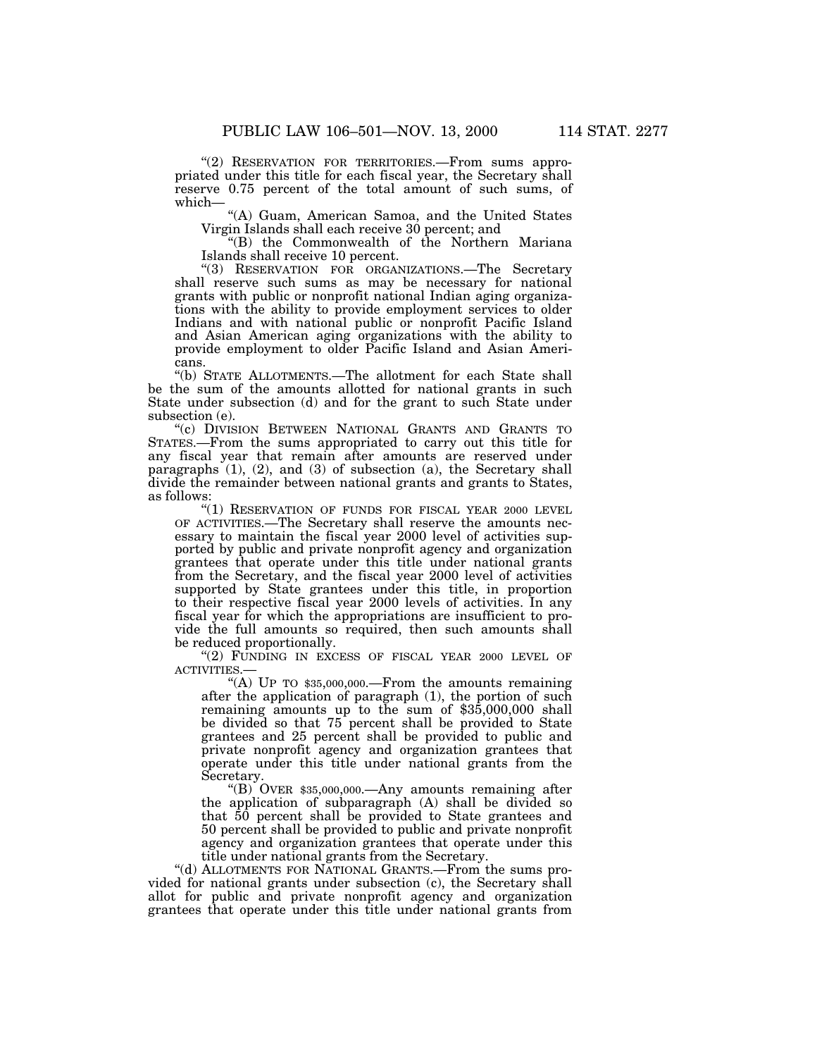"(2) RESERVATION FOR TERRITORIES.—From sums appropriated under this title for each fiscal year, the Secretary shall reserve 0.75 percent of the total amount of such sums, of which—

"(A) Guam, American Samoa, and the United States Virgin Islands shall each receive 30 percent; and

"(B) the Commonwealth of the Northern Mariana Islands shall receive 10 percent.

"(3) RESERVATION FOR ORGANIZATIONS.—The Secretary shall reserve such sums as may be necessary for national grants with public or nonprofit national Indian aging organizations with the ability to provide employment services to older Indians and with national public or nonprofit Pacific Island and Asian American aging organizations with the ability to provide employment to older Pacific Island and Asian Americans.

"(b) STATE ALLOTMENTS.—The allotment for each State shall be the sum of the amounts allotted for national grants in such State under subsection (d) and for the grant to such State under subsection (e).

"(c) DIVISION BETWEEN NATIONAL GRANTS AND GRANTS TO STATES.—From the sums appropriated to carry out this title for any fiscal year that remain after amounts are reserved under paragraphs (1), (2), and (3) of subsection (a), the Secretary shall divide the remainder between national grants and grants to States, as follows:

"(1) RESERVATION OF FUNDS FOR FISCAL YEAR 2000 LEVEL OF ACTIVITIES.—The Secretary shall reserve the amounts necessary to maintain the fiscal year 2000 level of activities supported by public and private nonprofit agency and organization grantees that operate under this title under national grants from the Secretary, and the fiscal year 2000 level of activities supported by State grantees under this title, in proportion to their respective fiscal year 2000 levels of activities. In any fiscal year for which the appropriations are insufficient to provide the full amounts so required, then such amounts shall be reduced proportionally.

"(2) FUNDING IN EXCESS OF FISCAL YEAR 2000 LEVEL OF ACTIVITIES.—

"(A) UP TO $35,000,000.—From the amounts remaining after the application of paragraph (1), the portion of such remaining amounts up to the sum of $35,000,000 shall be divided so that 75 percent shall be provided to State grantees and 25 percent shall be provided to public and private nonprofit agency and organization grantees that operate under this title under national grants from the Secretary.

"(B) OVER $35,000,000.—Any amounts remaining after the application of subparagraph (A) shall be divided so that 50 percent shall be provided to State grantees and 50 percent shall be provided to public and private nonprofit agency and organization grantees that operate under this title under national grants from the Secretary.

"(d) ALLOTMENTS FOR NATIONAL GRANTS.—From the sums provided for national grants under subsection (c), the Secretary shall allot for public and private nonprofit agency and organization grantees that operate under this title under national grants from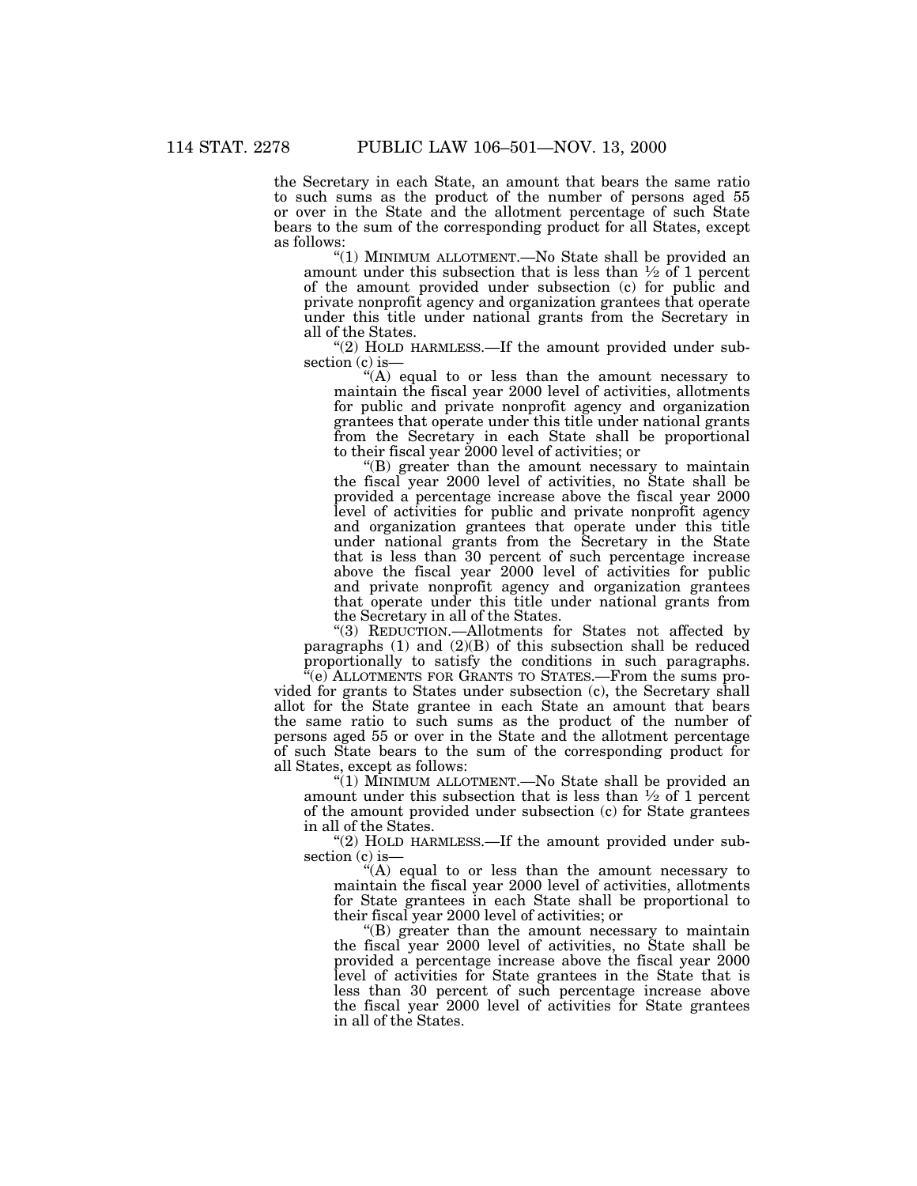the Secretary in each State, an amount that bears the same ratio to such sums as the product of the number of persons aged 55 or over in the State and the allotment percentage of such State bears to the sum of the corresponding product for all States, except as follows:

"(1) MINIMUM ALLOTMENT.—No State shall be provided an amount under this subsection that is less than ½ of 1 percent of the amount provided under subsection (c) for public and private nonprofit agency and organization grantees that operate under this title under national grants from the Secretary in all of the States.

"(2) HOLD HARMLESS.—If the amount provided under subsection (c) is—

"(A) equal to or less than the amount necessary to maintain the fiscal year 2000 level of activities, allotments for public and private nonprofit agency and organization grantees that operate under this title under national grants from the Secretary in each State shall be proportional to their fiscal year 2000 level of activities; or

"(B) greater than the amount necessary to maintain the fiscal year 2000 level of activities, no State shall be provided a percentage increase above the fiscal year 2000 level of activities for public and private nonprofit agency and organization grantees that operate under this title under national grants from the Secretary in the State that is less than 30 percent of such percentage increase above the fiscal year 2000 level of activities for public and private nonprofit agency and organization grantees that operate under this title under national grants from the Secretary in all of the States.

"(3) REDUCTION.—Allotments for States not affected by paragraphs (1) and (2)(B) of this subsection shall be reduced proportionally to satisfy the conditions in such paragraphs.

"(e) ALLOTMENTS FOR GRANTS TO STATES.—From the sums provided for grants to States under subsection (c), the Secretary shall allot for the State grantee in each State an amount that bears the same ratio to such sums as the product of the number of persons aged 55 or over in the State and the allotment percentage of such State bears to the sum of the corresponding product for all States, except as follows:

"(1) MINIMUM ALLOTMENT.—No State shall be provided an amount under this subsection that is less than ½ of 1 percent of the amount provided under subsection (c) for State grantees in all of the States.

"(2) HOLD HARMLESS.—If the amount provided under subsection (c) is—

"(A) equal to or less than the amount necessary to maintain the fiscal year 2000 level of activities, allotments for State grantees in each State shall be proportional to their fiscal year 2000 level of activities; or

"(B) greater than the amount necessary to maintain the fiscal year 2000 level of activities, no State shall be provided a percentage increase above the fiscal year 2000 level of activities for State grantees in the State that is less than 30 percent of such percentage increase above the fiscal year 2000 level of activities for State grantees in all of the States.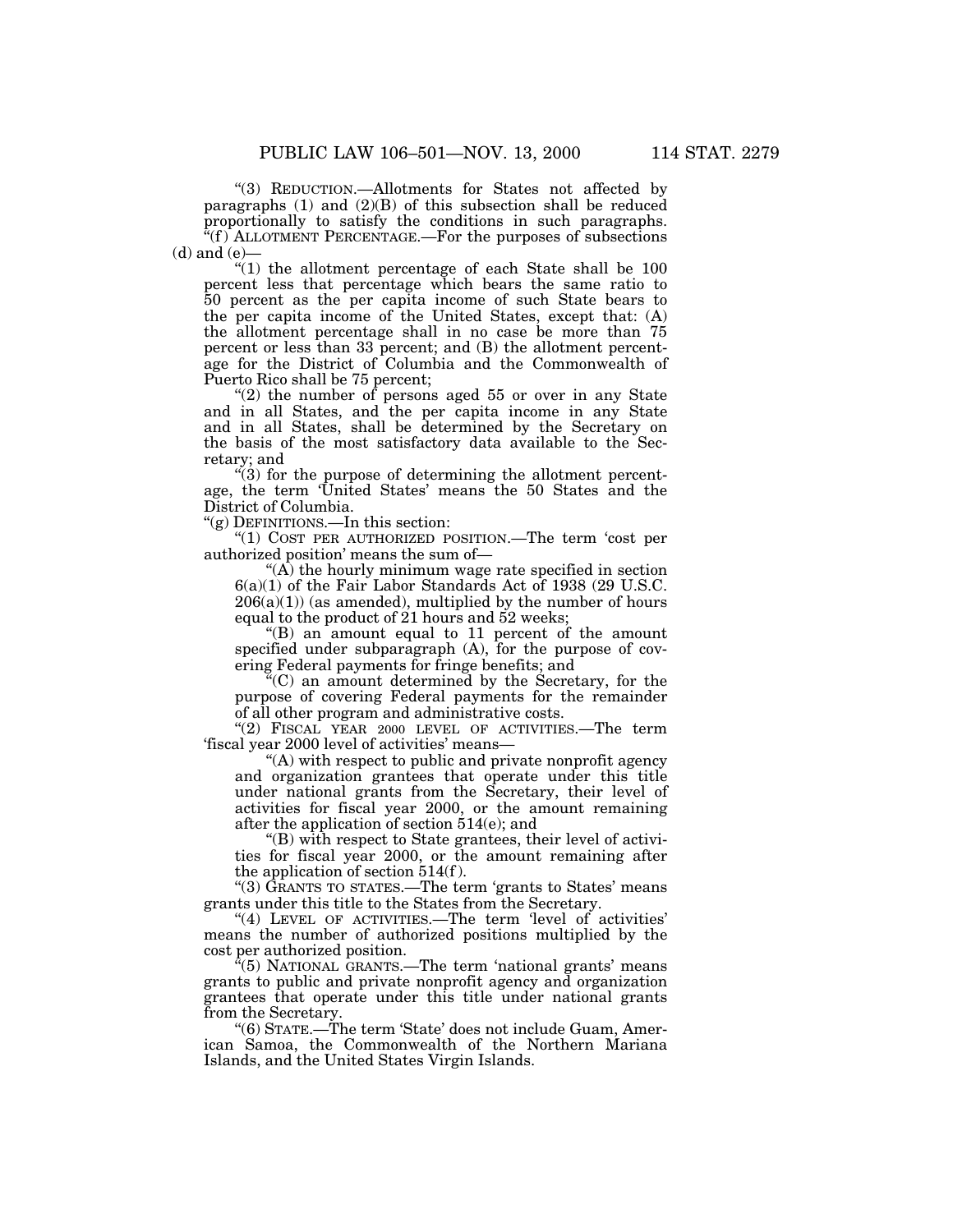"(3) REDUCTION.—Allotments for States not affected by paragraphs (1) and (2)(B) of this subsection shall be reduced proportionally to satisfy the conditions in such paragraphs.

"(f) ALLOTMENT PERCENTAGE.—For the purposes of subsections (d) and (e)—

"(1) the allotment percentage of each State shall be 100 percent less that percentage which bears the same ratio to 50 percent as the per capita income of such State bears to the per capita income of the United States, except that: (A) the allotment percentage shall in no case be more than 75 percent or less than 33 percent; and (B) the allotment percentage for the District of Columbia and the Commonwealth of Puerto Rico shall be 75 percent;

"(2) the number of persons aged 55 or over in any State and in all States, and the per capita income in any State and in all States, shall be determined by the Secretary on the basis of the most satisfactory data available to the Secretary; and

"(3) for the purpose of determining the allotment percentage, the term 'United States' means the 50 States and the District of Columbia.

"(g) DEFINITIONS.—In this section:

"(1) COST PER AUTHORIZED POSITION.—The term 'cost per authorized position' means the sum of—

"(A) the hourly minimum wage rate specified in section 6(a)(1) of the Fair Labor Standards Act of 1938 (29 U.S.C. 206(a)(1)) (as amended), multiplied by the number of hours equal to the product of 21 hours and 52 weeks;

"(B) an amount equal to 11 percent of the amount specified under subparagraph (A), for the purpose of covering Federal payments for fringe benefits; and

"(C) an amount determined by the Secretary, for the purpose of covering Federal payments for the remainder of all other program and administrative costs.

"(2) FISCAL YEAR 2000 LEVEL OF ACTIVITIES.—The term 'fiscal year 2000 level of activities' means—

"(A) with respect to public and private nonprofit agency and organization grantees that operate under this title under national grants from the Secretary, their level of activities for fiscal year 2000, or the amount remaining after the application of section 514(e); and

"(B) with respect to State grantees, their level of activities for fiscal year 2000, or the amount remaining after the application of section 514(f).

"(3) GRANTS TO STATES.—The term 'grants to States' means grants under this title to the States from the Secretary.

"(4) LEVEL OF ACTIVITIES.—The term 'level of activities' means the number of authorized positions multiplied by the cost per authorized position.

"(5) NATIONAL GRANTS.—The term 'national grants' means grants to public and private nonprofit agency and organization grantees that operate under this title under national grants from the Secretary.

"(6) STATE.—The term 'State' does not include Guam, American Samoa, the Commonwealth of the Northern Mariana Islands, and the United States Virgin Islands.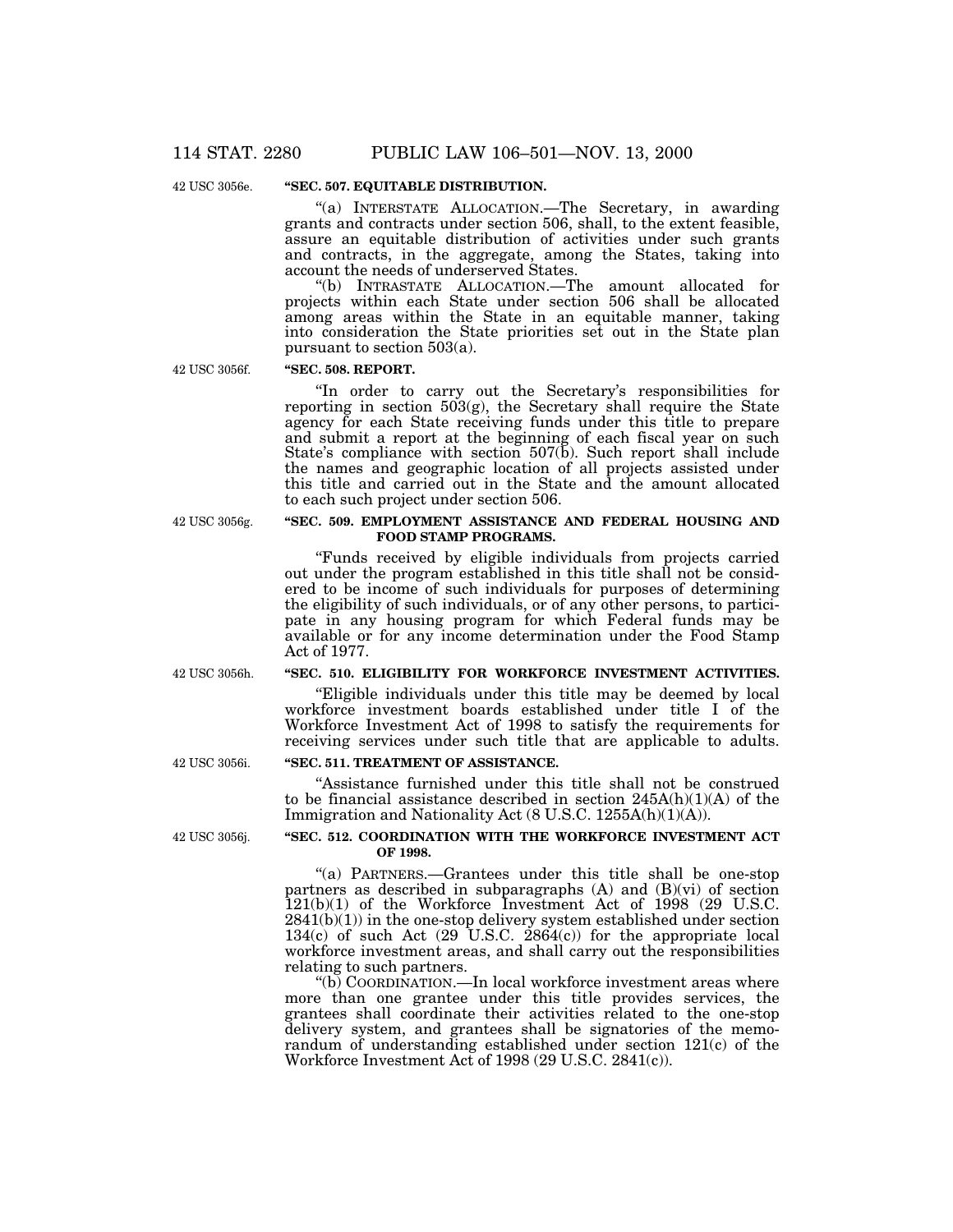42 USC 3056e.

**"SEC. 507. EQUITABLE DISTRIBUTION.**

"(a) INTERSTATE ALLOCATION.—The Secretary, in awarding grants and contracts under section 506, shall, to the extent feasible, assure an equitable distribution of activities under such grants and contracts, in the aggregate, among the States, taking into account the needs of underserved States.

"(b) INTRASTATE ALLOCATION.—The amount allocated for projects within each State under section 506 shall be allocated among areas within the State in an equitable manner, taking into consideration the State priorities set out in the State plan pursuant to section 503(a).

42 USC 3056f.

**"SEC. 508. REPORT.**

"In order to carry out the Secretary's responsibilities for reporting in section 503(g), the Secretary shall require the State agency for each State receiving funds under this title to prepare and submit a report at the beginning of each fiscal year on such State's compliance with section 507(b). Such report shall include the names and geographic location of all projects assisted under this title and carried out in the State and the amount allocated to each such project under section 506.

42 USC 3056g.

**"SEC. 509. EMPLOYMENT ASSISTANCE AND FEDERAL HOUSING AND FOOD STAMP PROGRAMS.**

"Funds received by eligible individuals from projects carried out under the program established in this title shall not be considered to be income of such individuals for purposes of determining the eligibility of such individuals, or of any other persons, to participate in any housing program for which Federal funds may be available or for any income determination under the Food Stamp Act of 1977.

42 USC 3056h.

**"SEC. 510. ELIGIBILITY FOR WORKFORCE INVESTMENT ACTIVITIES.**

"Eligible individuals under this title may be deemed by local workforce investment boards established under title I of the Workforce Investment Act of 1998 to satisfy the requirements for receiving services under such title that are applicable to adults.

42 USC 3056i.

**"SEC. 511. TREATMENT OF ASSISTANCE.**

"Assistance furnished under this title shall not be construed to be financial assistance described in section 245A(h)(1)(A) of the Immigration and Nationality Act (8 U.S.C. 1255A(h)(1)(A)).

42 USC 3056j.

**"SEC. 512. COORDINATION WITH THE WORKFORCE INVESTMENT ACT OF 1998.**

"(a) PARTNERS.—Grantees under this title shall be one-stop partners as described in subparagraphs (A) and (B)(vi) of section 121(b)(1) of the Workforce Investment Act of 1998 (29 U.S.C. 2841(b)(1)) in the one-stop delivery system established under section 134(c) of such Act (29 U.S.C. 2864(c)) for the appropriate local workforce investment areas, and shall carry out the responsibilities relating to such partners.

"(b) COORDINATION.—In local workforce investment areas where more than one grantee under this title provides services, the grantees shall coordinate their activities related to the one-stop delivery system, and grantees shall be signatories of the memorandum of understanding established under section 121(c) of the Workforce Investment Act of 1998 (29 U.S.C. 2841(c)).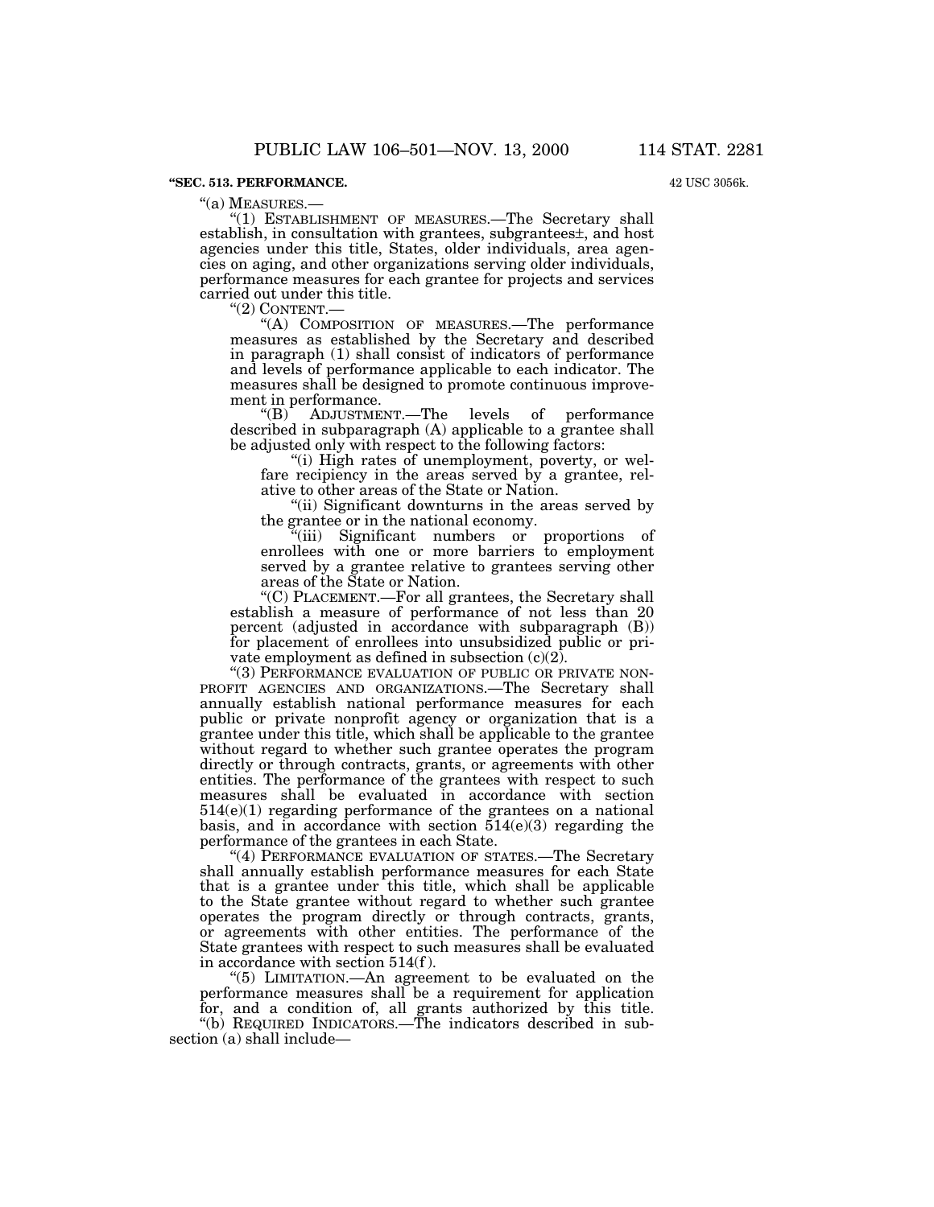**"SEC. 513. PERFORMANCE.**

42 USC 3056k.

"(a) MEASURES.—

"(1) ESTABLISHMENT OF MEASURES.—The Secretary shall establish, in consultation with grantees, subgrantees±, and host agencies under this title, States, older individuals, area agencies on aging, and other organizations serving older individuals, performance measures for each grantee for projects and services carried out under this title.

"(2) CONTENT.—

"(A) COMPOSITION OF MEASURES.—The performance measures as established by the Secretary and described in paragraph (1) shall consist of indicators of performance and levels of performance applicable to each indicator. The measures shall be designed to promote continuous improvement in performance.

"(B) ADJUSTMENT.—The levels of performance described in subparagraph (A) applicable to a grantee shall be adjusted only with respect to the following factors:

"(i) High rates of unemployment, poverty, or welfare recipiency in the areas served by a grantee, relative to other areas of the State or Nation.

"(ii) Significant downturns in the areas served by the grantee or in the national economy.

"(iii) Significant numbers or proportions of enrollees with one or more barriers to employment served by a grantee relative to grantees serving other areas of the State or Nation.

"(C) PLACEMENT.—For all grantees, the Secretary shall establish a measure of performance of not less than 20 percent (adjusted in accordance with subparagraph (B)) for placement of enrollees into unsubsidized public or private employment as defined in subsection (c)(2).

"(3) PERFORMANCE EVALUATION OF PUBLIC OR PRIVATE NONPROFIT AGENCIES AND ORGANIZATIONS.—The Secretary shall annually establish national performance measures for each public or private nonprofit agency or organization that is a grantee under this title, which shall be applicable to the grantee without regard to whether such grantee operates the program directly or through contracts, grants, or agreements with other entities. The performance of the grantees with respect to such measures shall be evaluated in accordance with section 514(e)(1) regarding performance of the grantees on a national basis, and in accordance with section 514(e)(3) regarding the performance of the grantees in each State.

"(4) PERFORMANCE EVALUATION OF STATES.—The Secretary shall annually establish performance measures for each State that is a grantee under this title, which shall be applicable to the State grantee without regard to whether such grantee operates the program directly or through contracts, grants, or agreements with other entities. The performance of the State grantees with respect to such measures shall be evaluated in accordance with section 514(f).

"(5) LIMITATION.—An agreement to be evaluated on the performance measures shall be a requirement for application for, and a condition of, all grants authorized by this title.

"(b) REQUIRED INDICATORS.—The indicators described in subsection (a) shall include—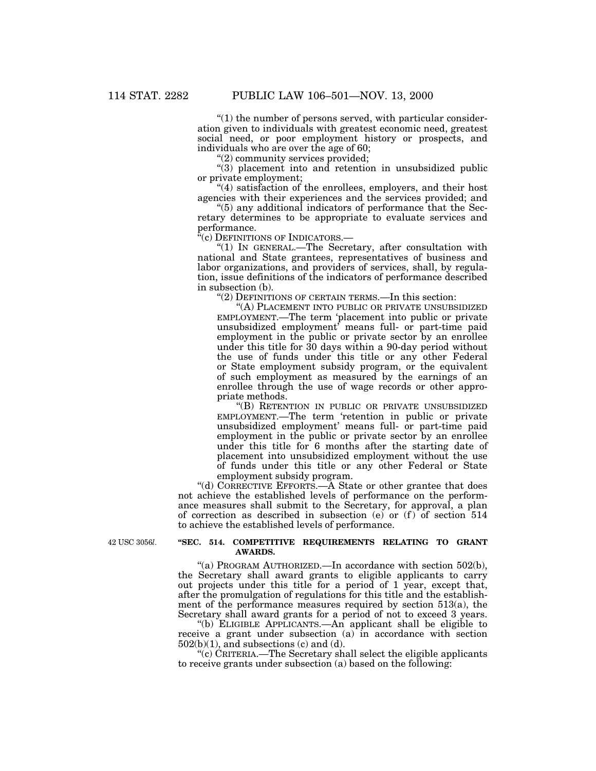"(1) the number of persons served, with particular consideration given to individuals with greatest economic need, greatest social need, or poor employment history or prospects, and individuals who are over the age of 60;

"(2) community services provided;

"(3) placement into and retention in unsubsidized public or private employment;

"(4) satisfaction of the enrollees, employers, and their host agencies with their experiences and the services provided; and

"(5) any additional indicators of performance that the Secretary determines to be appropriate to evaluate services and performance.

"(c) DEFINITIONS OF INDICATORS.—

"(1) IN GENERAL.—The Secretary, after consultation with national and State grantees, representatives of business and labor organizations, and providers of services, shall, by regulation, issue definitions of the indicators of performance described in subsection (b).

"(2) DEFINITIONS OF CERTAIN TERMS.—In this section:

"(A) PLACEMENT INTO PUBLIC OR PRIVATE UNSUBSIDIZED EMPLOYMENT.—The term 'placement into public or private unsubsidized employment' means full- or part-time paid employment in the public or private sector by an enrollee under this title for 30 days within a 90-day period without the use of funds under this title or any other Federal or State employment subsidy program, or the equivalent of such employment as measured by the earnings of an enrollee through the use of wage records or other appropriate methods.

"(B) RETENTION IN PUBLIC OR PRIVATE UNSUBSIDIZED EMPLOYMENT.—The term 'retention in public or private unsubsidized employment' means full- or part-time paid employment in the public or private sector by an enrollee under this title for 6 months after the starting date of placement into unsubsidized employment without the use of funds under this title or any other Federal or State employment subsidy program.

"(d) CORRECTIVE EFFORTS.—A State or other grantee that does not achieve the established levels of performance on the performance measures shall submit to the Secretary, for approval, a plan of correction as described in subsection (e) or (f) of section 514 to achieve the established levels of performance.

42 USC 3056*l*.

**"SEC. 514. COMPETITIVE REQUIREMENTS RELATING TO GRANT AWARDS.**

"(a) PROGRAM AUTHORIZED.—In accordance with section 502(b), the Secretary shall award grants to eligible applicants to carry out projects under this title for a period of 1 year, except that, after the promulgation of regulations for this title and the establishment of the performance measures required by section 513(a), the Secretary shall award grants for a period of not to exceed 3 years.

"(b) ELIGIBLE APPLICANTS.—An applicant shall be eligible to receive a grant under subsection (a) in accordance with section 502(b)(1), and subsections (c) and (d).

"(c) CRITERIA.—The Secretary shall select the eligible applicants to receive grants under subsection (a) based on the following: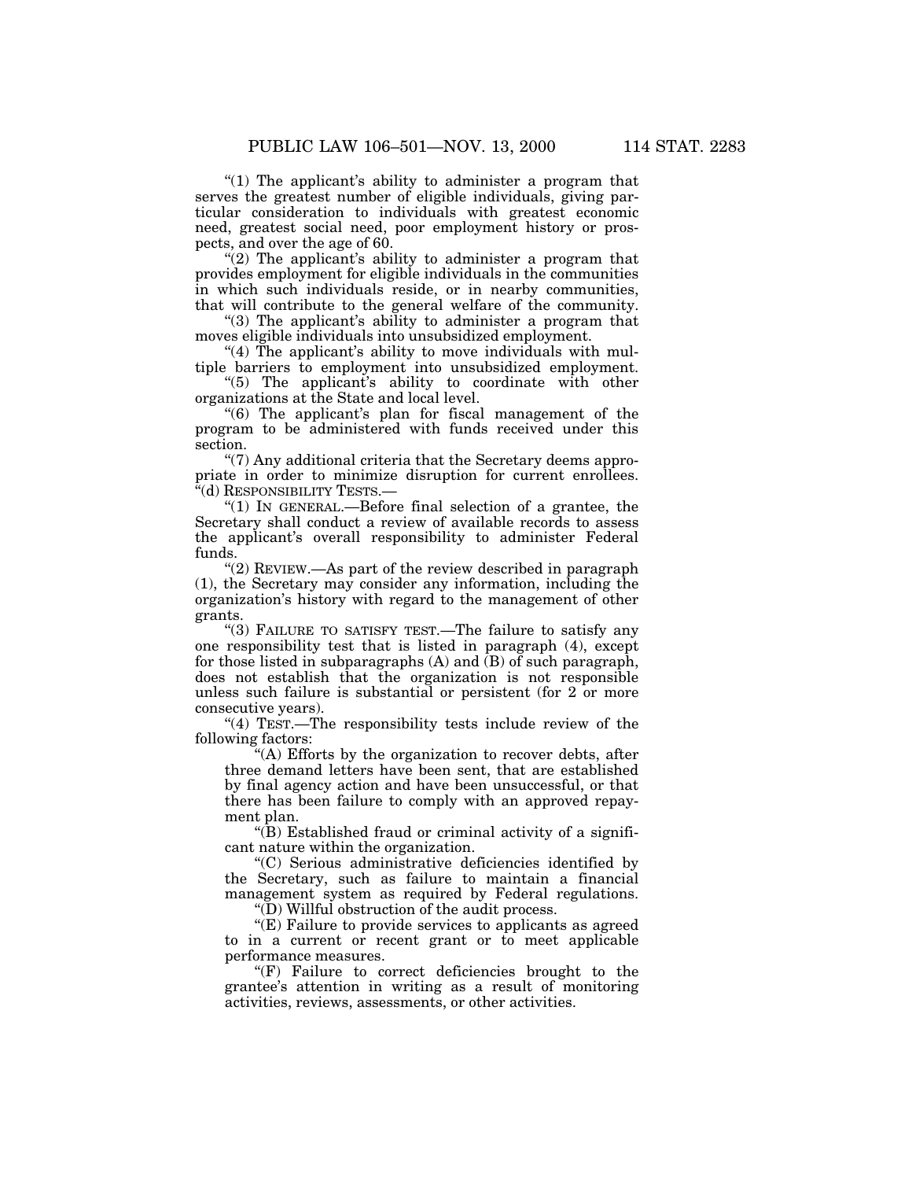"(1) The applicant's ability to administer a program that serves the greatest number of eligible individuals, giving particular consideration to individuals with greatest economic need, greatest social need, poor employment history or prospects, and over the age of 60.

"(2) The applicant's ability to administer a program that provides employment for eligible individuals in the communities in which such individuals reside, or in nearby communities, that will contribute to the general welfare of the community.

"(3) The applicant's ability to administer a program that moves eligible individuals into unsubsidized employment.

"(4) The applicant's ability to move individuals with multiple barriers to employment into unsubsidized employment.

"(5) The applicant's ability to coordinate with other organizations at the State and local level.

"(6) The applicant's plan for fiscal management of the program to be administered with funds received under this section.

"(7) Any additional criteria that the Secretary deems appropriate in order to minimize disruption for current enrollees.

"(d) RESPONSIBILITY TESTS.—

"(1) IN GENERAL.—Before final selection of a grantee, the Secretary shall conduct a review of available records to assess the applicant's overall responsibility to administer Federal funds.

"(2) REVIEW.—As part of the review described in paragraph (1), the Secretary may consider any information, including the organization's history with regard to the management of other grants.

"(3) FAILURE TO SATISFY TEST.—The failure to satisfy any one responsibility test that is listed in paragraph (4), except for those listed in subparagraphs (A) and (B) of such paragraph, does not establish that the organization is not responsible unless such failure is substantial or persistent (for 2 or more consecutive years).

"(4) TEST.—The responsibility tests include review of the following factors:

"(A) Efforts by the organization to recover debts, after three demand letters have been sent, that are established by final agency action and have been unsuccessful, or that there has been failure to comply with an approved repayment plan.

"(B) Established fraud or criminal activity of a significant nature within the organization.

"(C) Serious administrative deficiencies identified by the Secretary, such as failure to maintain a financial management system as required by Federal regulations.

"(D) Willful obstruction of the audit process.

"(E) Failure to provide services to applicants as agreed to in a current or recent grant or to meet applicable performance measures.

"(F) Failure to correct deficiencies brought to the grantee's attention in writing as a result of monitoring activities, reviews, assessments, or other activities.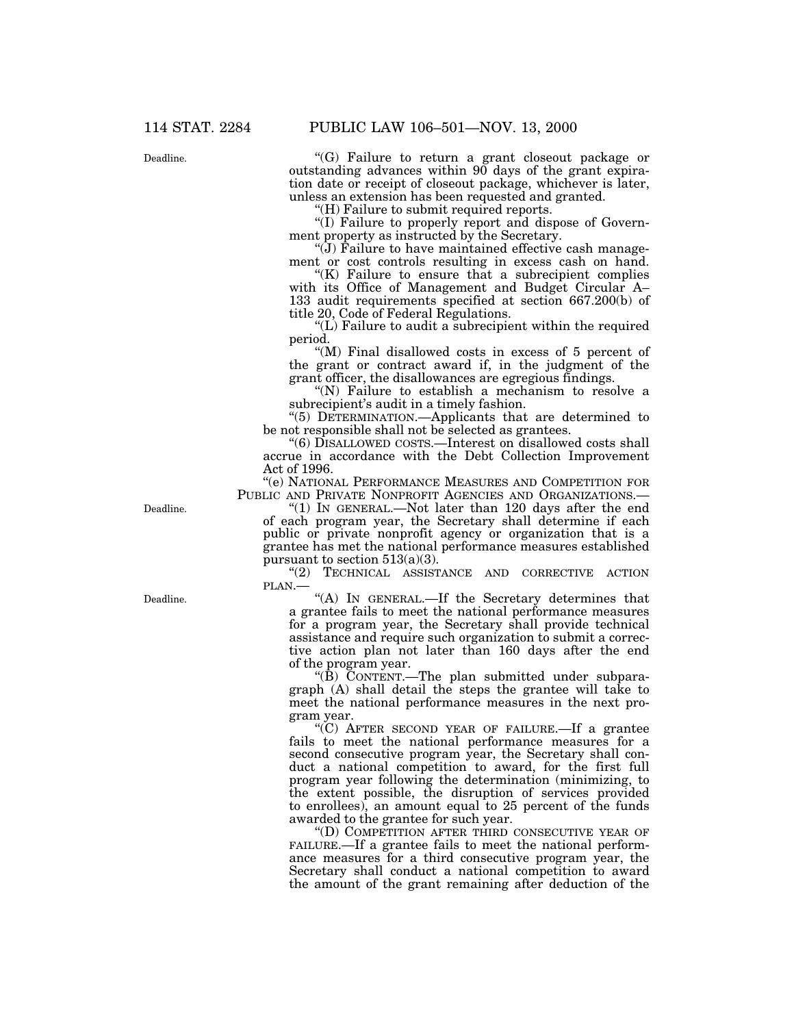"(G) Failure to return a grant closeout package or outstanding advances within 90 days of the grant expiration date or receipt of closeout package, whichever is later, unless an extension has been requested and granted.

"(H) Failure to submit required reports.

"(I) Failure to properly report and dispose of Government property as instructed by the Secretary.

"(J) Failure to have maintained effective cash management or cost controls resulting in excess cash on hand.

"(K) Failure to ensure that a subrecipient complies with its Office of Management and Budget Circular A–133 audit requirements specified at section 667.200(b) of title 20, Code of Federal Regulations.

"(L) Failure to audit a subrecipient within the required period.

"(M) Final disallowed costs in excess of 5 percent of the grant or contract award if, in the judgment of the grant officer, the disallowances are egregious findings.

"(N) Failure to establish a mechanism to resolve a subrecipient's audit in a timely fashion.

"(5) DETERMINATION.—Applicants that are determined to be not responsible shall not be selected as grantees.

"(6) DISALLOWED COSTS.—Interest on disallowed costs shall accrue in accordance with the Debt Collection Improvement Act of 1996.

"(e) NATIONAL PERFORMANCE MEASURES AND COMPETITION FOR PUBLIC AND PRIVATE NONPROFIT AGENCIES AND ORGANIZATIONS.—

"(1) IN GENERAL.—Not later than 120 days after the end of each program year, the Secretary shall determine if each public or private nonprofit agency or organization that is a grantee has met the national performance measures established pursuant to section 513(a)(3).

"(2) TECHNICAL ASSISTANCE AND CORRECTIVE ACTION PLAN.—

"(A) IN GENERAL.—If the Secretary determines that a grantee fails to meet the national performance measures for a program year, the Secretary shall provide technical assistance and require such organization to submit a corrective action plan not later than 160 days after the end of the program year.

"(B) CONTENT.—The plan submitted under subparagraph (A) shall detail the steps the grantee will take to meet the national performance measures in the next program year.

"(C) AFTER SECOND YEAR OF FAILURE.—If a grantee fails to meet the national performance measures for a second consecutive program year, the Secretary shall conduct a national competition to award, for the first full program year following the determination (minimizing, to the extent possible, the disruption of services provided to enrollees), an amount equal to 25 percent of the funds awarded to the grantee for such year.

"(D) COMPETITION AFTER THIRD CONSECUTIVE YEAR OF FAILURE.—If a grantee fails to meet the national performance measures for a third consecutive program year, the Secretary shall conduct a national competition to award the amount of the grant remaining after deduction of the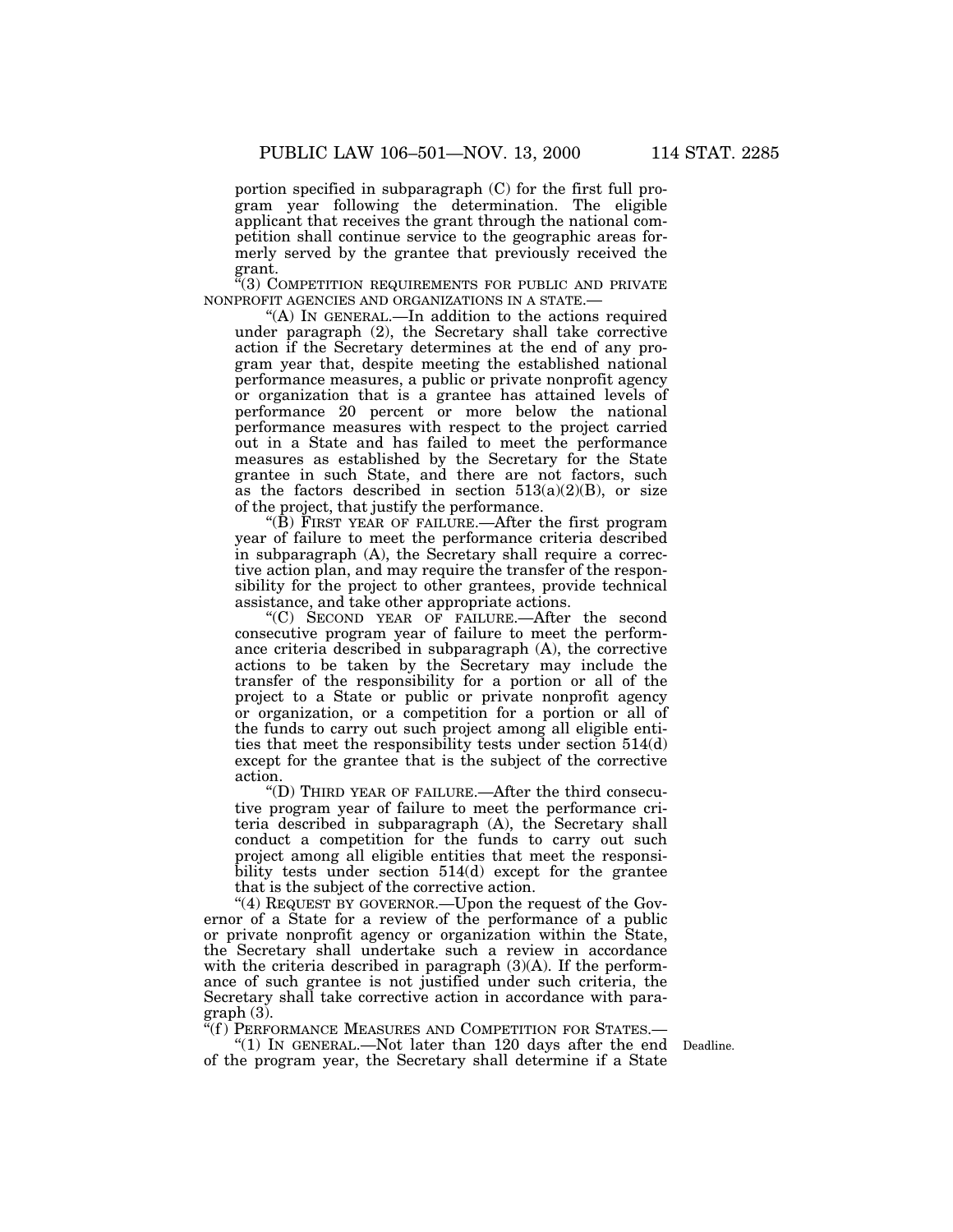portion specified in subparagraph (C) for the first full program year following the determination. The eligible applicant that receives the grant through the national competition shall continue service to the geographic areas formerly served by the grantee that previously received the grant.

"(3) COMPETITION REQUIREMENTS FOR PUBLIC AND PRIVATE NONPROFIT AGENCIES AND ORGANIZATIONS IN A STATE.—

"(A) IN GENERAL.—In addition to the actions required under paragraph (2), the Secretary shall take corrective action if the Secretary determines at the end of any program year that, despite meeting the established national performance measures, a public or private nonprofit agency or organization that is a grantee has attained levels of performance 20 percent or more below the national performance measures with respect to the project carried out in a State and has failed to meet the performance measures as established by the Secretary for the State grantee in such State, and there are not factors, such as the factors described in section 513(a)(2)(B), or size of the project, that justify the performance.

"(B) FIRST YEAR OF FAILURE.—After the first program year of failure to meet the performance criteria described in subparagraph (A), the Secretary shall require a corrective action plan, and may require the transfer of the responsibility for the project to other grantees, provide technical assistance, and take other appropriate actions.

"(C) SECOND YEAR OF FAILURE.—After the second consecutive program year of failure to meet the performance criteria described in subparagraph (A), the corrective actions to be taken by the Secretary may include the transfer of the responsibility for a portion or all of the project to a State or public or private nonprofit agency or organization, or a competition for a portion or all of the funds to carry out such project among all eligible entities that meet the responsibility tests under section 514(d) except for the grantee that is the subject of the corrective action.

"(D) THIRD YEAR OF FAILURE.—After the third consecutive program year of failure to meet the performance criteria described in subparagraph (A), the Secretary shall conduct a competition for the funds to carry out such project among all eligible entities that meet the responsibility tests under section 514(d) except for the grantee that is the subject of the corrective action.

"(4) REQUEST BY GOVERNOR.—Upon the request of the Governor of a State for a review of the performance of a public or private nonprofit agency or organization within the State, the Secretary shall undertake such a review in accordance with the criteria described in paragraph (3)(A). If the performance of such grantee is not justified under such criteria, the Secretary shall take corrective action in accordance with paragraph (3).

"(f) PERFORMANCE MEASURES AND COMPETITION FOR STATES.—

"(1) IN GENERAL.—Not later than 120 days after the end of the program year, the Secretary shall determine if a State

Deadline.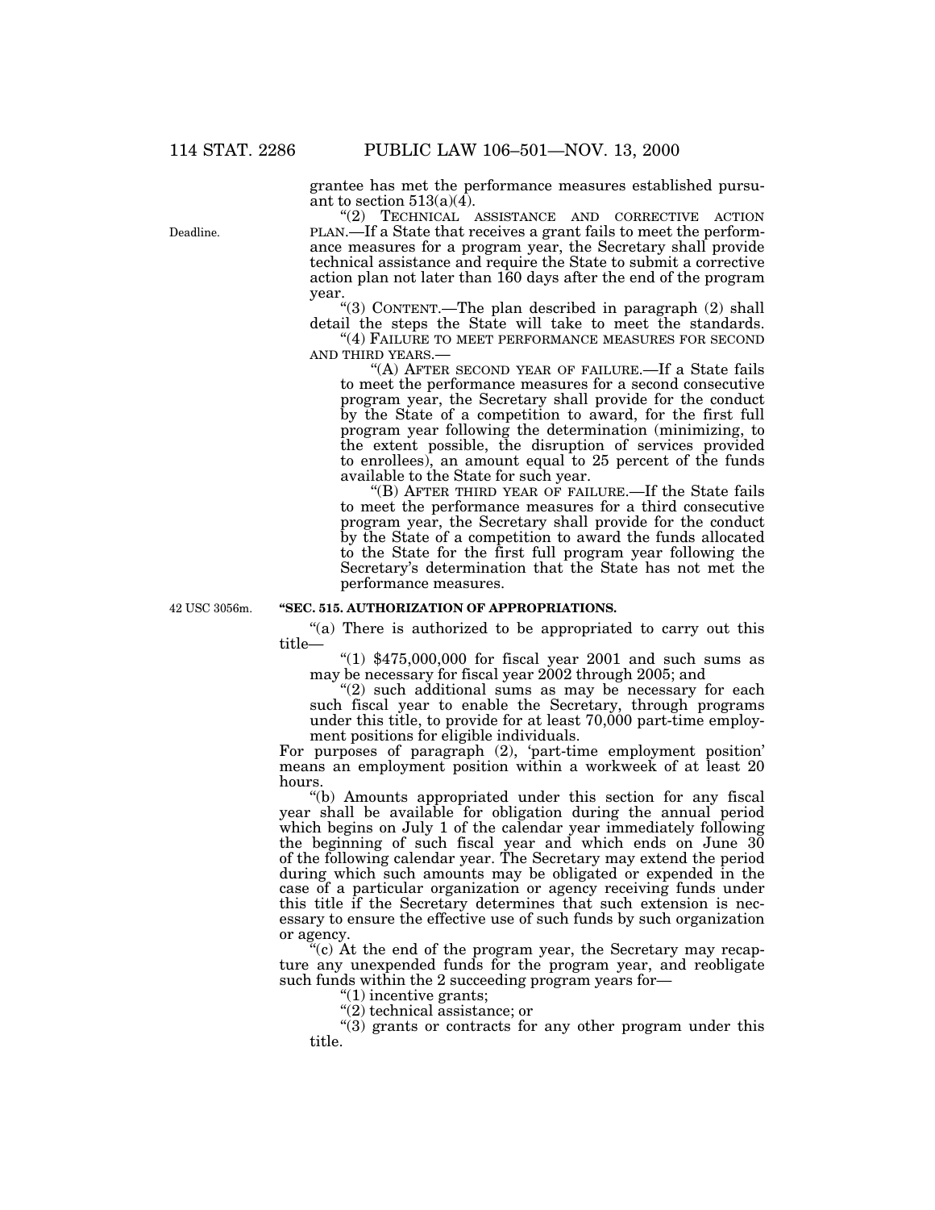grantee has met the performance measures established pursuant to section 513(a)(4).

"(2) TECHNICAL ASSISTANCE AND CORRECTIVE ACTION PLAN.—If a State that receives a grant fails to meet the performance measures for a program year, the Secretary shall provide technical assistance and require the State to submit a corrective action plan not later than 160 days after the end of the program year.

"(3) CONTENT.—The plan described in paragraph (2) shall detail the steps the State will take to meet the standards.

"(4) FAILURE TO MEET PERFORMANCE MEASURES FOR SECOND AND THIRD YEARS.—

"(A) AFTER SECOND YEAR OF FAILURE.—If a State fails to meet the performance measures for a second consecutive program year, the Secretary shall provide for the conduct by the State of a competition to award, for the first full program year following the determination (minimizing, to the extent possible, the disruption of services provided to enrollees), an amount equal to 25 percent of the funds available to the State for such year.

"(B) AFTER THIRD YEAR OF FAILURE.—If the State fails to meet the performance measures for a third consecutive program year, the Secretary shall provide for the conduct by the State of a competition to award the funds allocated to the State for the first full program year following the Secretary's determination that the State has not met the performance measures.

**"SEC. 515. AUTHORIZATION OF APPROPRIATIONS.**

"(a) There is authorized to be appropriated to carry out this title—

"(1) $475,000,000 for fiscal year 2001 and such sums as may be necessary for fiscal year 2002 through 2005; and

"(2) such additional sums as may be necessary for each such fiscal year to enable the Secretary, through programs under this title, to provide for at least 70,000 part-time employment positions for eligible individuals.

For purposes of paragraph (2), 'part-time employment position' means an employment position within a workweek of at least 20 hours.

"(b) Amounts appropriated under this section for any fiscal year shall be available for obligation during the annual period which begins on July 1 of the calendar year immediately following the beginning of such fiscal year and which ends on June 30 of the following calendar year. The Secretary may extend the period during which such amounts may be obligated or expended in the case of a particular organization or agency receiving funds under this title if the Secretary determines that such extension is necessary to ensure the effective use of such funds by such organization or agency.

"(c) At the end of the program year, the Secretary may recapture any unexpended funds for the program year, and reobligate such funds within the 2 succeeding program years for—

"(1) incentive grants;

"(2) technical assistance; or

"(3) grants or contracts for any other program under this title.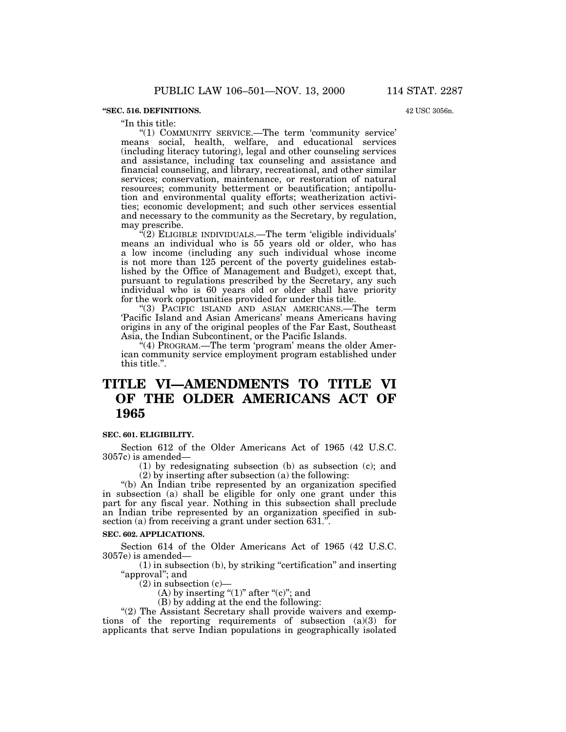**"SEC. 516. DEFINITIONS.**

42 USC 3056n.

"In this title:

"(1) COMMUNITY SERVICE.—The term 'community service' means social, health, welfare, and educational services (including literacy tutoring), legal and other counseling services and assistance, including tax counseling and assistance and financial counseling, and library, recreational, and other similar services; conservation, maintenance, or restoration of natural resources; community betterment or beautification; antipollution and environmental quality efforts; weatherization activities; economic development; and such other services essential and necessary to the community as the Secretary, by regulation, may prescribe.

"(2) ELIGIBLE INDIVIDUALS.—The term 'eligible individuals' means an individual who is 55 years old or older, who has a low income (including any such individual whose income is not more than 125 percent of the poverty guidelines established by the Office of Management and Budget), except that, pursuant to regulations prescribed by the Secretary, any such individual who is 60 years old or older shall have priority for the work opportunities provided for under this title.

"(3) PACIFIC ISLAND AND ASIAN AMERICANS.—The term 'Pacific Island and Asian Americans' means Americans having origins in any of the original peoples of the Far East, Southeast Asia, the Indian Subcontinent, or the Pacific Islands.

"(4) PROGRAM.—The term 'program' means the older American community service employment program established under this title.".

# TITLE VI—AMENDMENTS TO TITLE VI OF THE OLDER AMERICANS ACT OF 1965

**SEC. 601. ELIGIBILITY.**

Section 612 of the Older Americans Act of 1965 (42 U.S.C. 3057c) is amended—

(1) by redesignating subsection (b) as subsection (c); and

(2) by inserting after subsection (a) the following:

"(b) An Indian tribe represented by an organization specified in subsection (a) shall be eligible for only one grant under this part for any fiscal year. Nothing in this subsection shall preclude an Indian tribe represented by an organization specified in subsection (a) from receiving a grant under section 631.".

**SEC. 602. APPLICATIONS.**

Section 614 of the Older Americans Act of 1965 (42 U.S.C. 3057e) is amended—

(1) in subsection (b), by striking "certification" and inserting "approval"; and

(2) in subsection (c)—

(A) by inserting "(1)" after "(c)"; and

(B) by adding at the end the following:

"(2) The Assistant Secretary shall provide waivers and exemptions of the reporting requirements of subsection (a)(3) for applicants that serve Indian populations in geographically isolated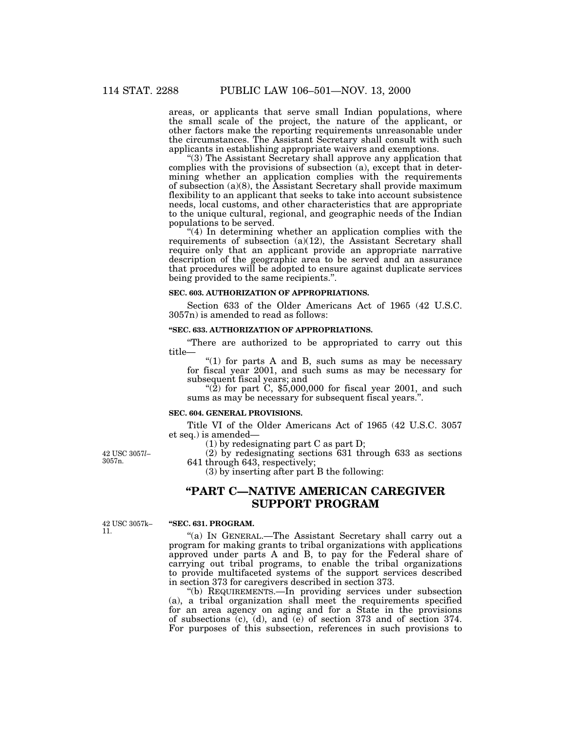areas, or applicants that serve small Indian populations, where the small scale of the project, the nature of the applicant, or other factors make the reporting requirements unreasonable under the circumstances. The Assistant Secretary shall consult with such applicants in establishing appropriate waivers and exemptions.

"(3) The Assistant Secretary shall approve any application that complies with the provisions of subsection (a), except that in determining whether an application complies with the requirements of subsection (a)(8), the Assistant Secretary shall provide maximum flexibility to an applicant that seeks to take into account subsistence needs, local customs, and other characteristics that are appropriate to the unique cultural, regional, and geographic needs of the Indian populations to be served.

"(4) In determining whether an application complies with the requirements of subsection (a)(12), the Assistant Secretary shall require only that an applicant provide an appropriate narrative description of the geographic area to be served and an assurance that procedures will be adopted to ensure against duplicate services being provided to the same recipients.".

**SEC. 603. AUTHORIZATION OF APPROPRIATIONS.**

Section 633 of the Older Americans Act of 1965 (42 U.S.C. 3057n) is amended to read as follows:

**"SEC. 633. AUTHORIZATION OF APPROPRIATIONS.**

"There are authorized to be appropriated to carry out this title—

"(1) for parts A and B, such sums as may be necessary for fiscal year 2001, and such sums as may be necessary for subsequent fiscal years; and

"(2) for part C, $5,000,000 for fiscal year 2001, and such sums as may be necessary for subsequent fiscal years.".

**SEC. 604. GENERAL PROVISIONS.**

Title VI of the Older Americans Act of 1965 (42 U.S.C. 3057 et seq.) is amended—

(1) by redesignating part C as part D;

42 USC 3057*l*–3057n.

(2) by redesignating sections 631 through 633 as sections 641 through 643, respectively;

(3) by inserting after part B the following:

## "PART C—NATIVE AMERICAN CAREGIVER SUPPORT PROGRAM

42 USC 3057k–11.

**"SEC. 631. PROGRAM.**

"(a) IN GENERAL.—The Assistant Secretary shall carry out a program for making grants to tribal organizations with applications approved under parts A and B, to pay for the Federal share of carrying out tribal programs, to enable the tribal organizations to provide multifaceted systems of the support services described in section 373 for caregivers described in section 373.

"(b) REQUIREMENTS.—In providing services under subsection (a), a tribal organization shall meet the requirements specified for an area agency on aging and for a State in the provisions of subsections (c), (d), and (e) of section 373 and of section 374. For purposes of this subsection, references in such provisions to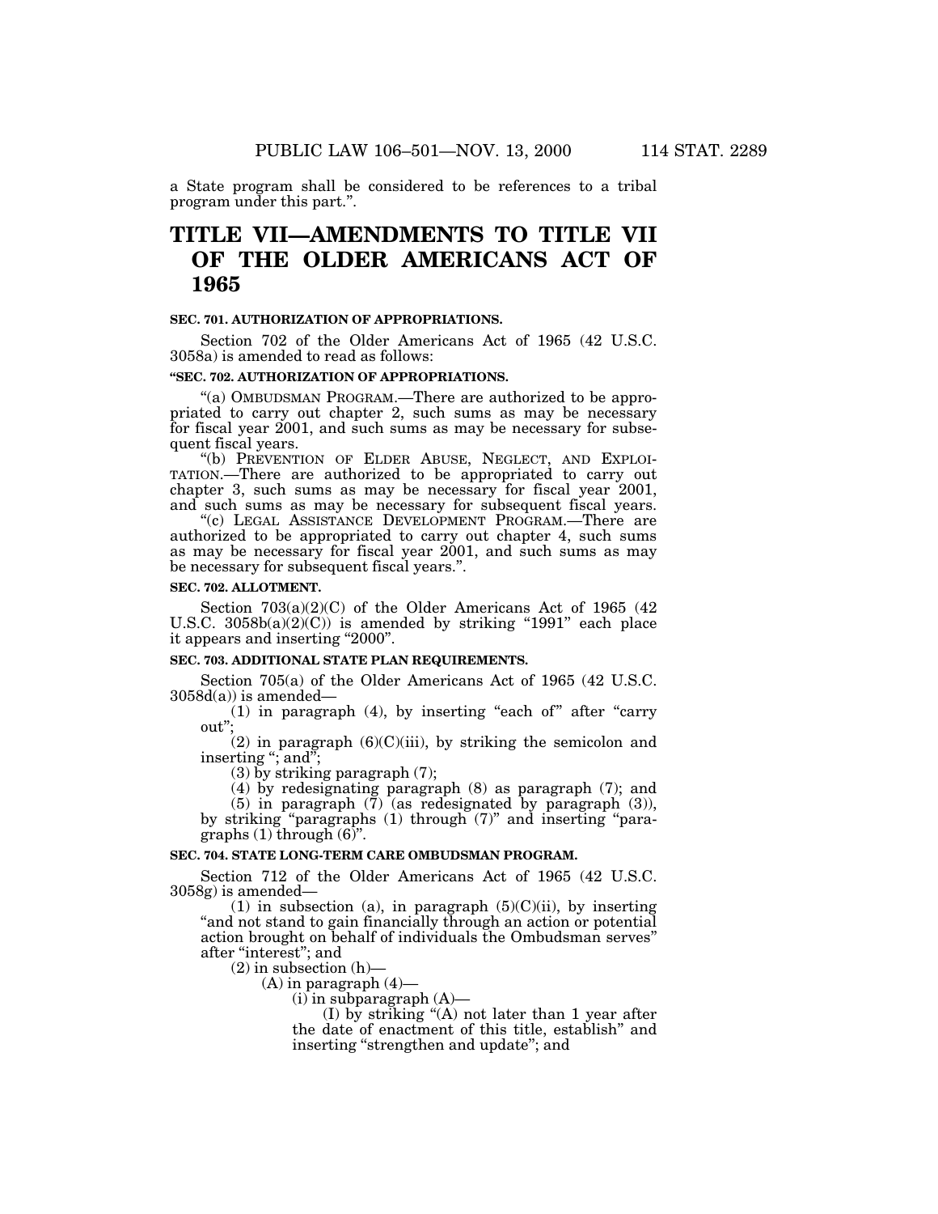a State program shall be considered to be references to a tribal program under this part.".

# TITLE VII—AMENDMENTS TO TITLE VII OF THE OLDER AMERICANS ACT OF 1965

**SEC. 701. AUTHORIZATION OF APPROPRIATIONS.**

Section 702 of the Older Americans Act of 1965 (42 U.S.C. 3058a) is amended to read as follows:

**"SEC. 702. AUTHORIZATION OF APPROPRIATIONS.**

"(a) OMBUDSMAN PROGRAM.—There are authorized to be appropriated to carry out chapter 2, such sums as may be necessary for fiscal year 2001, and such sums as may be necessary for subsequent fiscal years.

"(b) PREVENTION OF ELDER ABUSE, NEGLECT, AND EXPLOITATION.—There are authorized to be appropriated to carry out chapter 3, such sums as may be necessary for fiscal year 2001, and such sums as may be necessary for subsequent fiscal years.

"(c) LEGAL ASSISTANCE DEVELOPMENT PROGRAM.—There are authorized to be appropriated to carry out chapter 4, such sums as may be necessary for fiscal year 2001, and such sums as may be necessary for subsequent fiscal years.".

**SEC. 702. ALLOTMENT.**

Section 703(a)(2)(C) of the Older Americans Act of 1965 (42 U.S.C. 3058b(a)(2)(C)) is amended by striking "1991" each place it appears and inserting "2000".

**SEC. 703. ADDITIONAL STATE PLAN REQUIREMENTS.**

Section 705(a) of the Older Americans Act of 1965 (42 U.S.C. 3058d(a)) is amended—

(1) in paragraph (4), by inserting "each of" after "carry out";

(2) in paragraph (6)(C)(iii), by striking the semicolon and inserting "; and";

(3) by striking paragraph (7);

(4) by redesignating paragraph (8) as paragraph (7); and

(5) in paragraph (7) (as redesignated by paragraph (3)), by striking "paragraphs (1) through (7)" and inserting "paragraphs (1) through (6)".

**SEC. 704. STATE LONG-TERM CARE OMBUDSMAN PROGRAM.**

Section 712 of the Older Americans Act of 1965 (42 U.S.C. 3058g) is amended—

(1) in subsection (a), in paragraph (5)(C)(ii), by inserting "and not stand to gain financially through an action or potential action brought on behalf of individuals the Ombudsman serves" after "interest"; and

(2) in subsection (h)—

(A) in paragraph (4)—

(i) in subparagraph (A)—

(I) by striking "(A) not later than 1 year after the date of enactment of this title, establish" and inserting "strengthen and update"; and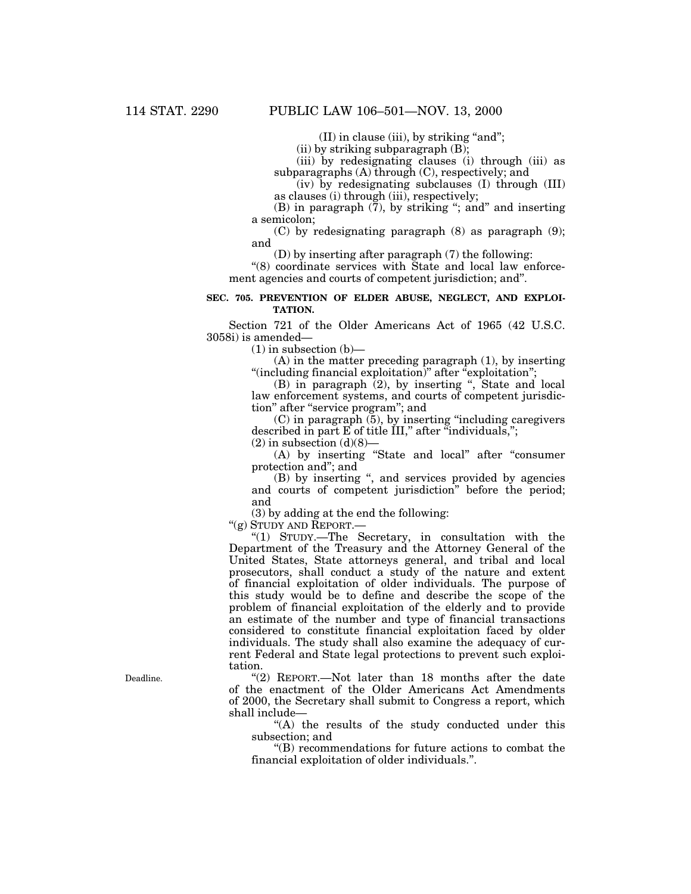(II) in clause (iii), by striking "and";

(ii) by striking subparagraph (B);

(iii) by redesignating clauses (i) through (iii) as subparagraphs (A) through (C), respectively; and

(iv) by redesignating subclauses (I) through (III) as clauses (i) through (iii), respectively;

(B) in paragraph (7), by striking "; and" and inserting a semicolon;

(C) by redesignating paragraph (8) as paragraph (9); and

(D) by inserting after paragraph (7) the following:

"(8) coordinate services with State and local law enforcement agencies and courts of competent jurisdiction; and".

**SEC. 705. PREVENTION OF ELDER ABUSE, NEGLECT, AND EXPLOITATION.**

Section 721 of the Older Americans Act of 1965 (42 U.S.C. 3058i) is amended—

(1) in subsection (b)—

(A) in the matter preceding paragraph (1), by inserting "(including financial exploitation)" after "exploitation";

(B) in paragraph (2), by inserting ", State and local law enforcement systems, and courts of competent jurisdiction" after "service program"; and

(C) in paragraph (5), by inserting "including caregivers described in part E of title III," after "individuals,";

(2) in subsection (d)(8)—

(A) by inserting "State and local" after "consumer protection and"; and

(B) by inserting ", and services provided by agencies and courts of competent jurisdiction" before the period; and

(3) by adding at the end the following:

"(g) STUDY AND REPORT.—

"(1) STUDY.—The Secretary, in consultation with the Department of the Treasury and the Attorney General of the United States, State attorneys general, and tribal and local prosecutors, shall conduct a study of the nature and extent of financial exploitation of older individuals. The purpose of this study would be to define and describe the scope of the problem of financial exploitation of the elderly and to provide an estimate of the number and type of financial transactions considered to constitute financial exploitation faced by older individuals. The study shall also examine the adequacy of current Federal and State legal protections to prevent such exploitation.

Deadline.

"(2) REPORT.—Not later than 18 months after the date of the enactment of the Older Americans Act Amendments of 2000, the Secretary shall submit to Congress a report, which shall include—

"(A) the results of the study conducted under this subsection; and

"(B) recommendations for future actions to combat the financial exploitation of older individuals.".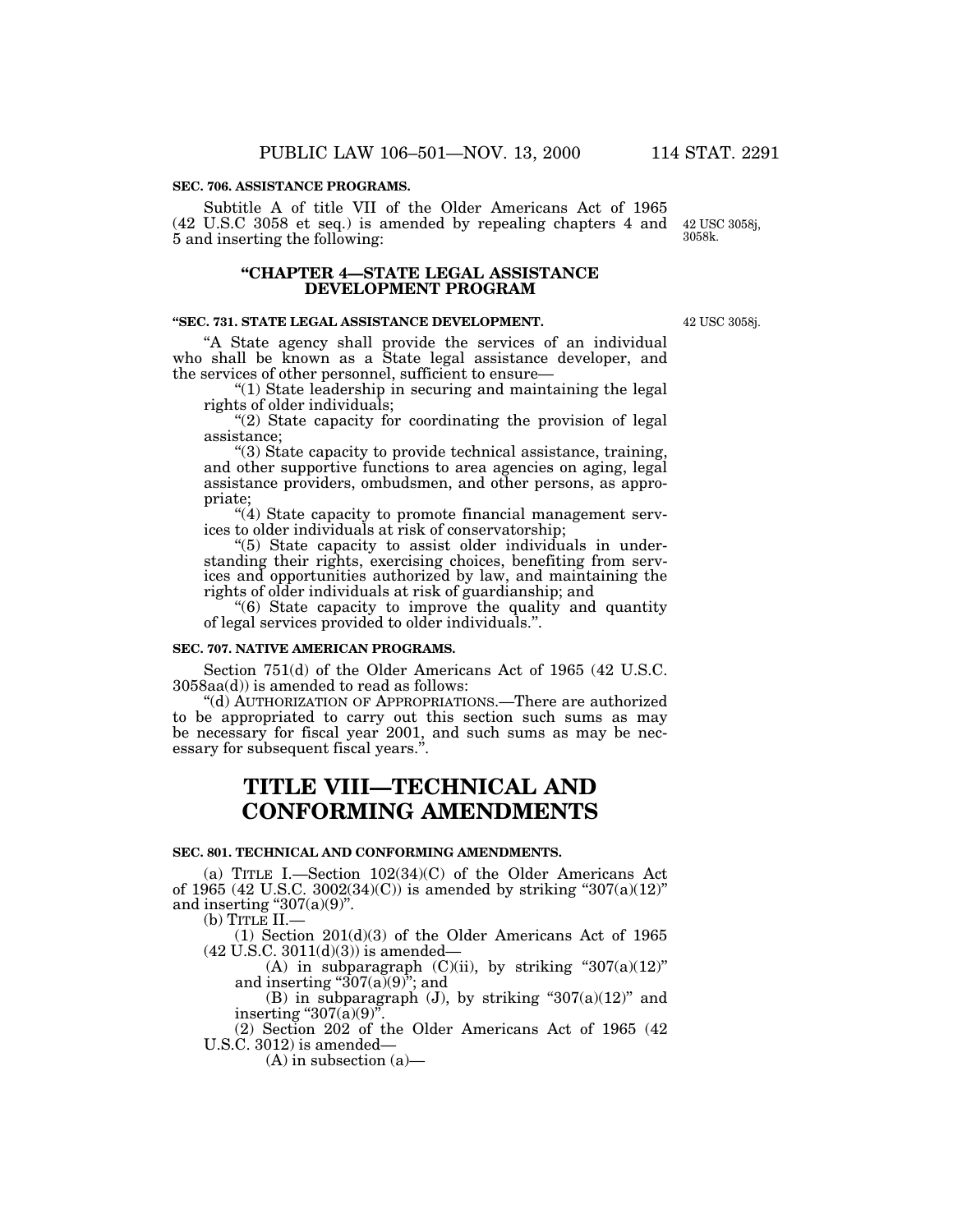**SEC. 706. ASSISTANCE PROGRAMS.**

Subtitle A of title VII of the Older Americans Act of 1965 (42 U.S.C 3058 et seq.) is amended by repealing chapters 4 and 5 and inserting the following:

42 USC 3058j, 3058k.

### "CHAPTER 4—STATE LEGAL ASSISTANCE DEVELOPMENT PROGRAM

**"SEC. 731. STATE LEGAL ASSISTANCE DEVELOPMENT.**

42 USC 3058j.

"A State agency shall provide the services of an individual who shall be known as a State legal assistance developer, and the services of other personnel, sufficient to ensure—

"(1) State leadership in securing and maintaining the legal rights of older individuals;

"(2) State capacity for coordinating the provision of legal assistance;

"(3) State capacity to provide technical assistance, training, and other supportive functions to area agencies on aging, legal assistance providers, ombudsmen, and other persons, as appropriate;

"(4) State capacity to promote financial management services to older individuals at risk of conservatorship;

"(5) State capacity to assist older individuals in understanding their rights, exercising choices, benefiting from services and opportunities authorized by law, and maintaining the rights of older individuals at risk of guardianship; and

"(6) State capacity to improve the quality and quantity of legal services provided to older individuals.".

**SEC. 707. NATIVE AMERICAN PROGRAMS.**

Section 751(d) of the Older Americans Act of 1965 (42 U.S.C. 3058aa(d)) is amended to read as follows:

"(d) AUTHORIZATION OF APPROPRIATIONS.—There are authorized to be appropriated to carry out this section such sums as may be necessary for fiscal year 2001, and such sums as may be necessary for subsequent fiscal years.".

# TITLE VIII—TECHNICAL AND CONFORMING AMENDMENTS

**SEC. 801. TECHNICAL AND CONFORMING AMENDMENTS.**

(a) TITLE I.—Section 102(34)(C) of the Older Americans Act of 1965 (42 U.S.C. 3002(34)(C)) is amended by striking "307(a)(12)" and inserting "307(a)(9)".

(b) TITLE II.—

(1) Section 201(d)(3) of the Older Americans Act of 1965 (42 U.S.C. 3011(d)(3)) is amended—

(A) in subparagraph (C)(ii), by striking "307(a)(12)" and inserting "307(a)(9)"; and

(B) in subparagraph (J), by striking "307(a)(12)" and inserting "307(a)(9)".

(2) Section 202 of the Older Americans Act of 1965 (42 U.S.C. 3012) is amended—

(A) in subsection (a)—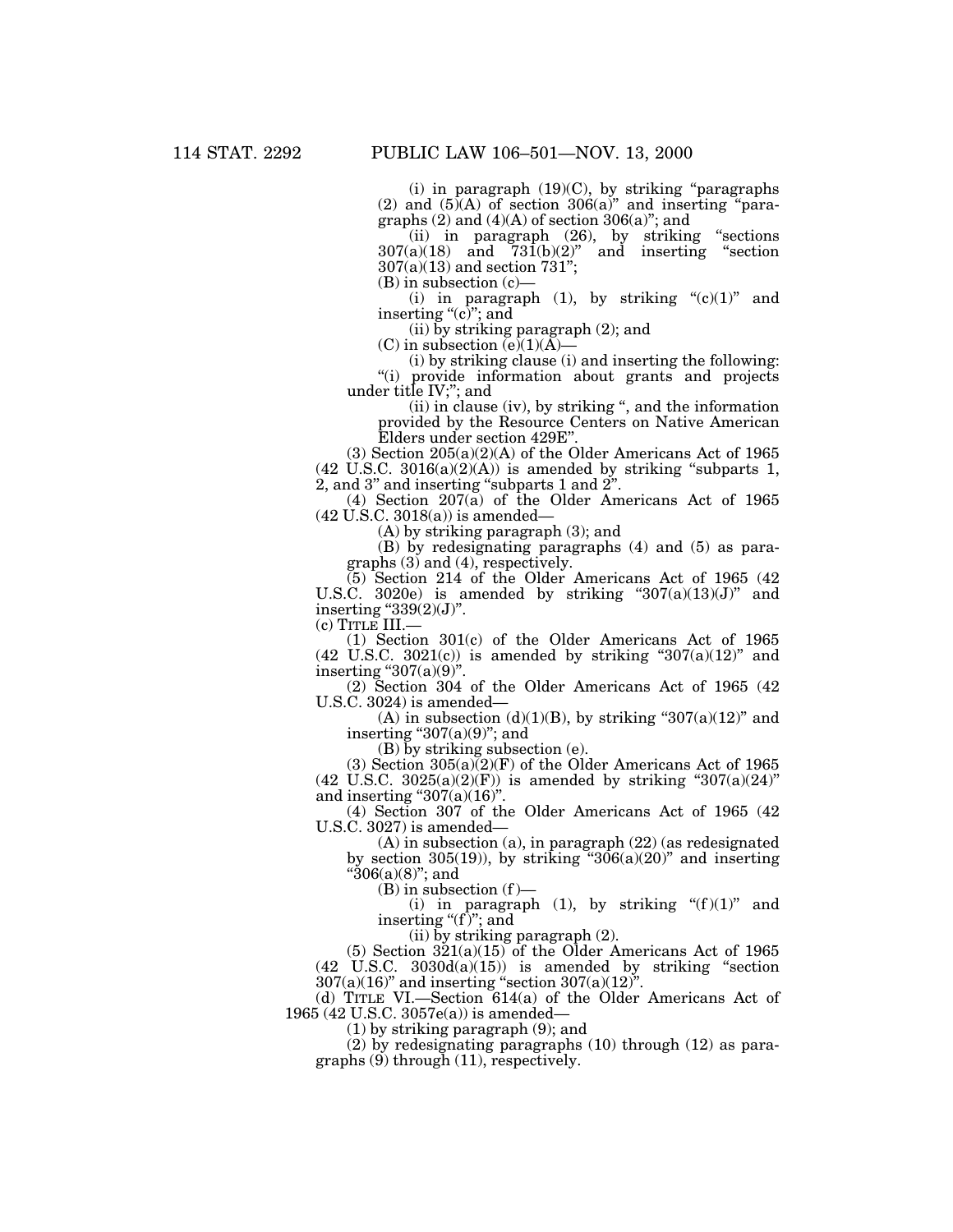(i) in paragraph (19)(C), by striking "paragraphs (2) and (5)(A) of section 306(a)" and inserting "paragraphs (2) and (4)(A) of section 306(a)"; and

(ii) in paragraph (26), by striking "sections 307(a)(18) and 731(b)(2)" and inserting "section 307(a)(13) and section 731";

(B) in subsection (c)—

(i) in paragraph (1), by striking "(c)(1)" and inserting "(c)"; and

(ii) by striking paragraph (2); and

(C) in subsection (e)(1)(A)—

(i) by striking clause (i) and inserting the following:

"(i) provide information about grants and projects under title IV;"; and

(ii) in clause (iv), by striking ", and the information provided by the Resource Centers on Native American Elders under section 429E".

(3) Section 205(a)(2)(A) of the Older Americans Act of 1965 (42 U.S.C. 3016(a)(2)(A)) is amended by striking "subparts 1, 2, and 3" and inserting "subparts 1 and 2".

(4) Section 207(a) of the Older Americans Act of 1965 (42 U.S.C. 3018(a)) is amended—

(A) by striking paragraph (3); and

(B) by redesignating paragraphs (4) and (5) as paragraphs (3) and (4), respectively.

(5) Section 214 of the Older Americans Act of 1965 (42 U.S.C. 3020e) is amended by striking "307(a)(13)(J)" and inserting "339(2)(J)".

(c) TITLE III.—

(1) Section 301(c) of the Older Americans Act of 1965 (42 U.S.C. 3021(c)) is amended by striking "307(a)(12)" and inserting "307(a)(9)".

(2) Section 304 of the Older Americans Act of 1965 (42 U.S.C. 3024) is amended—

(A) in subsection (d)(1)(B), by striking "307(a)(12)" and inserting "307(a)(9)"; and

(B) by striking subsection (e).

(3) Section 305(a)(2)(F) of the Older Americans Act of 1965 (42 U.S.C. 3025(a)(2)(F)) is amended by striking "307(a)(24)" and inserting "307(a)(16)".

(4) Section 307 of the Older Americans Act of 1965 (42 U.S.C. 3027) is amended—

(A) in subsection (a), in paragraph (22) (as redesignated by section 305(19)), by striking "306(a)(20)" and inserting "306(a)(8)"; and

(B) in subsection (f)—

(i) in paragraph (1), by striking "(f)(1)" and inserting "(f)"; and

(ii) by striking paragraph (2).

(5) Section 321(a)(15) of the Older Americans Act of 1965 (42 U.S.C. 3030d(a)(15)) is amended by striking "section 307(a)(16)" and inserting "section 307(a)(12)".

(d) TITLE VI.—Section 614(a) of the Older Americans Act of 1965 (42 U.S.C. 3057e(a)) is amended—

(1) by striking paragraph (9); and

(2) by redesignating paragraphs (10) through (12) as paragraphs (9) through (11), respectively.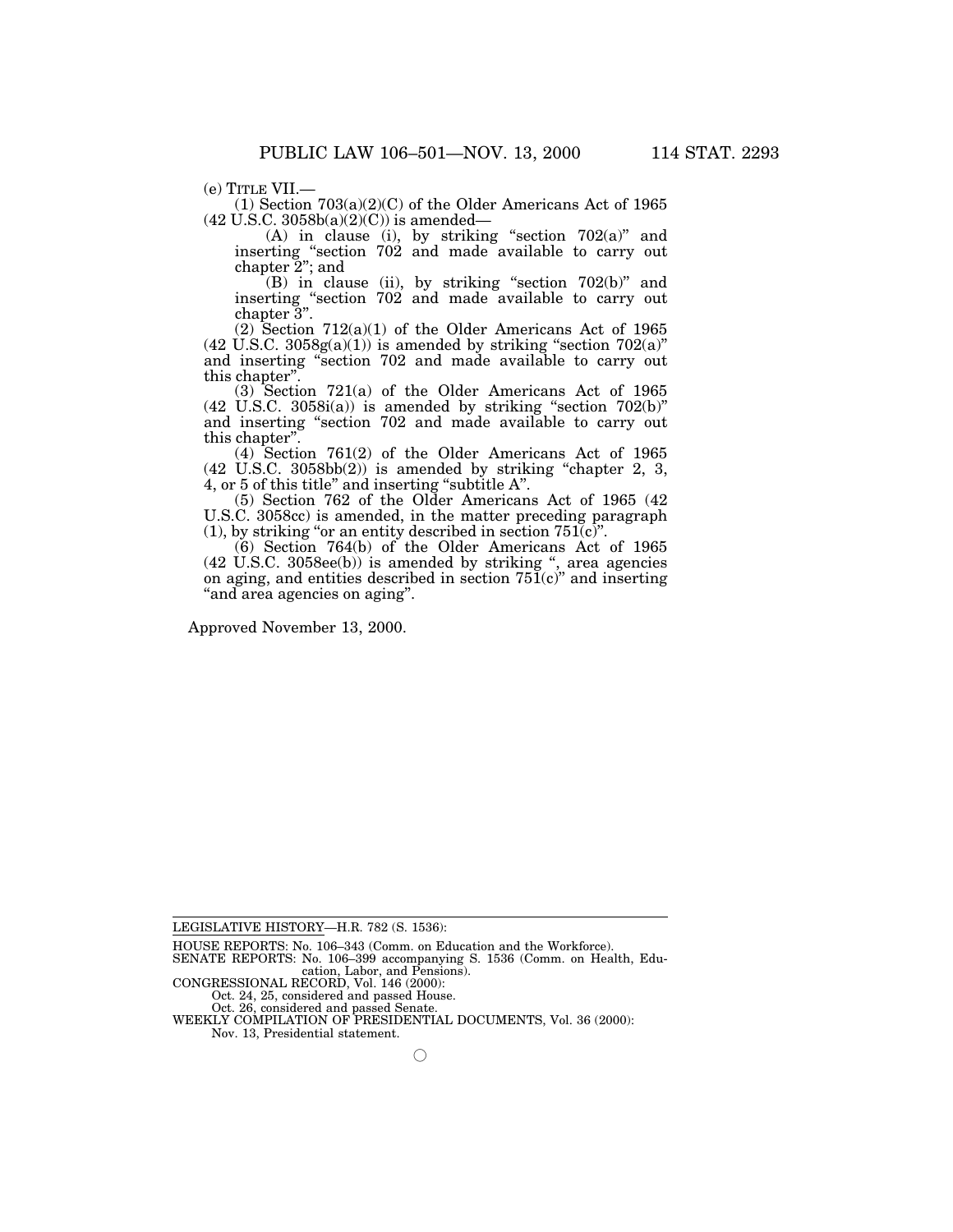(e) TITLE VII.—

(1) Section 703(a)(2)(C) of the Older Americans Act of 1965 (42 U.S.C. 3058b(a)(2)(C)) is amended—

(A) in clause (i), by striking "section 702(a)" and inserting "section 702 and made available to carry out chapter 2"; and

(B) in clause (ii), by striking "section 702(b)" and inserting "section 702 and made available to carry out chapter 3".

(2) Section 712(a)(1) of the Older Americans Act of 1965 (42 U.S.C. 3058g(a)(1)) is amended by striking "section 702(a)" and inserting "section 702 and made available to carry out this chapter".

(3) Section 721(a) of the Older Americans Act of 1965 (42 U.S.C. 3058i(a)) is amended by striking "section 702(b)" and inserting "section 702 and made available to carry out this chapter".

(4) Section 761(2) of the Older Americans Act of 1965 (42 U.S.C. 3058bb(2)) is amended by striking "chapter 2, 3, 4, or 5 of this title" and inserting "subtitle A".

(5) Section 762 of the Older Americans Act of 1965 (42 U.S.C. 3058cc) is amended, in the matter preceding paragraph (1), by striking "or an entity described in section 751(c)".

(6) Section 764(b) of the Older Americans Act of 1965 (42 U.S.C. 3058ee(b)) is amended by striking ", area agencies on aging, and entities described in section 751(c)" and inserting "and area agencies on aging".

Approved November 13, 2000.

---

LEGISLATIVE HISTORY—H.R. 782 (S. 1536):

HOUSE REPORTS: No. 106–343 (Comm. on Education and the Workforce).
SENATE REPORTS: No. 106–399 accompanying S. 1536 (Comm. on Health, Education, Labor, and Pensions).
CONGRESSIONAL RECORD, Vol. 146 (2000):
Oct. 24, 25, considered and passed House.
Oct. 26, considered and passed Senate.
WEEKLY COMPILATION OF PRESIDENTIAL DOCUMENTS, Vol. 36 (2000):
Nov. 13, Presidential statement.